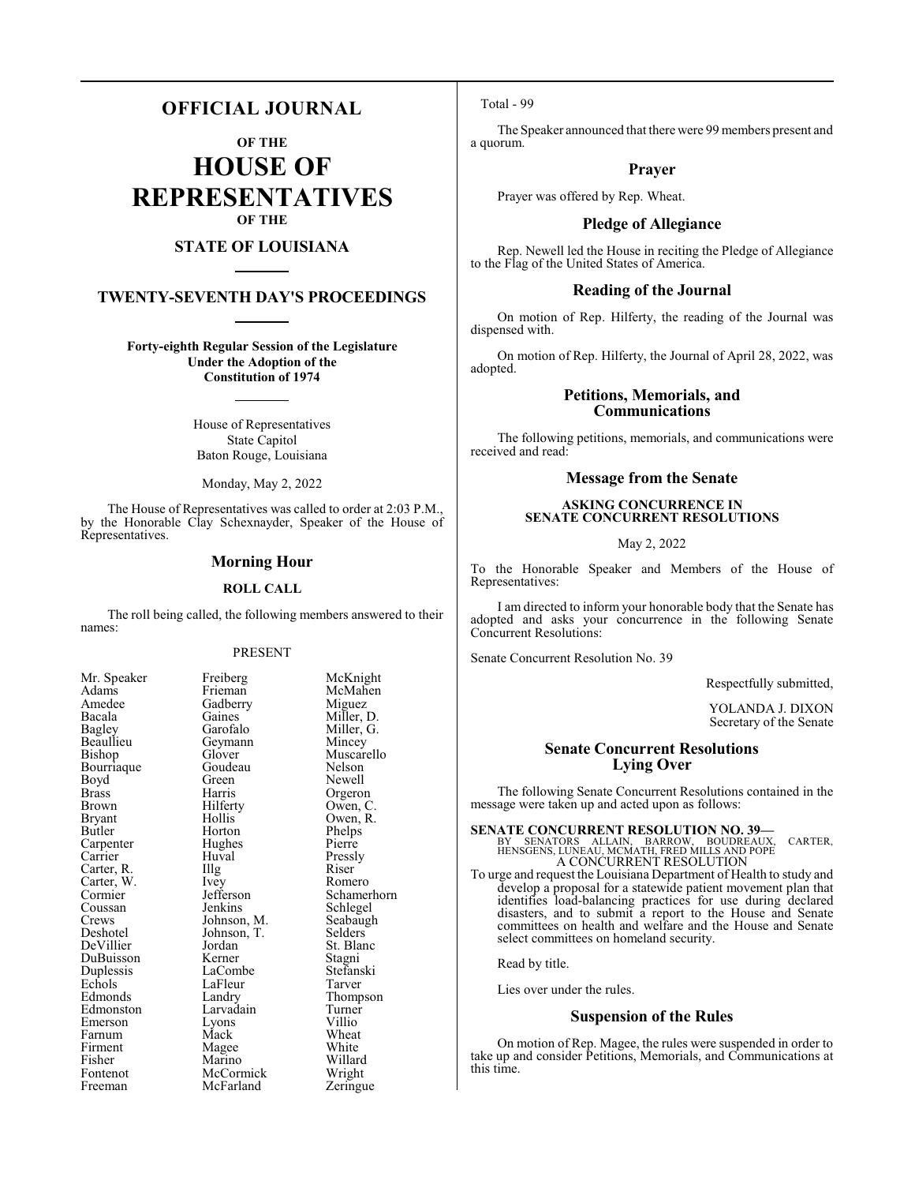# OFFICIAL JOURNAL

## OF THE

# HOUSE OF REPRESENTATIVES

## OF THE

## STATE OF LOUISIANA

## TWENTY-SEVENTH DAY'S PROCEEDINGS

**Forty-eighth Regular Session of the Legislature**
**Under the Adoption of the**
**Constitution of 1974**

House of Representatives
State Capitol
Baton Rouge, Louisiana

Monday, May 2, 2022

The House of Representatives was called to order at 2:03 P.M., by the Honorable Clay Schexnayder, Speaker of the House of Representatives.

## Morning Hour

### ROLL CALL

The roll being called, the following members answered to their names:

PRESENT

| | | |
|---|---|---|
| Mr. Speaker | Freiberg | McKnight |
| Adams | Frieman | McMahen |
| Amedee | Gadberry | Miguez |
| Bacala | Gaines | Miller, D. |
| Bagley | Garofalo | Miller, G. |
| Beaullieu | Geymann | Mincey |
| Bishop | Glover | Muscarello |
| Bourriaque | Goudeau | Nelson |
| Boyd | Green | Newell |
| Brass | Harris | Orgeron |
| Brown | Hilferty | Owen, C. |
| Bryant | Hollis | Owen, R. |
| Butler | Horton | Phelps |
| Carpenter | Hughes | Pierre |
| Carrier | Huval | Pressly |
| Carter, R. | Illg | Riser |
| Carter, W. | Ivey | Romero |
| Cormier | Jefferson | Schamerhorn |
| Coussan | Jenkins | Schlegel |
| Crews | Johnson, M. | Seabaugh |
| Deshotel | Johnson, T. | Selders |
| DeVillier | Jordan | St. Blanc |
| DuBuisson | Kerner | Stagni |
| Duplessis | LaCombe | Stefanski |
| Echols | LaFleur | Tarver |
| Edmonds | Landry | Thompson |
| Edmonston | Larvadain | Turner |
| Emerson | Lyons | Villio |
| Farnum | Mack | Wheat |
| Firment | Magee | White |
| Fisher | Marino | Willard |
| Fontenot | McCormick | Wright |
| Freeman | McFarland | Zeringue |

Total - 99

The Speaker announced that there were 99 members present and a quorum.

## Prayer

Prayer was offered by Rep. Wheat.

## Pledge of Allegiance

Rep. Newell led the House in reciting the Pledge of Allegiance to the Flag of the United States of America.

## Reading of the Journal

On motion of Rep. Hilferty, the reading of the Journal was dispensed with.

On motion of Rep. Hilferty, the Journal of April 28, 2022, was adopted.

## Petitions, Memorials, and Communications

The following petitions, memorials, and communications were received and read:

## Message from the Senate

### ASKING CONCURRENCE IN SENATE CONCURRENT RESOLUTIONS

May 2, 2022

To the Honorable Speaker and Members of the House of Representatives:

I am directed to inform your honorable body that the Senate has adopted and asks your concurrence in the following Senate Concurrent Resolutions:

Senate Concurrent Resolution No. 39

Respectfully submitted,

YOLANDA J. DIXON
Secretary of the Senate

## Senate Concurrent Resolutions Lying Over

The following Senate Concurrent Resolutions contained in the message were taken up and acted upon as follows:

**SENATE CONCURRENT RESOLUTION NO. 39—**
BY SENATORS ALLAIN, BARROW, BOUDREAUX, CARTER, HENSGENS, LUNEAU, MCMATH, FRED MILLS AND POPE
A CONCURRENT RESOLUTION
To urge and request the Louisiana Department of Health to study and develop a proposal for a statewide patient movement plan that identifies load-balancing practices for use during declared disasters, and to submit a report to the House and Senate committees on health and welfare and the House and Senate select committees on homeland security.

Read by title.

Lies over under the rules.

## Suspension of the Rules

On motion of Rep. Magee, the rules were suspended in order to take up and consider Petitions, Memorials, and Communications at this time.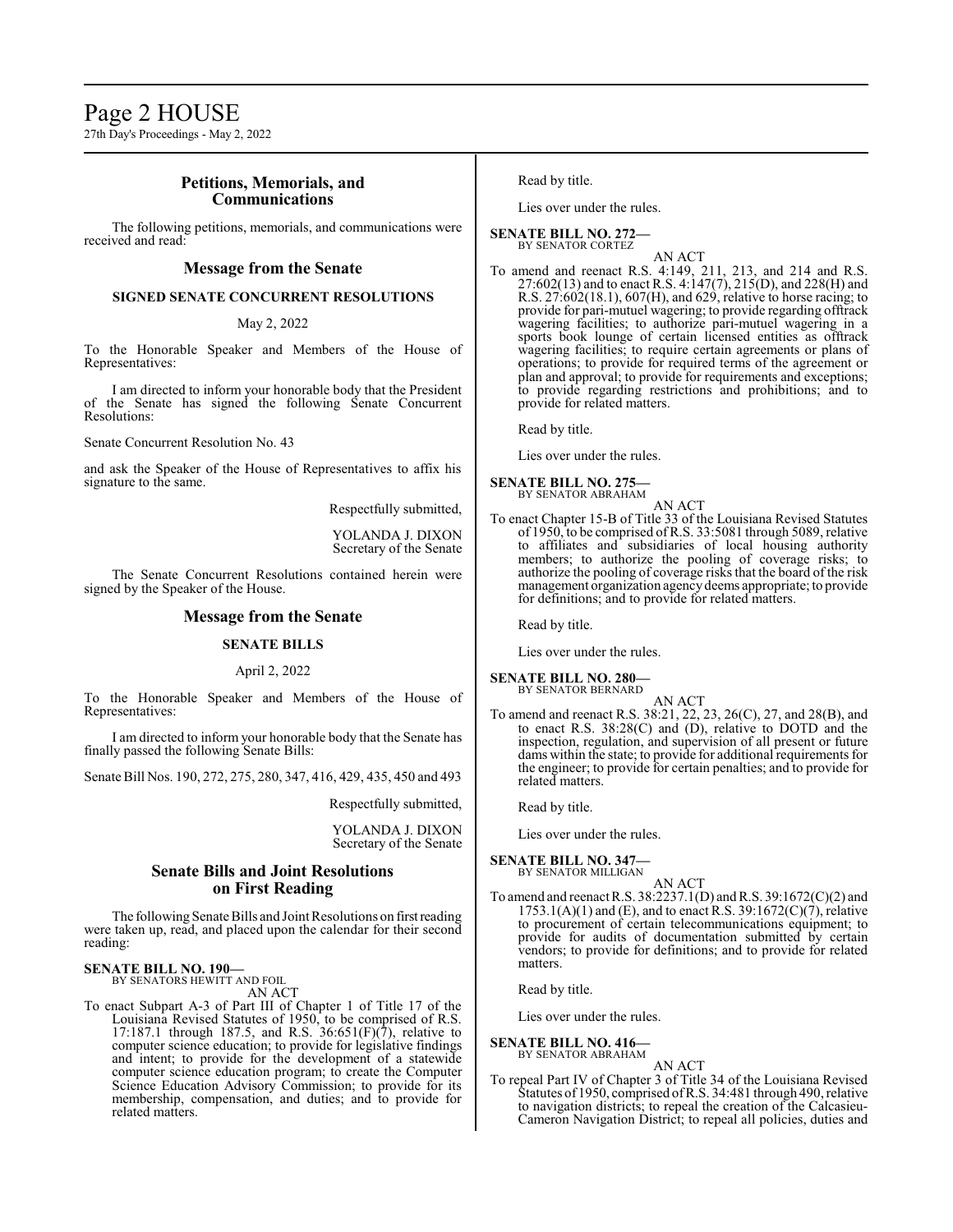## Petitions, Memorials, and Communications

The following petitions, memorials, and communications were received and read:

## Message from the Senate

### SIGNED SENATE CONCURRENT RESOLUTIONS

May 2, 2022

To the Honorable Speaker and Members of the House of Representatives:

I am directed to inform your honorable body that the President of the Senate has signed the following Senate Concurrent Resolutions:

Senate Concurrent Resolution No. 43

and ask the Speaker of the House of Representatives to affix his signature to the same.

Respectfully submitted,

YOLANDA J. DIXON
Secretary of the Senate

The Senate Concurrent Resolutions contained herein were signed by the Speaker of the House.

## Message from the Senate

### SENATE BILLS

April 2, 2022

To the Honorable Speaker and Members of the House of Representatives:

I am directed to inform your honorable body that the Senate has finally passed the following Senate Bills:

Senate Bill Nos. 190, 272, 275, 280, 347, 416, 429, 435, 450 and 493

Respectfully submitted,

YOLANDA J. DIXON
Secretary of the Senate

## Senate Bills and Joint Resolutions on First Reading

The following Senate Bills and Joint Resolutions on first reading were taken up, read, and placed upon the calendar for their second reading:

**SENATE BILL NO. 190—**
BY SENATORS HEWITT AND FOIL

AN ACT

To enact Subpart A-3 of Part III of Chapter 1 of Title 17 of the Louisiana Revised Statutes of 1950, to be comprised of R.S. 17:187.1 through 187.5, and R.S. 36:651(F)(7), relative to computer science education; to provide for legislative findings and intent; to provide for the development of a statewide computer science education program; to create the Computer Science Education Advisory Commission; to provide for its membership, compensation, and duties; and to provide for related matters.

Read by title.

Lies over under the rules.

**SENATE BILL NO. 272—**
BY SENATOR CORTEZ

AN ACT

To amend and reenact R.S. 4:149, 211, 213, and 214 and R.S. 27:602(13) and to enact R.S. 4:147(7), 215(D), and 228(H) and R.S. 27:602(18.1), 607(H), and 629, relative to horse racing; to provide for pari-mutuel wagering; to provide regarding offtrack wagering facilities; to authorize pari-mutuel wagering in a sports book lounge of certain licensed entities as offtrack wagering facilities; to require certain agreements or plans of operations; to provide for required terms of the agreement or plan and approval; to provide for requirements and exceptions; to provide regarding restrictions and prohibitions; and to provide for related matters.

Read by title.

Lies over under the rules.

**SENATE BILL NO. 275—**
BY SENATOR ABRAHAM

AN ACT

To enact Chapter 15-B of Title 33 of the Louisiana Revised Statutes of 1950, to be comprised of R.S. 33:5081 through 5089, relative to affiliates and subsidiaries of local housing authority members; to authorize the pooling of coverage risks; to authorize the pooling of coverage risks that the board of the risk management organization agency deems appropriate; to provide for definitions; and to provide for related matters.

Read by title.

Lies over under the rules.

**SENATE BILL NO. 280—**
BY SENATOR BERNARD

AN ACT

To amend and reenact R.S. 38:21, 22, 23, 26(C), 27, and 28(B), and to enact R.S. 38:28(C) and (D), relative to DOTD and the inspection, regulation, and supervision of all present or future dams within the state; to provide for additional requirements for the engineer; to provide for certain penalties; and to provide for related matters.

Read by title.

Lies over under the rules.

**SENATE BILL NO. 347—**
BY SENATOR MILLIGAN

AN ACT

To amend and reenact R.S. 38:2237.1(D) and R.S. 39:1672(C)(2) and 1753.1(A)(1) and (E), and to enact R.S. 39:1672(C)(7), relative to procurement of certain telecommunications equipment; to provide for audits of documentation submitted by certain vendors; to provide for definitions; and to provide for related matters.

Read by title.

Lies over under the rules.

**SENATE BILL NO. 416—**
BY SENATOR ABRAHAM

AN ACT

To repeal Part IV of Chapter 3 of Title 34 of the Louisiana Revised Statutes of 1950, comprised of R.S. 34:481 through 490, relative to navigation districts; to repeal the creation of the Calcasieu-Cameron Navigation District; to repeal all policies, duties and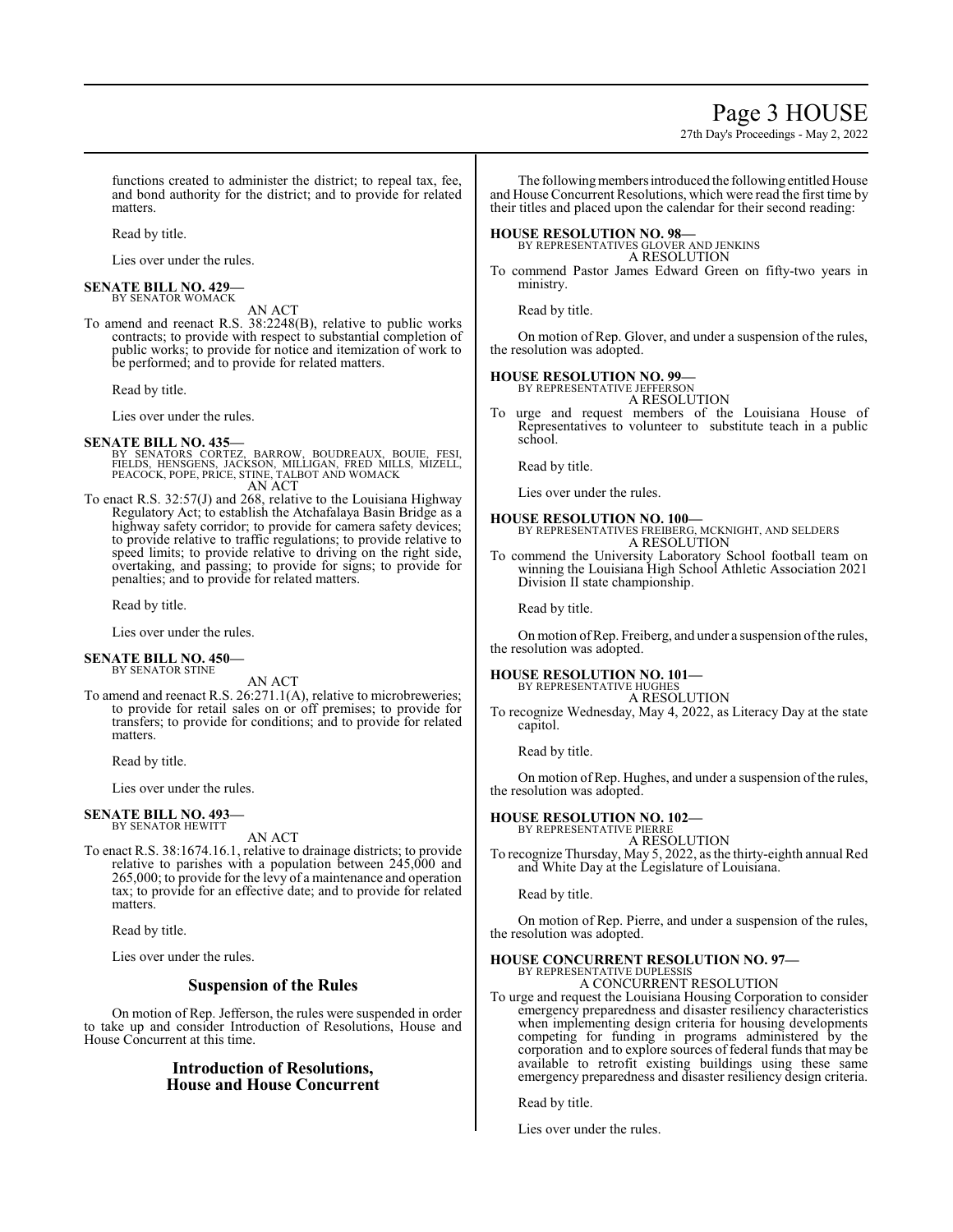functions created to administer the district; to repeal tax, fee, and bond authority for the district; and to provide for related matters.

Read by title.

Lies over under the rules.

**SENATE BILL NO. 429—**
BY SENATOR WOMACK

AN ACT

To amend and reenact R.S. 38:2248(B), relative to public works contracts; to provide with respect to substantial completion of public works; to provide for notice and itemization of work to be performed; and to provide for related matters.

Read by title.

Lies over under the rules.

**SENATE BILL NO. 435—**
BY SENATORS CORTEZ, BARROW, BOUDREAUX, BOUIE, FESI, FIELDS, HENSGENS, JACKSON, MILLIGAN, FRED MILLS, MIZELL, PEACOCK, POPE, PRICE, STINE, TALBOT AND WOMACK

AN ACT

To enact R.S. 32:57(J) and 268, relative to the Louisiana Highway Regulatory Act; to establish the Atchafalaya Basin Bridge as a highway safety corridor; to provide for camera safety devices; to provide relative to traffic regulations; to provide relative to speed limits; to provide relative to driving on the right side, overtaking, and passing; to provide for signs; to provide for penalties; and to provide for related matters.

Read by title.

Lies over under the rules.

**SENATE BILL NO. 450—**
BY SENATOR STINE

AN ACT

To amend and reenact R.S. 26:271.1(A), relative to microbreweries; to provide for retail sales on or off premises; to provide for transfers; to provide for conditions; and to provide for related matters.

Read by title.

Lies over under the rules.

**SENATE BILL NO. 493—**
BY SENATOR HEWITT

AN ACT

To enact R.S. 38:1674.16.1, relative to drainage districts; to provide relative to parishes with a population between 245,000 and 265,000; to provide for the levy of a maintenance and operation tax; to provide for an effective date; and to provide for related matters.

Read by title.

Lies over under the rules.

## Suspension of the Rules

On motion of Rep. Jefferson, the rules were suspended in order to take up and consider Introduction of Resolutions, House and House Concurrent at this time.

## Introduction of Resolutions, House and House Concurrent

The following members introduced the following entitled House and House Concurrent Resolutions, which were read the first time by their titles and placed upon the calendar for their second reading:

**HOUSE RESOLUTION NO. 98—**
BY REPRESENTATIVES GLOVER AND JENKINS

A RESOLUTION

To commend Pastor James Edward Green on fifty-two years in ministry.

Read by title.

On motion of Rep. Glover, and under a suspension of the rules, the resolution was adopted.

**HOUSE RESOLUTION NO. 99—**
BY REPRESENTATIVE JEFFERSON

A RESOLUTION

To urge and request members of the Louisiana House of Representatives to volunteer to substitute teach in a public school.

Read by title.

Lies over under the rules.

**HOUSE RESOLUTION NO. 100—**
BY REPRESENTATIVES FREIBERG, MCKNIGHT, AND SELDERS

A RESOLUTION

To commend the University Laboratory School football team on winning the Louisiana High School Athletic Association 2021 Division II state championship.

Read by title.

On motion of Rep. Freiberg, and under a suspension of the rules, the resolution was adopted.

**HOUSE RESOLUTION NO. 101—**
BY REPRESENTATIVE HUGHES

A RESOLUTION

To recognize Wednesday, May 4, 2022, as Literacy Day at the state capitol.

Read by title.

On motion of Rep. Hughes, and under a suspension of the rules, the resolution was adopted.

**HOUSE RESOLUTION NO. 102—**
BY REPRESENTATIVE PIERRE

A RESOLUTION

To recognize Thursday, May 5, 2022, as the thirty-eighth annual Red and White Day at the Legislature of Louisiana.

Read by title.

On motion of Rep. Pierre, and under a suspension of the rules, the resolution was adopted.

**HOUSE CONCURRENT RESOLUTION NO. 97—**
BY REPRESENTATIVE DUPLESSIS

A CONCURRENT RESOLUTION

To urge and request the Louisiana Housing Corporation to consider emergency preparedness and disaster resiliency characteristics when implementing design criteria for housing developments competing for funding in programs administered by the corporation and to explore sources of federal funds that may be available to retrofit existing buildings using these same emergency preparedness and disaster resiliency design criteria.

Read by title.

Lies over under the rules.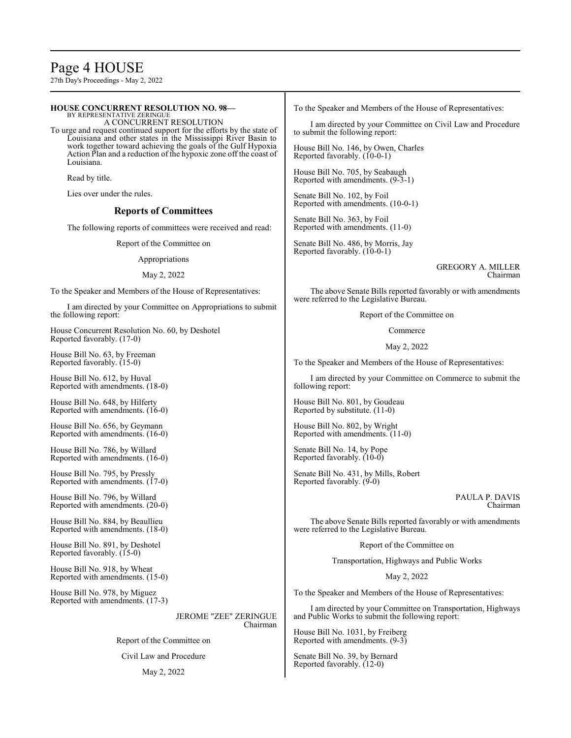**HOUSE CONCURRENT RESOLUTION NO. 98—**
BY REPRESENTATIVE ZERINGUE
A CONCURRENT RESOLUTION

To urge and request continued support for the efforts by the state of Louisiana and other states in the Mississippi River Basin to work together toward achieving the goals of the Gulf Hypoxia Action Plan and a reduction of the hypoxic zone off the coast of Louisiana.

Read by title.

Lies over under the rules.

## Reports of Committees

The following reports of committees were received and read:

Report of the Committee on

Appropriations

May 2, 2022

To the Speaker and Members of the House of Representatives:

I am directed by your Committee on Appropriations to submit the following report:

House Concurrent Resolution No. 60, by Deshotel
Reported favorably. (17-0)

House Bill No. 63, by Freeman
Reported favorably. (15-0)

House Bill No. 612, by Huval
Reported with amendments. (18-0)

House Bill No. 648, by Hilferty
Reported with amendments. (16-0)

House Bill No. 656, by Geymann
Reported with amendments. (16-0)

House Bill No. 786, by Willard
Reported with amendments. (16-0)

House Bill No. 795, by Pressly
Reported with amendments. (17-0)

House Bill No. 796, by Willard
Reported with amendments. (20-0)

House Bill No. 884, by Beaullieu
Reported with amendments. (18-0)

House Bill No. 891, by Deshotel
Reported favorably. (15-0)

House Bill No. 918, by Wheat
Reported with amendments. (15-0)

House Bill No. 978, by Miguez
Reported with amendments. (17-3)

JEROME "ZEE" ZERINGUE
Chairman

Report of the Committee on

Civil Law and Procedure

May 2, 2022

To the Speaker and Members of the House of Representatives:

I am directed by your Committee on Civil Law and Procedure to submit the following report:

House Bill No. 146, by Owen, Charles
Reported favorably. (10-0-1)

House Bill No. 705, by Seabaugh
Reported with amendments. (9-3-1)

Senate Bill No. 102, by Foil
Reported with amendments. (10-0-1)

Senate Bill No. 363, by Foil
Reported with amendments. (11-0)

Senate Bill No. 486, by Morris, Jay
Reported favorably. (10-0-1)

GREGORY A. MILLER
Chairman

The above Senate Bills reported favorably or with amendments were referred to the Legislative Bureau.

Report of the Committee on

Commerce

May 2, 2022

To the Speaker and Members of the House of Representatives:

I am directed by your Committee on Commerce to submit the following report:

House Bill No. 801, by Goudeau
Reported by substitute. (11-0)

House Bill No. 802, by Wright
Reported with amendments. (11-0)

Senate Bill No. 14, by Pope
Reported favorably. (10-0)

Senate Bill No. 431, by Mills, Robert
Reported favorably. (9-0)

PAULA P. DAVIS
Chairman

The above Senate Bills reported favorably or with amendments were referred to the Legislative Bureau.

Report of the Committee on

Transportation, Highways and Public Works

May 2, 2022

To the Speaker and Members of the House of Representatives:

I am directed by your Committee on Transportation, Highways and Public Works to submit the following report:

House Bill No. 1031, by Freiberg
Reported with amendments. (9-3)

Senate Bill No. 39, by Bernard
Reported favorably. (12-0)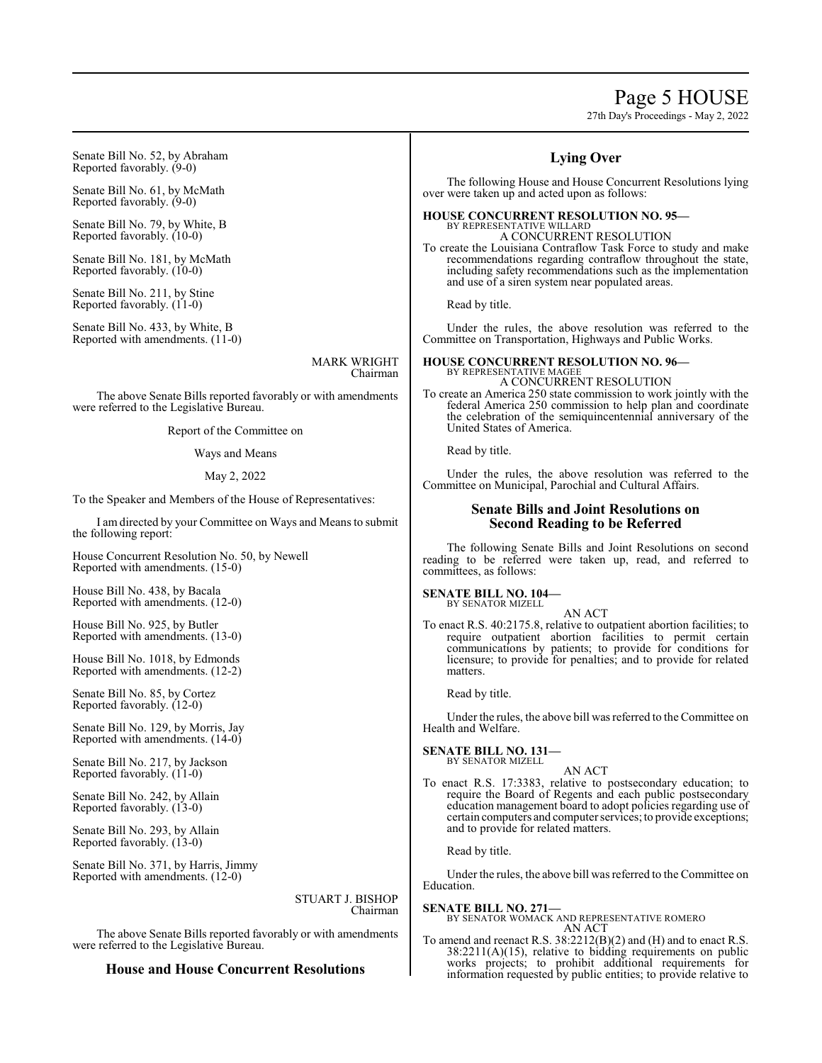Senate Bill No. 52, by Abraham
Reported favorably. (9-0)

Senate Bill No. 61, by McMath
Reported favorably. (9-0)

Senate Bill No. 79, by White, B
Reported favorably. (10-0)

Senate Bill No. 181, by McMath
Reported favorably. (10-0)

Senate Bill No. 211, by Stine
Reported favorably. (11-0)

Senate Bill No. 433, by White, B
Reported with amendments. (11-0)

MARK WRIGHT
Chairman

The above Senate Bills reported favorably or with amendments were referred to the Legislative Bureau.

Report of the Committee on

Ways and Means

May 2, 2022

To the Speaker and Members of the House of Representatives:

I am directed by your Committee on Ways and Means to submit the following report:

House Concurrent Resolution No. 50, by Newell
Reported with amendments. (15-0)

House Bill No. 438, by Bacala
Reported with amendments. (12-0)

House Bill No. 925, by Butler
Reported with amendments. (13-0)

House Bill No. 1018, by Edmonds
Reported with amendments. (12-2)

Senate Bill No. 85, by Cortez
Reported favorably. (12-0)

Senate Bill No. 129, by Morris, Jay
Reported with amendments. (14-0)

Senate Bill No. 217, by Jackson
Reported favorably. (11-0)

Senate Bill No. 242, by Allain
Reported favorably. (13-0)

Senate Bill No. 293, by Allain
Reported favorably. (13-0)

Senate Bill No. 371, by Harris, Jimmy
Reported with amendments. (12-0)

STUART J. BISHOP
Chairman

The above Senate Bills reported favorably or with amendments were referred to the Legislative Bureau.

## House and House Concurrent Resolutions

## Lying Over

The following House and House Concurrent Resolutions lying over were taken up and acted upon as follows:

**HOUSE CONCURRENT RESOLUTION NO. 95—**
BY REPRESENTATIVE WILLARD
A CONCURRENT RESOLUTION
To create the Louisiana Contraflow Task Force to study and make recommendations regarding contraflow throughout the state, including safety recommendations such as the implementation and use of a siren system near populated areas.

Read by title.

Under the rules, the above resolution was referred to the Committee on Transportation, Highways and Public Works.

**HOUSE CONCURRENT RESOLUTION NO. 96—**
BY REPRESENTATIVE MAGEE
A CONCURRENT RESOLUTION
To create an America 250 state commission to work jointly with the federal America 250 commission to help plan and coordinate the celebration of the semiquincentennial anniversary of the United States of America.

Read by title.

Under the rules, the above resolution was referred to the Committee on Municipal, Parochial and Cultural Affairs.

## Senate Bills and Joint Resolutions on Second Reading to be Referred

The following Senate Bills and Joint Resolutions on second reading to be referred were taken up, read, and referred to committees, as follows:

**SENATE BILL NO. 104—**
BY SENATOR MIZELL
AN ACT
To enact R.S. 40:2175.8, relative to outpatient abortion facilities; to require outpatient abortion facilities to permit certain communications by patients; to provide for conditions for licensure; to provide for penalties; and to provide for related matters.

Read by title.

Under the rules, the above bill was referred to the Committee on Health and Welfare.

**SENATE BILL NO. 131—**
BY SENATOR MIZELL
AN ACT
To enact R.S. 17:3383, relative to postsecondary education; to require the Board of Regents and each public postsecondary education management board to adopt policies regarding use of certain computers and computer services; to provide exceptions; and to provide for related matters.

Read by title.

Under the rules, the above bill was referred to the Committee on Education.

**SENATE BILL NO. 271—**
BY SENATOR WOMACK AND REPRESENTATIVE ROMERO
AN ACT
To amend and reenact R.S. 38:2212(B)(2) and (H) and to enact R.S. 38:2211(A)(15), relative to bidding requirements on public works projects; to prohibit additional requirements for information requested by public entities; to provide relative to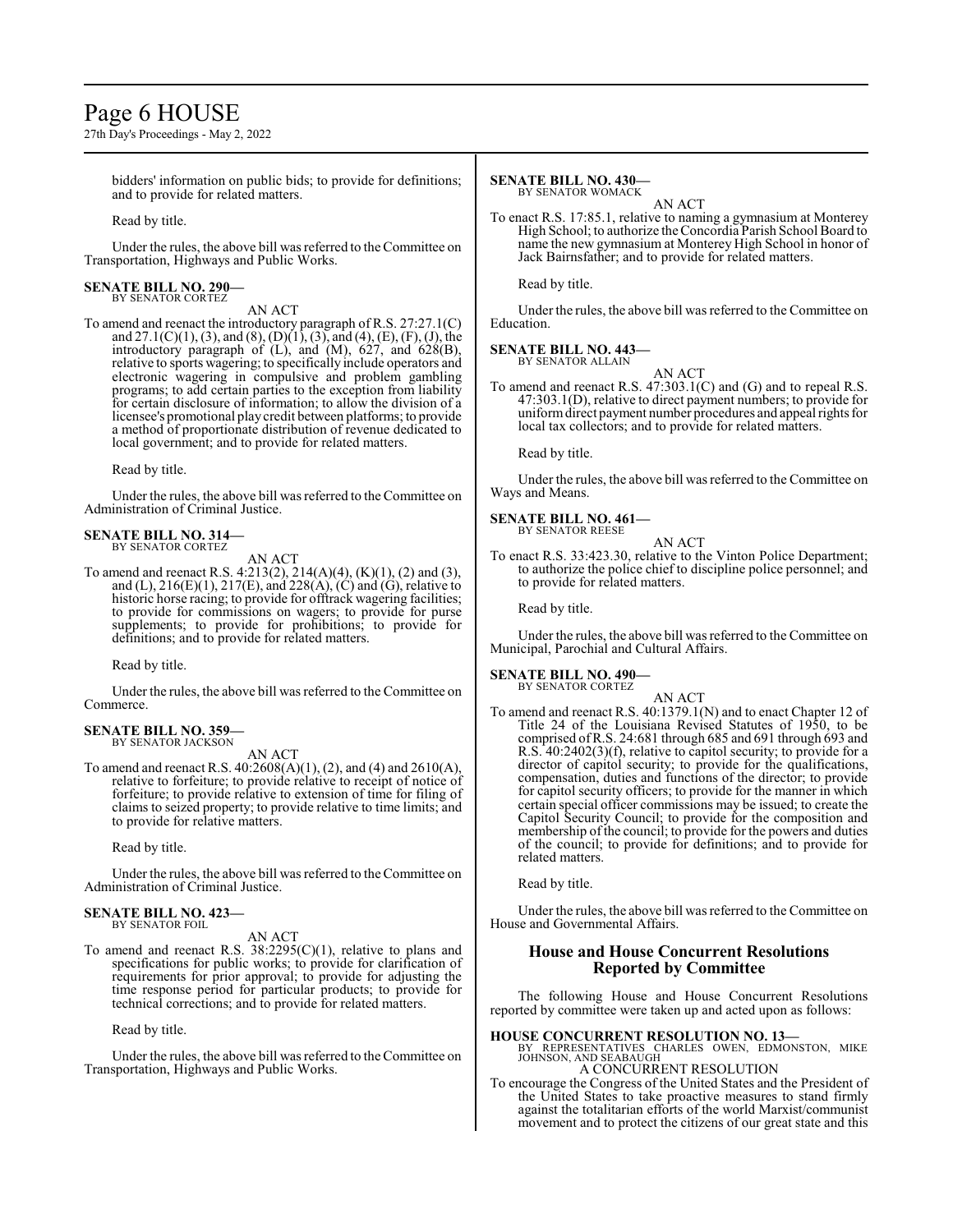bidders' information on public bids; to provide for definitions; and to provide for related matters.

Read by title.

Under the rules, the above bill was referred to the Committee on Transportation, Highways and Public Works.

**SENATE BILL NO. 290—**
BY SENATOR CORTEZ

AN ACT

To amend and reenact the introductory paragraph of R.S. 27:27.1(C) and 27.1(C)(1), (3), and (8), (D)(1), (3), and (4), (E), (F), (J), the introductory paragraph of (L), and (M), 627, and 628(B), relative to sports wagering; to specifically include operators and electronic wagering in compulsive and problem gambling programs; to add certain parties to the exception from liability for certain disclosure of information; to allow the division of a licensee's promotional play credit between platforms; to provide a method of proportionate distribution of revenue dedicated to local government; and to provide for related matters.

Read by title.

Under the rules, the above bill was referred to the Committee on Administration of Criminal Justice.

**SENATE BILL NO. 314—**
BY SENATOR CORTEZ

AN ACT

To amend and reenact R.S. 4:213(2), 214(A)(4), (K)(1), (2) and (3), and (L), 216(E)(1), 217(E), and 228(A), (C) and (G), relative to historic horse racing; to provide for offtrack wagering facilities; to provide for commissions on wagers; to provide for purse supplements; to provide for prohibitions; to provide for definitions; and to provide for related matters.

Read by title.

Under the rules, the above bill was referred to the Committee on Commerce.

**SENATE BILL NO. 359—**
BY SENATOR JACKSON

AN ACT

To amend and reenact R.S. 40:2608(A)(1), (2), and (4) and 2610(A), relative to forfeiture; to provide relative to receipt of notice of forfeiture; to provide relative to extension of time for filing of claims to seized property; to provide relative to time limits; and to provide for relative matters.

Read by title.

Under the rules, the above bill was referred to the Committee on Administration of Criminal Justice.

**SENATE BILL NO. 423—**
BY SENATOR FOIL

AN ACT

To amend and reenact R.S. 38:2295(C)(1), relative to plans and specifications for public works; to provide for clarification of requirements for prior approval; to provide for adjusting the time response period for particular products; to provide for technical corrections; and to provide for related matters.

Read by title.

Under the rules, the above bill was referred to the Committee on Transportation, Highways and Public Works.

**SENATE BILL NO. 430—**
BY SENATOR WOMACK

AN ACT

To enact R.S. 17:85.1, relative to naming a gymnasium at Monterey High School; to authorize the Concordia Parish School Board to name the new gymnasium at Monterey High School in honor of Jack Bairnsfather; and to provide for related matters.

Read by title.

Under the rules, the above bill was referred to the Committee on Education.

**SENATE BILL NO. 443—**
BY SENATOR ALLAIN

AN ACT

To amend and reenact R.S. 47:303.1(C) and (G) and to repeal R.S. 47:303.1(D), relative to direct payment numbers; to provide for uniform direct payment number procedures and appeal rights for local tax collectors; and to provide for related matters.

Read by title.

Under the rules, the above bill was referred to the Committee on Ways and Means.

**SENATE BILL NO. 461—**
BY SENATOR REESE

AN ACT

To enact R.S. 33:423.30, relative to the Vinton Police Department; to authorize the police chief to discipline police personnel; and to provide for related matters.

Read by title.

Under the rules, the above bill was referred to the Committee on Municipal, Parochial and Cultural Affairs.

**SENATE BILL NO. 490—**
BY SENATOR CORTEZ

AN ACT

To amend and reenact R.S. 40:1379.1(N) and to enact Chapter 12 of Title 24 of the Louisiana Revised Statutes of 1950, to be comprised of R.S. 24:681 through 685 and 691 through 693 and R.S. 40:2402(3)(f), relative to capitol security; to provide for a director of capitol security; to provide for the qualifications, compensation, duties and functions of the director; to provide for capitol security officers; to provide for the manner in which certain special officer commissions may be issued; to create the Capitol Security Council; to provide for the composition and membership of the council; to provide for the powers and duties of the council; to provide for definitions; and to provide for related matters.

Read by title.

Under the rules, the above bill was referred to the Committee on House and Governmental Affairs.

## House and House Concurrent Resolutions Reported by Committee

The following House and House Concurrent Resolutions reported by committee were taken up and acted upon as follows:

**HOUSE CONCURRENT RESOLUTION NO. 13—**
BY REPRESENTATIVES CHARLES OWEN, EDMONSTON, MIKE JOHNSON, AND SEABAUGH

A CONCURRENT RESOLUTION

To encourage the Congress of the United States and the President of the United States to take proactive measures to stand firmly against the totalitarian efforts of the world Marxist/communist movement and to protect the citizens of our great state and this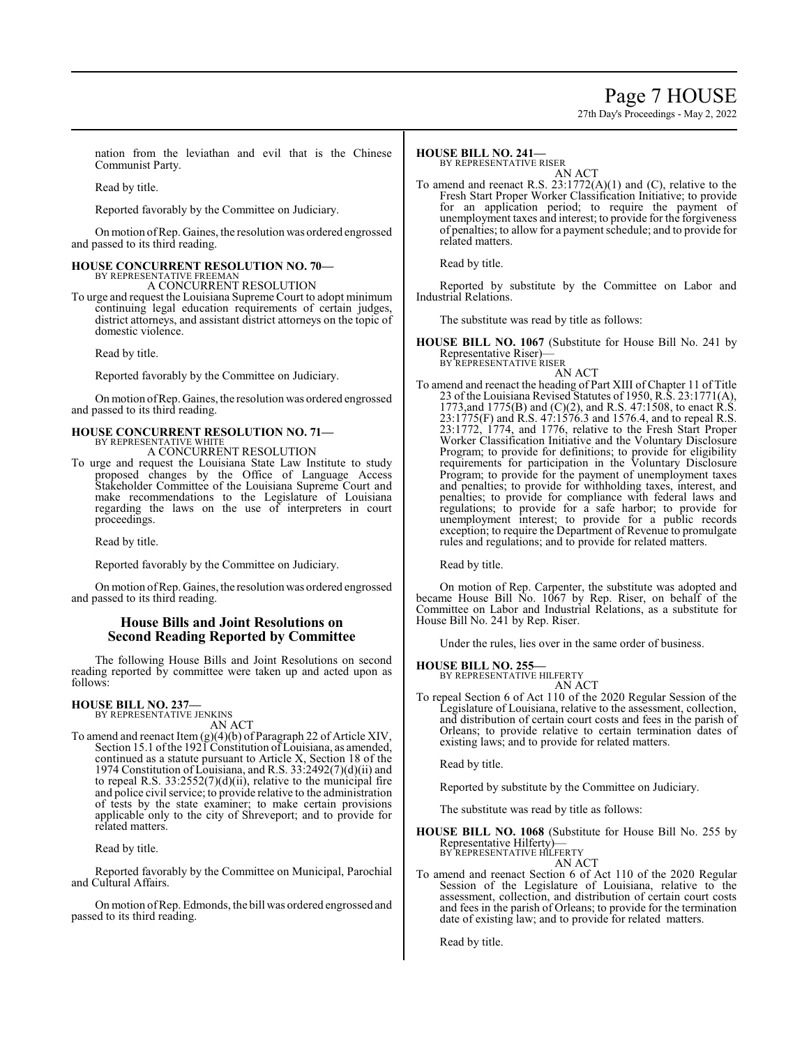nation from the leviathan and evil that is the Chinese Communist Party.

Read by title.

Reported favorably by the Committee on Judiciary.

On motion of Rep. Gaines, the resolution was ordered engrossed and passed to its third reading.

**HOUSE CONCURRENT RESOLUTION NO. 70—**
BY REPRESENTATIVE FREEMAN
A CONCURRENT RESOLUTION

To urge and request the Louisiana Supreme Court to adopt minimum continuing legal education requirements of certain judges, district attorneys, and assistant district attorneys on the topic of domestic violence.

Read by title.

Reported favorably by the Committee on Judiciary.

On motion of Rep. Gaines, the resolution was ordered engrossed and passed to its third reading.

**HOUSE CONCURRENT RESOLUTION NO. 71—**
BY REPRESENTATIVE WHITE
A CONCURRENT RESOLUTION

To urge and request the Louisiana State Law Institute to study proposed changes by the Office of Language Access Stakeholder Committee of the Louisiana Supreme Court and make recommendations to the Legislature of Louisiana regarding the laws on the use of interpreters in court proceedings.

Read by title.

Reported favorably by the Committee on Judiciary.

On motion of Rep. Gaines, the resolution was ordered engrossed and passed to its third reading.

## House Bills and Joint Resolutions on Second Reading Reported by Committee

The following House Bills and Joint Resolutions on second reading reported by committee were taken up and acted upon as follows:

**HOUSE BILL NO. 237—**
BY REPRESENTATIVE JENKINS
AN ACT

To amend and reenact Item (g)(4)(b) of Paragraph 22 of Article XIV, Section 15.1 of the 1921 Constitution of Louisiana, as amended, continued as a statute pursuant to Article X, Section 18 of the 1974 Constitution of Louisiana, and R.S. 33:2492(7)(d)(ii) and to repeal R.S. 33:2552(7)(d)(ii), relative to the municipal fire and police civil service; to provide relative to the administration of tests by the state examiner; to make certain provisions applicable only to the city of Shreveport; and to provide for related matters.

Read by title.

Reported favorably by the Committee on Municipal, Parochial and Cultural Affairs.

On motion of Rep. Edmonds, the bill was ordered engrossed and passed to its third reading.

**HOUSE BILL NO. 241—**
BY REPRESENTATIVE RISER
AN ACT

To amend and reenact R.S. 23:1772(A)(1) and (C), relative to the Fresh Start Proper Worker Classification Initiative; to provide for an application period; to require the payment of unemployment taxes and interest; to provide for the forgiveness of penalties; to allow for a payment schedule; and to provide for related matters.

Read by title.

Reported by substitute by the Committee on Labor and Industrial Relations.

The substitute was read by title as follows:

**HOUSE BILL NO. 1067** (Substitute for House Bill No. 241 by Representative Riser)—
BY REPRESENTATIVE RISER
AN ACT

To amend and reenact the heading of Part XIII of Chapter 11 of Title 23 of the Louisiana Revised Statutes of 1950, R.S. 23:1771(A), 1773,and 1775(B) and (C)(2), and R.S. 47:1508, to enact R.S. 23:1775(F) and R.S. 47:1576.3 and 1576.4, and to repeal R.S. 23:1772, 1774, and 1776, relative to the Fresh Start Proper Worker Classification Initiative and the Voluntary Disclosure Program; to provide for definitions; to provide for eligibility requirements for participation in the Voluntary Disclosure Program; to provide for the payment of unemployment taxes and penalties; to provide for withholding taxes, interest, and penalties; to provide for compliance with federal laws and regulations; to provide for a safe harbor; to provide for unemployment interest; to provide for a public records exception; to require the Department of Revenue to promulgate rules and regulations; and to provide for related matters.

Read by title.

On motion of Rep. Carpenter, the substitute was adopted and became House Bill No. 1067 by Rep. Riser, on behalf of the Committee on Labor and Industrial Relations, as a substitute for House Bill No. 241 by Rep. Riser.

Under the rules, lies over in the same order of business.

**HOUSE BILL NO. 255—**
BY REPRESENTATIVE HILFERTY
AN ACT

To repeal Section 6 of Act 110 of the 2020 Regular Session of the Legislature of Louisiana, relative to the assessment, collection, and distribution of certain court costs and fees in the parish of Orleans; to provide relative to certain termination dates of existing laws; and to provide for related matters.

Read by title.

Reported by substitute by the Committee on Judiciary.

The substitute was read by title as follows:

**HOUSE BILL NO. 1068** (Substitute for House Bill No. 255 by Representative Hilferty)—
BY REPRESENTATIVE HILFERTY
AN ACT

To amend and reenact Section 6 of Act 110 of the 2020 Regular Session of the Legislature of Louisiana, relative to the assessment, collection, and distribution of certain court costs and fees in the parish of Orleans; to provide for the termination date of existing law; and to provide for related matters.

Read by title.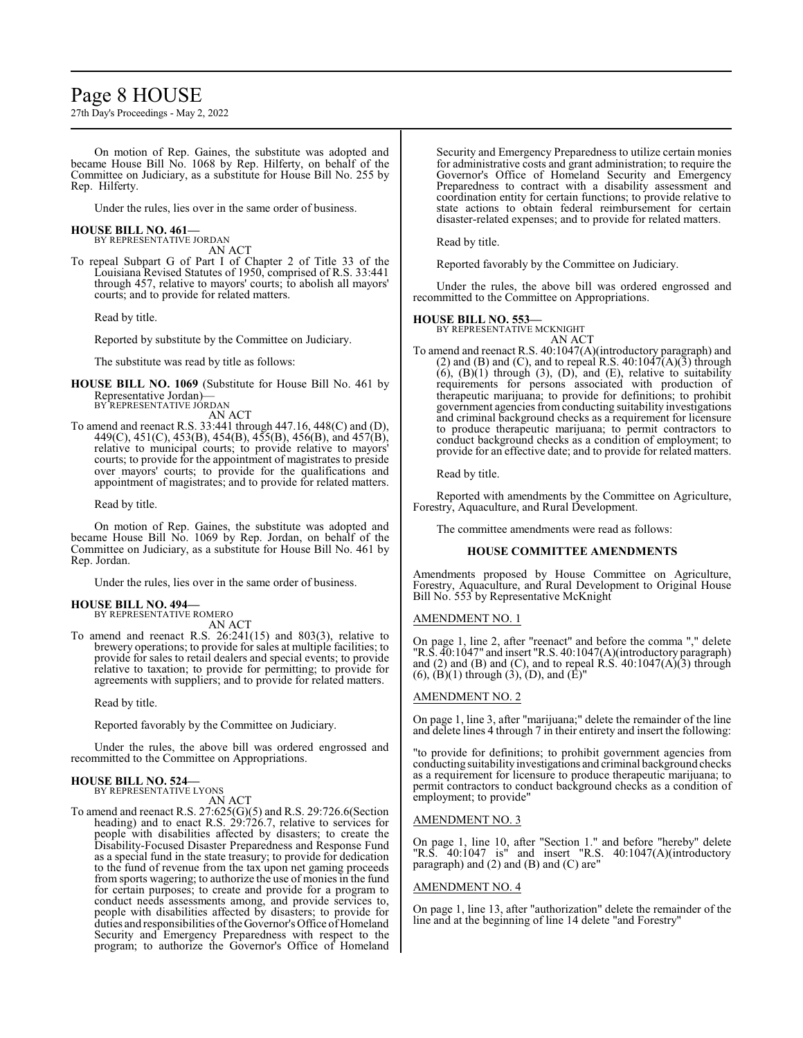On motion of Rep. Gaines, the substitute was adopted and became House Bill No. 1068 by Rep. Hilferty, on behalf of the Committee on Judiciary, as a substitute for House Bill No. 255 by Rep. Hilferty.

Under the rules, lies over in the same order of business.

**HOUSE BILL NO. 461—**
BY REPRESENTATIVE JORDAN
AN ACT

To repeal Subpart G of Part I of Chapter 2 of Title 33 of the Louisiana Revised Statutes of 1950, comprised of R.S. 33:441 through 457, relative to mayors' courts; to abolish all mayors' courts; and to provide for related matters.

Read by title.

Reported by substitute by the Committee on Judiciary.

The substitute was read by title as follows:

**HOUSE BILL NO. 1069** (Substitute for House Bill No. 461 by Representative Jordan)—
BY REPRESENTATIVE JORDAN
AN ACT

To amend and reenact R.S. 33:441 through 447.16, 448(C) and (D), 449(C), 451(C), 453(B), 454(B), 455(B), 456(B), and 457(B), relative to municipal courts; to provide relative to mayors' courts; to provide for the appointment of magistrates to preside over mayors' courts; to provide for the qualifications and appointment of magistrates; and to provide for related matters.

Read by title.

On motion of Rep. Gaines, the substitute was adopted and became House Bill No. 1069 by Rep. Jordan, on behalf of the Committee on Judiciary, as a substitute for House Bill No. 461 by Rep. Jordan.

Under the rules, lies over in the same order of business.

**HOUSE BILL NO. 494—**
BY REPRESENTATIVE ROMERO
AN ACT

To amend and reenact R.S. 26:241(15) and 803(3), relative to brewery operations; to provide for sales at multiple facilities; to provide for sales to retail dealers and special events; to provide relative to taxation; to provide for permitting; to provide for agreements with suppliers; and to provide for related matters.

Read by title.

Reported favorably by the Committee on Judiciary.

Under the rules, the above bill was ordered engrossed and recommitted to the Committee on Appropriations.

**HOUSE BILL NO. 524—**
BY REPRESENTATIVE LYONS
AN ACT

To amend and reenact R.S. 27:625(G)(5) and R.S. 29:726.6(Section heading) and to enact R.S. 29:726.7, relative to services for people with disabilities affected by disasters; to create the Disability-Focused Disaster Preparedness and Response Fund as a special fund in the state treasury; to provide for dedication to the fund of revenue from the tax upon net gaming proceeds from sports wagering; to authorize the use of monies in the fund for certain purposes; to create and provide for a program to conduct needs assessments among, and provide services to, people with disabilities affected by disasters; to provide for duties and responsibilities of the Governor's Office of Homeland Security and Emergency Preparedness with respect to the program; to authorize the Governor's Office of Homeland Security and Emergency Preparedness to utilize certain monies for administrative costs and grant administration; to require the Governor's Office of Homeland Security and Emergency Preparedness to contract with a disability assessment and coordination entity for certain functions; to provide relative to state actions to obtain federal reimbursement for certain disaster-related expenses; and to provide for related matters.

Read by title.

Reported favorably by the Committee on Judiciary.

Under the rules, the above bill was ordered engrossed and recommitted to the Committee on Appropriations.

**HOUSE BILL NO. 553—**
BY REPRESENTATIVE MCKNIGHT
AN ACT

To amend and reenact R.S. 40:1047(A)(introductory paragraph) and (2) and (B) and (C), and to repeal R.S. 40:1047(A)(3) through (6), (B)(1) through (3), (D), and (E), relative to suitability requirements for persons associated with production of therapeutic marijuana; to provide for definitions; to prohibit government agencies from conducting suitability investigations and criminal background checks as a requirement for licensure to produce therapeutic marijuana; to permit contractors to conduct background checks as a condition of employment; to provide for an effective date; and to provide for related matters.

Read by title.

Reported with amendments by the Committee on Agriculture, Forestry, Aquaculture, and Rural Development.

The committee amendments were read as follows:

**HOUSE COMMITTEE AMENDMENTS**

Amendments proposed by House Committee on Agriculture, Forestry, Aquaculture, and Rural Development to Original House Bill No. 553 by Representative McKnight

AMENDMENT NO. 1

On page 1, line 2, after "reenact" and before the comma "," delete "R.S. 40:1047" and insert "R.S. 40:1047(A)(introductory paragraph) and (2) and (B) and (C), and to repeal R.S. 40:1047(A)(3) through (6), (B)(1) through (3), (D), and (E)"

AMENDMENT NO. 2

On page 1, line 3, after "marijuana;" delete the remainder of the line and delete lines 4 through 7 in their entirety and insert the following:

"to provide for definitions; to prohibit government agencies from conducting suitability investigations and criminal background checks as a requirement for licensure to produce therapeutic marijuana; to permit contractors to conduct background checks as a condition of employment; to provide"

AMENDMENT NO. 3

On page 1, line 10, after "Section 1." and before "hereby" delete "R.S. 40:1047 is" and insert "R.S. 40:1047(A)(introductory paragraph) and (2) and (B) and (C) are"

AMENDMENT NO. 4

On page 1, line 13, after "authorization" delete the remainder of the line and at the beginning of line 14 delete "and Forestry"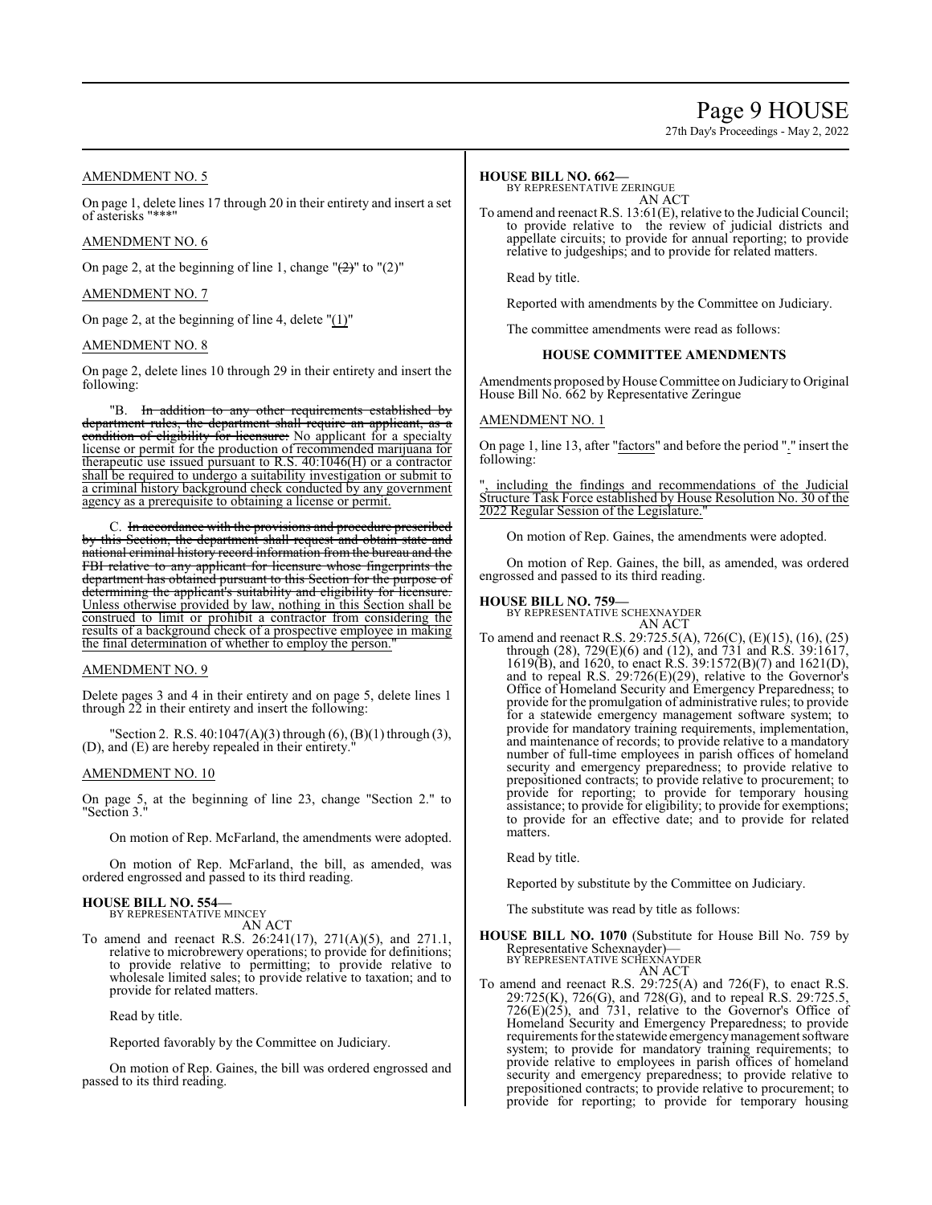AMENDMENT NO. 5

On page 1, delete lines 17 through 20 in their entirety and insert a set of asterisks "\*\*\*"

AMENDMENT NO. 6

On page 2, at the beginning of line 1, change "~~(2)~~" to "(2)"

AMENDMENT NO. 7

On page 2, at the beginning of line 4, delete "(1)"

AMENDMENT NO. 8

On page 2, delete lines 10 through 29 in their entirety and insert the following:

"B. ~~In addition to any other requirements established by department rules, the department shall require an applicant, as a condition of eligibility for licensure:~~ No applicant for a specialty license or permit for the production of recommended marijuana for therapeutic use issued pursuant to R.S. 40:1046(H) or a contractor shall be required to undergo a suitability investigation or submit to a criminal history background check conducted by any government agency as a prerequisite to obtaining a license or permit.

C. ~~In accordance with the provisions and procedure prescribed by this Section, the department shall request and obtain state and national criminal history record information from the bureau and the FBI relative to any applicant for licensure whose fingerprints the department has obtained pursuant to this Section for the purpose of determining the applicant's suitability and eligibility for licensure.~~ Unless otherwise provided by law, nothing in this Section shall be construed to limit or prohibit a contractor from considering the results of a background check of a prospective employee in making the final determination of whether to employ the person."

AMENDMENT NO. 9

Delete pages 3 and 4 in their entirety and on page 5, delete lines 1 through 22 in their entirety and insert the following:

"Section 2. R.S. 40:1047(A)(3) through (6), (B)(1) through (3), (D), and (E) are hereby repealed in their entirety."

AMENDMENT NO. 10

On page 5, at the beginning of line 23, change "Section 2." to "Section 3."

On motion of Rep. McFarland, the amendments were adopted.

On motion of Rep. McFarland, the bill, as amended, was ordered engrossed and passed to its third reading.

**HOUSE BILL NO. 554—**
BY REPRESENTATIVE MINCEY
AN ACT

To amend and reenact R.S. 26:241(17), 271(A)(5), and 271.1, relative to microbrewery operations; to provide for definitions; to provide relative to permitting; to provide relative to wholesale limited sales; to provide relative to taxation; and to provide for related matters.

Read by title.

Reported favorably by the Committee on Judiciary.

On motion of Rep. Gaines, the bill was ordered engrossed and passed to its third reading.

**HOUSE BILL NO. 662—**
BY REPRESENTATIVE ZERINGUE
AN ACT

To amend and reenact R.S. 13:61(E), relative to the Judicial Council; to provide relative to the review of judicial districts and appellate circuits; to provide for annual reporting; to provide relative to judgeships; and to provide for related matters.

Read by title.

Reported with amendments by the Committee on Judiciary.

The committee amendments were read as follows:

**HOUSE COMMITTEE AMENDMENTS**

Amendments proposed by House Committee on Judiciary to Original House Bill No. 662 by Representative Zeringue

AMENDMENT NO. 1

On page 1, line 13, after "factors" and before the period "." insert the following:

", including the findings and recommendations of the Judicial Structure Task Force established by House Resolution No. 30 of the 2022 Regular Session of the Legislature."

On motion of Rep. Gaines, the amendments were adopted.

On motion of Rep. Gaines, the bill, as amended, was ordered engrossed and passed to its third reading.

**HOUSE BILL NO. 759—**
BY REPRESENTATIVE SCHEXNAYDER
AN ACT

To amend and reenact R.S. 29:725.5(A), 726(C), (E)(15), (16), (25) through (28), 729(E)(6) and (12), and 731 and R.S. 39:1617, 1619(B), and 1620, to enact R.S. 39:1572(B)(7) and 1621(D), and to repeal R.S. 29:726(E)(29), relative to the Governor's Office of Homeland Security and Emergency Preparedness; to provide for the promulgation of administrative rules; to provide for a statewide emergency management software system; to provide for mandatory training requirements, implementation, and maintenance of records; to provide relative to a mandatory number of full-time employees in parish offices of homeland security and emergency preparedness; to provide relative to prepositioned contracts; to provide relative to procurement; to provide for reporting; to provide for temporary housing assistance; to provide for eligibility; to provide for exemptions; to provide for an effective date; and to provide for related matters.

Read by title.

Reported by substitute by the Committee on Judiciary.

The substitute was read by title as follows:

**HOUSE BILL NO. 1070** (Substitute for House Bill No. 759 by Representative Schexnayder)—
BY REPRESENTATIVE SCHEXNAYDER
AN ACT

To amend and reenact R.S. 29:725(A) and 726(F), to enact R.S. 29:725(K), 726(G), and 728(G), and to repeal R.S. 29:725.5, 726(E)(25), and 731, relative to the Governor's Office of Homeland Security and Emergency Preparedness; to provide requirements for the statewide emergency management software system; to provide for mandatory training requirements; to provide relative to employees in parish offices of homeland security and emergency preparedness; to provide relative to prepositioned contracts; to provide relative to procurement; to provide for reporting; to provide for temporary housing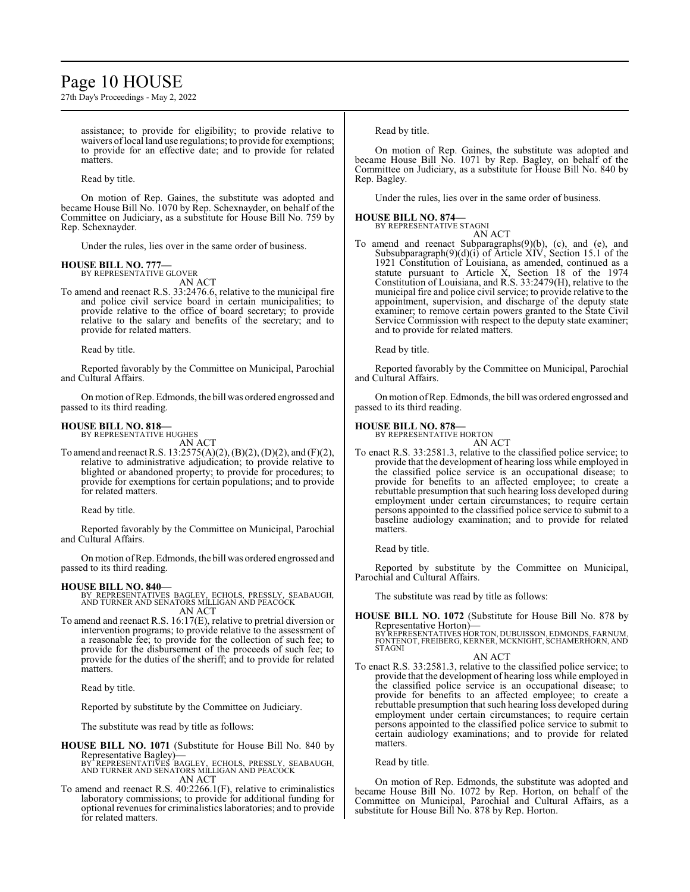assistance; to provide for eligibility; to provide relative to waivers of local land use regulations; to provide for exemptions; to provide for an effective date; and to provide for related matters.

Read by title.

On motion of Rep. Gaines, the substitute was adopted and became House Bill No. 1070 by Rep. Schexnayder, on behalf of the Committee on Judiciary, as a substitute for House Bill No. 759 by Rep. Schexnayder.

Under the rules, lies over in the same order of business.

**HOUSE BILL NO. 777—**
BY REPRESENTATIVE GLOVER
AN ACT

To amend and reenact R.S. 33:2476.6, relative to the municipal fire and police civil service board in certain municipalities; to provide relative to the office of board secretary; to provide relative to the salary and benefits of the secretary; and to provide for related matters.

Read by title.

Reported favorably by the Committee on Municipal, Parochial and Cultural Affairs.

On motion of Rep. Edmonds, the bill was ordered engrossed and passed to its third reading.

**HOUSE BILL NO. 818—**
BY REPRESENTATIVE HUGHES
AN ACT

To amend and reenact R.S. 13:2575(A)(2), (B)(2), (D)(2), and (F)(2), relative to administrative adjudication; to provide relative to blighted or abandoned property; to provide for procedures; to provide for exemptions for certain populations; and to provide for related matters.

Read by title.

Reported favorably by the Committee on Municipal, Parochial and Cultural Affairs.

On motion of Rep. Edmonds, the bill was ordered engrossed and passed to its third reading.

**HOUSE BILL NO. 840—**
BY REPRESENTATIVES BAGLEY, ECHOLS, PRESSLY, SEABAUGH, AND TURNER AND SENATORS MILLIGAN AND PEACOCK
AN ACT

To amend and reenact R.S. 16:17(E), relative to pretrial diversion or intervention programs; to provide relative to the assessment of a reasonable fee; to provide for the collection of such fee; to provide for the disbursement of the proceeds of such fee; to provide for the duties of the sheriff; and to provide for related matters.

Read by title.

Reported by substitute by the Committee on Judiciary.

The substitute was read by title as follows:

**HOUSE BILL NO. 1071** (Substitute for House Bill No. 840 by Representative Bagley)—
BY REPRESENTATIVES BAGLEY, ECHOLS, PRESSLY, SEABAUGH, AND TURNER AND SENATORS MILLIGAN AND PEACOCK
AN ACT

To amend and reenact R.S. 40:2266.1(F), relative to criminalistics laboratory commissions; to provide for additional funding for optional revenues for criminalistics laboratories; and to provide for related matters.

Read by title.

On motion of Rep. Gaines, the substitute was adopted and became House Bill No. 1071 by Rep. Bagley, on behalf of the Committee on Judiciary, as a substitute for House Bill No. 840 by Rep. Bagley.

Under the rules, lies over in the same order of business.

**HOUSE BILL NO. 874—**
BY REPRESENTATIVE STAGNI
AN ACT

To amend and reenact Subparagraphs(9)(b), (c), and (e), and Subsubparagraph(9)(d)(i) of Article XIV, Section 15.1 of the 1921 Constitution of Louisiana, as amended, continued as a statute pursuant to Article X, Section 18 of the 1974 Constitution of Louisiana, and R.S. 33:2479(H), relative to the municipal fire and police civil service; to provide relative to the appointment, supervision, and discharge of the deputy state examiner; to remove certain powers granted to the State Civil Service Commission with respect to the deputy state examiner; and to provide for related matters.

Read by title.

Reported favorably by the Committee on Municipal, Parochial and Cultural Affairs.

On motion of Rep. Edmonds, the bill was ordered engrossed and passed to its third reading.

**HOUSE BILL NO. 878—**
BY REPRESENTATIVE HORTON
AN ACT

To enact R.S. 33:2581.3, relative to the classified police service; to provide that the development of hearing loss while employed in the classified police service is an occupational disease; to provide for benefits to an affected employee; to create a rebuttable presumption that such hearing loss developed during employment under certain circumstances; to require certain persons appointed to the classified police service to submit to a baseline audiology examination; and to provide for related matters.

Read by title.

Reported by substitute by the Committee on Municipal, Parochial and Cultural Affairs.

The substitute was read by title as follows:

**HOUSE BILL NO. 1072** (Substitute for House Bill No. 878 by Representative Horton)—
BY REPRESENTATIVES HORTON, DUBUISSON, EDMONDS, FARNUM, FONTENOT, FREIBERG, KERNER, MCKNIGHT, SCHAMERHORN, AND STAGNI
AN ACT

To enact R.S. 33:2581.3, relative to the classified police service; to provide that the development of hearing loss while employed in the classified police service is an occupational disease; to provide for benefits to an affected employee; to create a rebuttable presumption that such hearing loss developed during employment under certain circumstances; to require certain persons appointed to the classified police service to submit to certain audiology examinations; and to provide for related matters.

Read by title.

On motion of Rep. Edmonds, the substitute was adopted and became House Bill No. 1072 by Rep. Horton, on behalf of the Committee on Municipal, Parochial and Cultural Affairs, as a substitute for House Bill No. 878 by Rep. Horton.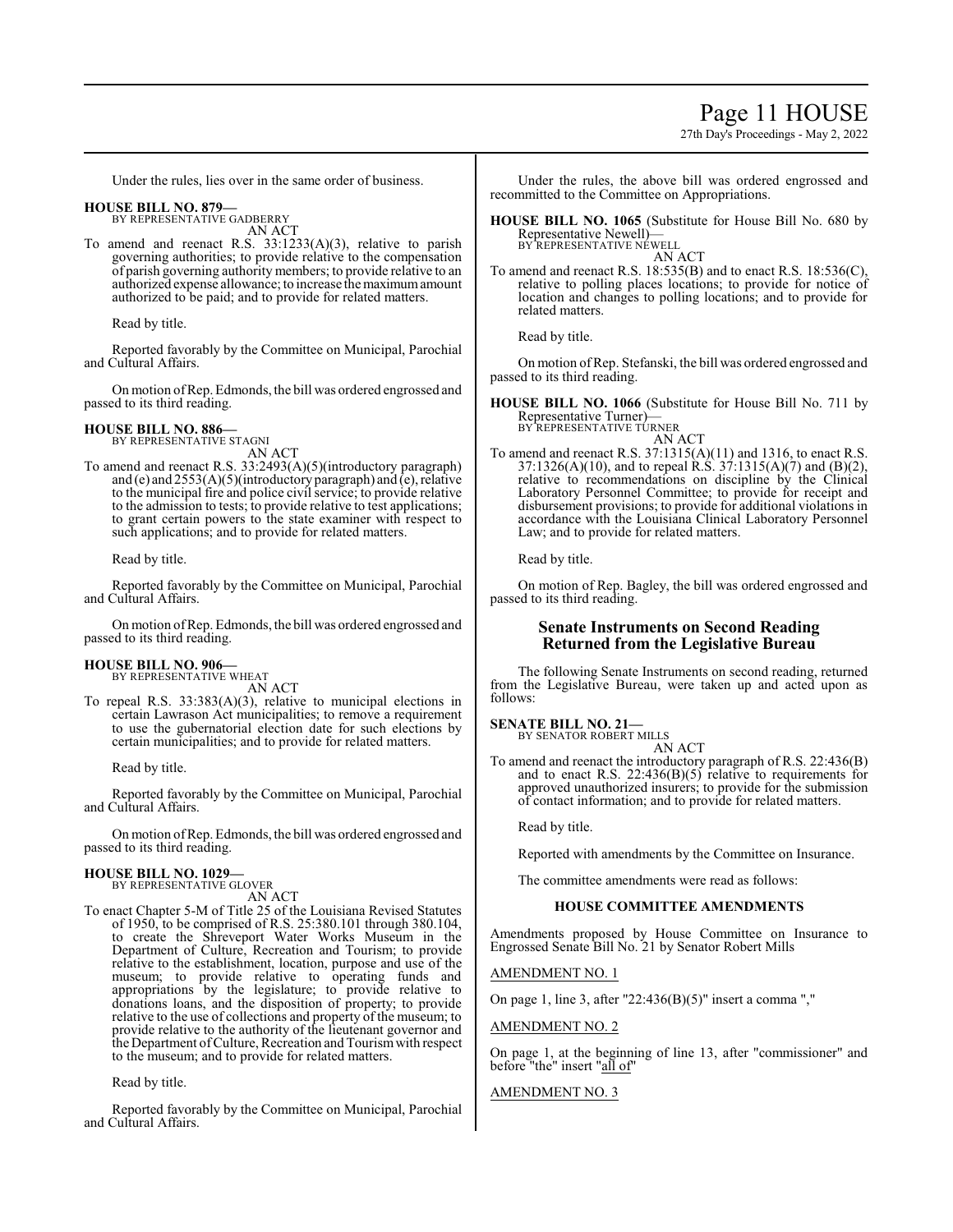Under the rules, lies over in the same order of business.

**HOUSE BILL NO. 879—**
BY REPRESENTATIVE GADBERRY
AN ACT

To amend and reenact R.S. 33:1233(A)(3), relative to parish governing authorities; to provide relative to the compensation of parish governing authority members; to provide relative to an authorized expense allowance; to increase the maximum amount authorized to be paid; and to provide for related matters.

Read by title.

Reported favorably by the Committee on Municipal, Parochial and Cultural Affairs.

On motion of Rep. Edmonds, the bill was ordered engrossed and passed to its third reading.

**HOUSE BILL NO. 886—**
BY REPRESENTATIVE STAGNI
AN ACT

To amend and reenact R.S. 33:2493(A)(5)(introductory paragraph) and (e) and 2553(A)(5)(introductory paragraph) and (e), relative to the municipal fire and police civil service; to provide relative to the admission to tests; to provide relative to test applications; to grant certain powers to the state examiner with respect to such applications; and to provide for related matters.

Read by title.

Reported favorably by the Committee on Municipal, Parochial and Cultural Affairs.

On motion of Rep. Edmonds, the bill was ordered engrossed and passed to its third reading.

**HOUSE BILL NO. 906—**
BY REPRESENTATIVE WHEAT
AN ACT

To repeal R.S. 33:383(A)(3), relative to municipal elections in certain Lawrason Act municipalities; to remove a requirement to use the gubernatorial election date for such elections by certain municipalities; and to provide for related matters.

Read by title.

Reported favorably by the Committee on Municipal, Parochial and Cultural Affairs.

On motion of Rep. Edmonds, the bill was ordered engrossed and passed to its third reading.

**HOUSE BILL NO. 1029—**
BY REPRESENTATIVE GLOVER
AN ACT

To enact Chapter 5-M of Title 25 of the Louisiana Revised Statutes of 1950, to be comprised of R.S. 25:380.101 through 380.104, to create the Shreveport Water Works Museum in the Department of Culture, Recreation and Tourism; to provide relative to the establishment, location, purpose and use of the museum; to provide relative to operating funds and appropriations by the legislature; to provide relative to donations loans, and the disposition of property; to provide relative to the use of collections and property of the museum; to provide relative to the authority of the lieutenant governor and the Department of Culture, Recreation and Tourism with respect to the museum; and to provide for related matters.

Read by title.

Reported favorably by the Committee on Municipal, Parochial and Cultural Affairs.

Under the rules, the above bill was ordered engrossed and recommitted to the Committee on Appropriations.

**HOUSE BILL NO. 1065** (Substitute for House Bill No. 680 by Representative Newell)—
BY REPRESENTATIVE NEWELL
AN ACT

To amend and reenact R.S. 18:535(B) and to enact R.S. 18:536(C), relative to polling places locations; to provide for notice of location and changes to polling locations; and to provide for related matters.

Read by title.

On motion of Rep. Stefanski, the bill was ordered engrossed and passed to its third reading.

**HOUSE BILL NO. 1066** (Substitute for House Bill No. 711 by Representative Turner)—
BY REPRESENTATIVE TURNER
AN ACT

To amend and reenact R.S. 37:1315(A)(11) and 1316, to enact R.S. 37:1326(A)(10), and to repeal R.S. 37:1315(A)(7) and (B)(2), relative to recommendations on discipline by the Clinical Laboratory Personnel Committee; to provide for receipt and disbursement provisions; to provide for additional violations in accordance with the Louisiana Clinical Laboratory Personnel Law; and to provide for related matters.

Read by title.

On motion of Rep. Bagley, the bill was ordered engrossed and passed to its third reading.

## Senate Instruments on Second Reading Returned from the Legislative Bureau

The following Senate Instruments on second reading, returned from the Legislative Bureau, were taken up and acted upon as follows:

**SENATE BILL NO. 21—**
BY SENATOR ROBERT MILLS
AN ACT

To amend and reenact the introductory paragraph of R.S. 22:436(B) and to enact R.S. 22:436(B)(5) relative to requirements for approved unauthorized insurers; to provide for the submission of contact information; and to provide for related matters.

Read by title.

Reported with amendments by the Committee on Insurance.

The committee amendments were read as follows:

### HOUSE COMMITTEE AMENDMENTS

Amendments proposed by House Committee on Insurance to Engrossed Senate Bill No. 21 by Senator Robert Mills

AMENDMENT NO. 1

On page 1, line 3, after "22:436(B)(5)" insert a comma ","

AMENDMENT NO. 2

On page 1, at the beginning of line 13, after "commissioner" and before "the" insert "all of"

AMENDMENT NO. 3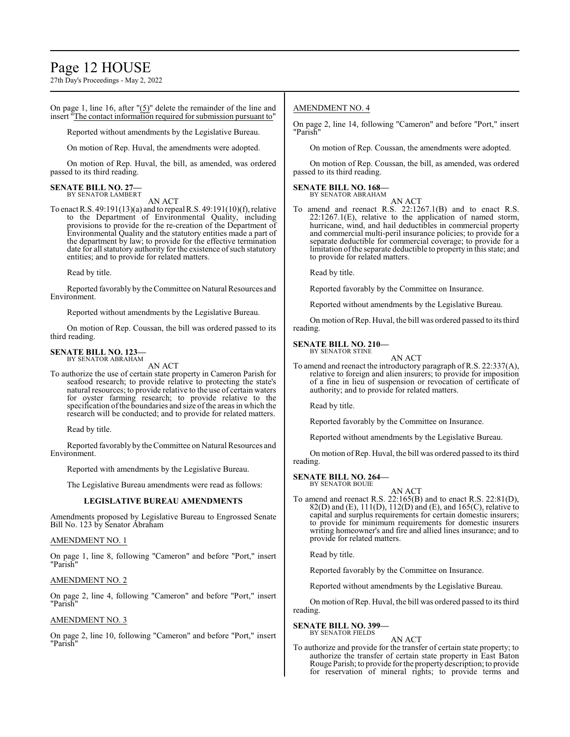On page 1, line 16, after "(5)" delete the remainder of the line and insert "The contact information required for submission pursuant to"

Reported without amendments by the Legislative Bureau.

On motion of Rep. Huval, the amendments were adopted.

On motion of Rep. Huval, the bill, as amended, was ordered passed to its third reading.

**SENATE BILL NO. 27—**
BY SENATOR LAMBERT

AN ACT

To enact R.S. 49:191(13)(a) and to repeal R.S. 49:191(10)(f), relative to the Department of Environmental Quality, including provisions to provide for the re-creation of the Department of Environmental Quality and the statutory entities made a part of the department by law; to provide for the effective termination date for all statutory authority for the existence of such statutory entities; and to provide for related matters.

Read by title.

Reported favorably by the Committee on Natural Resources and Environment.

Reported without amendments by the Legislative Bureau.

On motion of Rep. Coussan, the bill was ordered passed to its third reading.

**SENATE BILL NO. 123—**
BY SENATOR ABRAHAM

AN ACT

To authorize the use of certain state property in Cameron Parish for seafood research; to provide relative to protecting the state's natural resources; to provide relative to the use of certain waters for oyster farming research; to provide relative to the specification of the boundaries and size of the areas in which the research will be conducted; and to provide for related matters.

Read by title.

Reported favorably by the Committee on Natural Resources and Environment.

Reported with amendments by the Legislative Bureau.

The Legislative Bureau amendments were read as follows:

**LEGISLATIVE BUREAU AMENDMENTS**

Amendments proposed by Legislative Bureau to Engrossed Senate Bill No. 123 by Senator Abraham

AMENDMENT NO. 1

On page 1, line 8, following "Cameron" and before "Port," insert "Parish"

AMENDMENT NO. 2

On page 2, line 4, following "Cameron" and before "Port," insert "Parish"

AMENDMENT NO. 3

On page 2, line 10, following "Cameron" and before "Port," insert "Parish"

AMENDMENT NO. 4

On page 2, line 14, following "Cameron" and before "Port," insert "Parish"

On motion of Rep. Coussan, the amendments were adopted.

On motion of Rep. Coussan, the bill, as amended, was ordered passed to its third reading.

**SENATE BILL NO. 168—**
BY SENATOR ABRAHAM

AN ACT

To amend and reenact R.S. 22:1267.1(B) and to enact R.S. 22:1267.1(E), relative to the application of named storm, hurricane, wind, and hail deductibles in commercial property and commercial multi-peril insurance policies; to provide for a separate deductible for commercial coverage; to provide for a limitation of the separate deductible to property in this state; and to provide for related matters.

Read by title.

Reported favorably by the Committee on Insurance.

Reported without amendments by the Legislative Bureau.

On motion of Rep. Huval, the bill was ordered passed to its third reading.

**SENATE BILL NO. 210—**
BY SENATOR STINE

AN ACT

To amend and reenact the introductory paragraph of R.S. 22:337(A), relative to foreign and alien insurers; to provide for imposition of a fine in lieu of suspension or revocation of certificate of authority; and to provide for related matters.

Read by title.

Reported favorably by the Committee on Insurance.

Reported without amendments by the Legislative Bureau.

On motion of Rep. Huval, the bill was ordered passed to its third reading.

**SENATE BILL NO. 264—**
BY SENATOR BOUIE

AN ACT

To amend and reenact R.S. 22:165(B) and to enact R.S. 22:81(D), 82(D) and (E), 111(D), 112(D) and (E), and 165(C), relative to capital and surplus requirements for certain domestic insurers; to provide for minimum requirements for domestic insurers writing homeowner's and fire and allied lines insurance; and to provide for related matters.

Read by title.

Reported favorably by the Committee on Insurance.

Reported without amendments by the Legislative Bureau.

On motion of Rep. Huval, the bill was ordered passed to its third reading.

**SENATE BILL NO. 399—**
BY SENATOR FIELDS

AN ACT

To authorize and provide for the transfer of certain state property; to authorize the transfer of certain state property in East Baton Rouge Parish; to provide for the property description; to provide for reservation of mineral rights; to provide terms and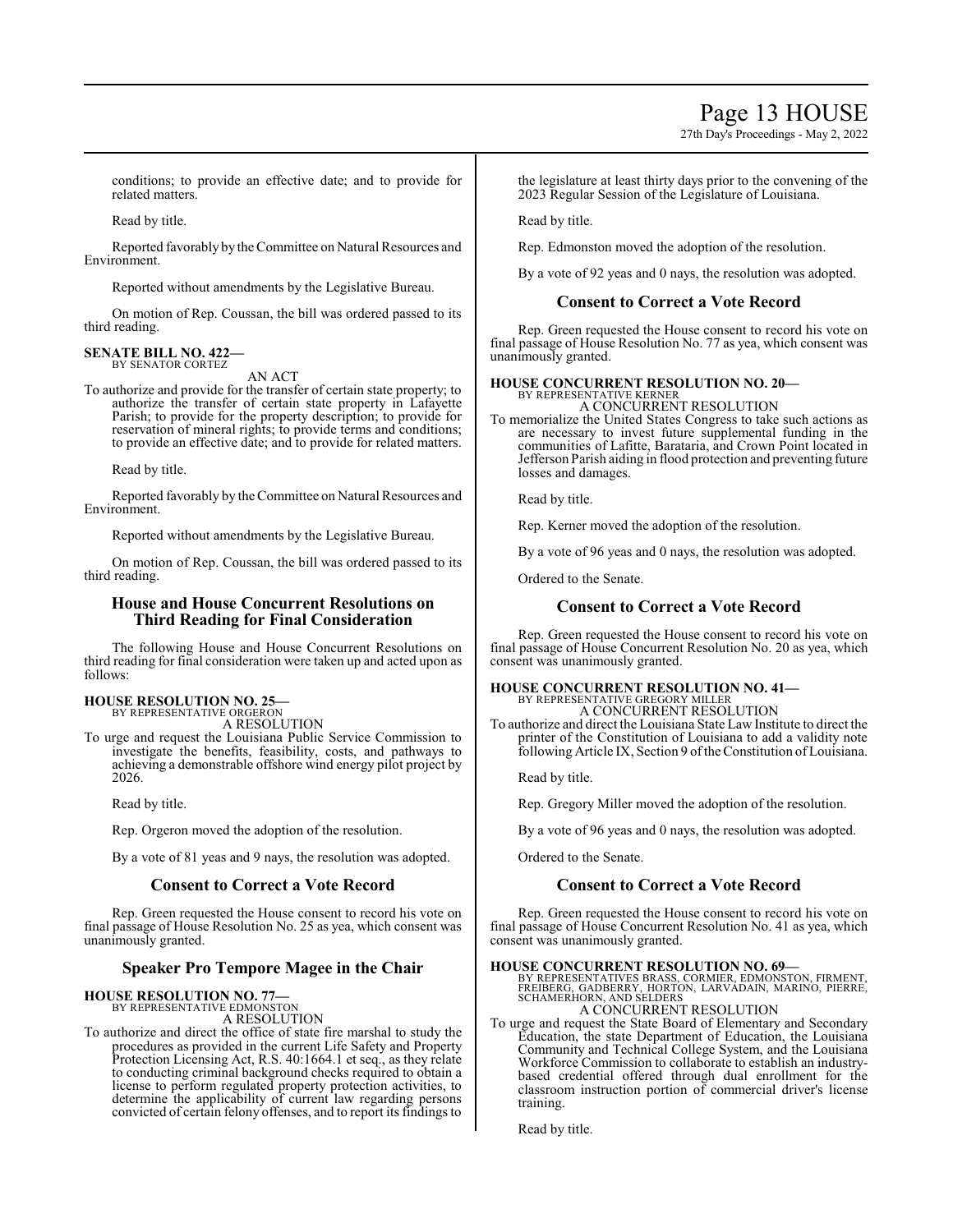conditions; to provide an effective date; and to provide for related matters.

Read by title.

Reported favorably by the Committee on Natural Resources and Environment.

Reported without amendments by the Legislative Bureau.

On motion of Rep. Coussan, the bill was ordered passed to its third reading.

**SENATE BILL NO. 422—**
BY SENATOR CORTEZ

AN ACT

To authorize and provide for the transfer of certain state property; to authorize the transfer of certain state property in Lafayette Parish; to provide for the property description; to provide for reservation of mineral rights; to provide terms and conditions; to provide an effective date; and to provide for related matters.

Read by title.

Reported favorably by the Committee on Natural Resources and Environment.

Reported without amendments by the Legislative Bureau.

On motion of Rep. Coussan, the bill was ordered passed to its third reading.

## House and House Concurrent Resolutions on Third Reading for Final Consideration

The following House and House Concurrent Resolutions on third reading for final consideration were taken up and acted upon as follows:

**HOUSE RESOLUTION NO. 25—**
BY REPRESENTATIVE ORGERON

A RESOLUTION

To urge and request the Louisiana Public Service Commission to investigate the benefits, feasibility, costs, and pathways to achieving a demonstrable offshore wind energy pilot project by 2026.

Read by title.

Rep. Orgeron moved the adoption of the resolution.

By a vote of 81 yeas and 9 nays, the resolution was adopted.

## Consent to Correct a Vote Record

Rep. Green requested the House consent to record his vote on final passage of House Resolution No. 25 as yea, which consent was unanimously granted.

## Speaker Pro Tempore Magee in the Chair

**HOUSE RESOLUTION NO. 77—**
BY REPRESENTATIVE EDMONSTON

A RESOLUTION

To authorize and direct the office of state fire marshal to study the procedures as provided in the current Life Safety and Property Protection Licensing Act, R.S. 40:1664.1 et seq., as they relate to conducting criminal background checks required to obtain a license to perform regulated property protection activities, to determine the applicability of current law regarding persons convicted of certain felony offenses, and to report its findings to the legislature at least thirty days prior to the convening of the 2023 Regular Session of the Legislature of Louisiana.

Read by title.

Rep. Edmonston moved the adoption of the resolution.

By a vote of 92 yeas and 0 nays, the resolution was adopted.

## Consent to Correct a Vote Record

Rep. Green requested the House consent to record his vote on final passage of House Resolution No. 77 as yea, which consent was unanimously granted.

**HOUSE CONCURRENT RESOLUTION NO. 20—**
BY REPRESENTATIVE KERNER

A CONCURRENT RESOLUTION

To memorialize the United States Congress to take such actions as are necessary to invest future supplemental funding in the communities of Lafitte, Barataria, and Crown Point located in Jefferson Parish aiding in flood protection and preventing future losses and damages.

Read by title.

Rep. Kerner moved the adoption of the resolution.

By a vote of 96 yeas and 0 nays, the resolution was adopted.

Ordered to the Senate.

## Consent to Correct a Vote Record

Rep. Green requested the House consent to record his vote on final passage of House Concurrent Resolution No. 20 as yea, which consent was unanimously granted.

**HOUSE CONCURRENT RESOLUTION NO. 41—**
BY REPRESENTATIVE GREGORY MILLER

A CONCURRENT RESOLUTION

To authorize and direct the Louisiana State Law Institute to direct the printer of the Constitution of Louisiana to add a validity note following Article IX, Section 9 of the Constitution of Louisiana.

Read by title.

Rep. Gregory Miller moved the adoption of the resolution.

By a vote of 96 yeas and 0 nays, the resolution was adopted.

Ordered to the Senate.

## Consent to Correct a Vote Record

Rep. Green requested the House consent to record his vote on final passage of House Concurrent Resolution No. 41 as yea, which consent was unanimously granted.

**HOUSE CONCURRENT RESOLUTION NO. 69—**
BY REPRESENTATIVES BRASS, CORMIER, EDMONSTON, FIRMENT, FREIBERG, GADBERRY, HORTON, LARVADAIN, MARINO, PIERRE, SCHAMERHORN, AND SELDERS

A CONCURRENT RESOLUTION

To urge and request the State Board of Elementary and Secondary Education, the state Department of Education, the Louisiana Community and Technical College System, and the Louisiana Workforce Commission to collaborate to establish an industry-based credential offered through dual enrollment for the classroom instruction portion of commercial driver's license training.

Read by title.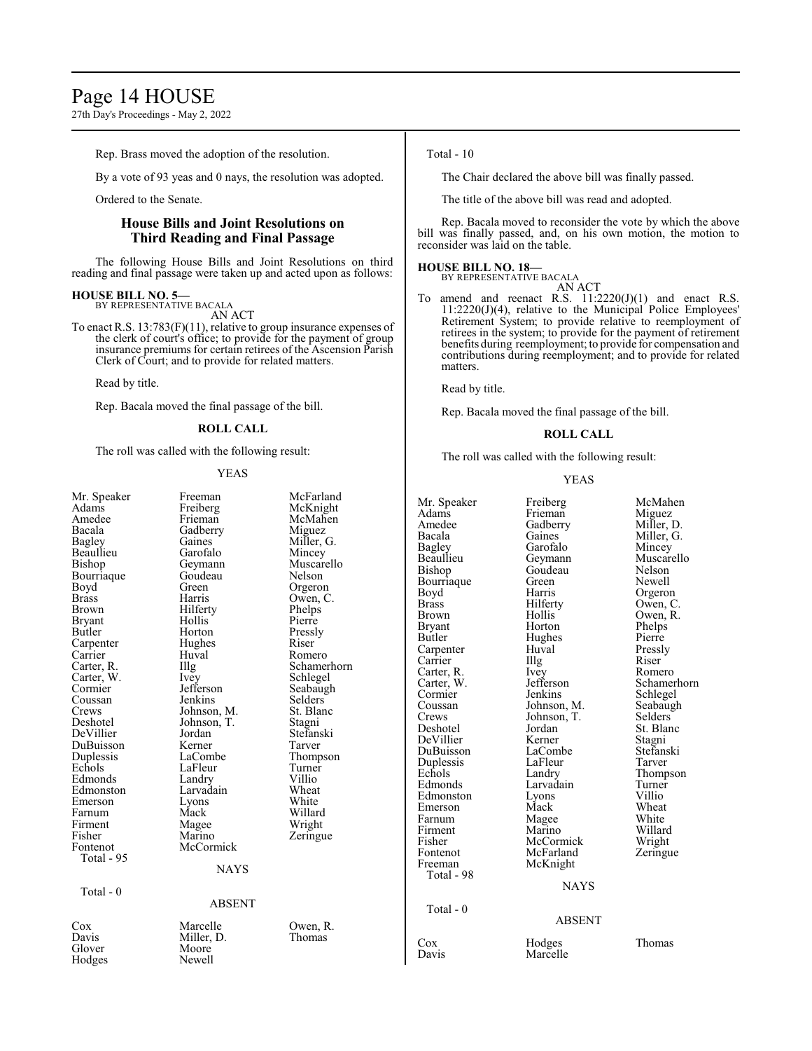Rep. Brass moved the adoption of the resolution.

By a vote of 93 yeas and 0 nays, the resolution was adopted.

Ordered to the Senate.

## House Bills and Joint Resolutions on Third Reading and Final Passage

The following House Bills and Joint Resolutions on third reading and final passage were taken up and acted upon as follows:

**HOUSE BILL NO. 5—**
BY REPRESENTATIVE BACALA
AN ACT

To enact R.S. 13:783(F)(11), relative to group insurance expenses of the clerk of court's office; to provide for the payment of group insurance premiums for certain retirees of the Ascension Parish Clerk of Court; and to provide for related matters.

Read by title.

Rep. Bacala moved the final passage of the bill.

**ROLL CALL**

The roll was called with the following result:

YEAS

| | | |
|---|---|---|
| Mr. Speaker | Freeman | McFarland |
| Adams | Freiberg | McKnight |
| Amedee | Frieman | McMahen |
| Bacala | Gadberry | Miguez |
| Bagley | Gaines | Miller, G. |
| Beaullieu | Garofalo | Mincey |
| Bishop | Geymann | Muscarello |
| Bourriaque | Goudeau | Nelson |
| Boyd | Green | Orgeron |
| Brass | Harris | Owen, C. |
| Brown | Hilferty | Phelps |
| Bryant | Hollis | Pierre |
| Butler | Horton | Pressly |
| Carpenter | Hughes | Riser |
| Carrier | Huval | Romero |
| Carter, R. | Illg | Schamerhorn |
| Carter, W. | Ivey | Schlegel |
| Cormier | Jefferson | Seabaugh |
| Coussan | Jenkins | Selders |
| Crews | Johnson, M. | St. Blanc |
| Deshotel | Johnson, T. | Stagni |
| DeVillier | Jordan | Stefanski |
| DuBuisson | Kerner | Tarver |
| Duplessis | LaCombe | Thompson |
| Echols | LaFleur | Turner |
| Edmonds | Landry | Villio |
| Edmonston | Larvadain | Wheat |
| Emerson | Lyons | White |
| Farnum | Mack | Willard |
| Firment | Magee | Wright |
| Fisher | Marino | Zeringue |
| Fontenot | McCormick | |

Total - 95

NAYS

Total - 0

ABSENT

| | | |
|---|---|---|
| Cox | Marcelle | Owen, R. |
| Davis | Miller, D. | Thomas |
| Glover | Moore | |
| Hodges | Newell | |

Total - 10

The Chair declared the above bill was finally passed.

The title of the above bill was read and adopted.

Rep. Bacala moved to reconsider the vote by which the above bill was finally passed, and, on his own motion, the motion to reconsider was laid on the table.

**HOUSE BILL NO. 18—**
BY REPRESENTATIVE BACALA
AN ACT

To amend and reenact R.S. 11:2220(J)(1) and enact R.S. 11:2220(J)(4), relative to the Municipal Police Employees' Retirement System; to provide relative to reemployment of retirees in the system; to provide for the payment of retirement benefits during reemployment; to provide for compensation and contributions during reemployment; and to provide for related matters.

Read by title.

Rep. Bacala moved the final passage of the bill.

**ROLL CALL**

The roll was called with the following result:

YEAS

| | | |
|---|---|---|
| Mr. Speaker | Freiberg | McMahen |
| Adams | Frieman | Miguez |
| Amedee | Gadberry | Miller, D. |
| Bacala | Gaines | Miller, G. |
| Bagley | Garofalo | Mincey |
| Beaullieu | Geymann | Muscarello |
| Bishop | Goudeau | Nelson |
| Bourriaque | Green | Newell |
| Boyd | Harris | Orgeron |
| Brass | Hilferty | Owen, C. |
| Brown | Hollis | Owen, R. |
| Bryant | Horton | Phelps |
| Butler | Hughes | Pierre |
| Carpenter | Huval | Pressly |
| Carrier | Illg | Riser |
| Carter, R. | Ivey | Romero |
| Carter, W. | Jefferson | Schamerhorn |
| Cormier | Jenkins | Schlegel |
| Coussan | Johnson, M. | Seabaugh |
| Crews | Johnson, T. | Selders |
| Deshotel | Jordan | St. Blanc |
| DeVillier | Kerner | Stagni |
| DuBuisson | LaCombe | Stefanski |
| Duplessis | LaFleur | Tarver |
| Echols | Landry | Thompson |
| Edmonds | Larvadain | Turner |
| Edmonston | Lyons | Villio |
| Emerson | Mack | Wheat |
| Farnum | Magee | White |
| Firment | Marino | Willard |
| Fisher | McCormick | Wright |
| Fontenot | McFarland | Zeringue |
| Freeman | McKnight | |

Total - 98

NAYS

Total - 0

ABSENT

| | | |
|---|---|---|
| Cox | Hodges | Thomas |
| Davis | Marcelle | |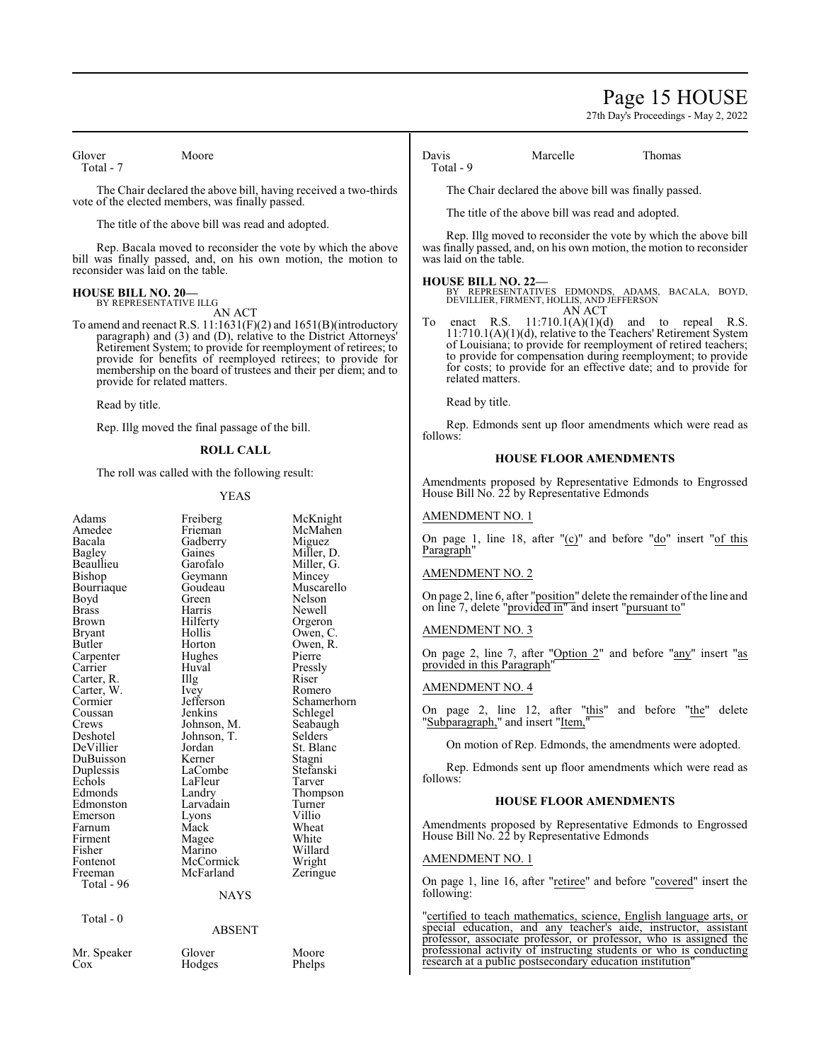Glover Moore
Total - 7

The Chair declared the above bill, having received a two-thirds vote of the elected members, was finally passed.

The title of the above bill was read and adopted.

Rep. Bacala moved to reconsider the vote by which the above bill was finally passed, and, on his own motion, the motion to reconsider was laid on the table.

**HOUSE BILL NO. 20—**
BY REPRESENTATIVE ILLG
AN ACT

To amend and reenact R.S. 11:1631(F)(2) and 1651(B)(introductory paragraph) and (3) and (D), relative to the District Attorneys' Retirement System; to provide for reemployment of retirees; to provide for benefits of reemployed retirees; to provide for membership on the board of trustees and their per diem; and to provide for related matters.

Read by title.

Rep. Illg moved the final passage of the bill.

**ROLL CALL**

The roll was called with the following result:

YEAS

| | | |
|---|---|---|
| Adams | Freiberg | McKnight |
| Amedee | Frieman | McMahen |
| Bacala | Gadberry | Miguez |
| Bagley | Gaines | Miller, D. |
| Beaullieu | Garofalo | Miller, G. |
| Bishop | Geymann | Mincey |
| Bourriaque | Goudeau | Muscarello |
| Boyd | Green | Nelson |
| Brass | Harris | Newell |
| Brown | Hilferty | Orgeron |
| Bryant | Hollis | Owen, C. |
| Butler | Horton | Owen, R. |
| Carpenter | Hughes | Pierre |
| Carrier | Huval | Pressly |
| Carter, R. | Illg | Riser |
| Carter, W. | Ivey | Romero |
| Cormier | Jefferson | Schamerhorn |
| Coussan | Jenkins | Schlegel |
| Crews | Johnson, M. | Seabaugh |
| Deshotel | Johnson, T. | Selders |
| DeVillier | Jordan | St. Blanc |
| DuBuisson | Kerner | Stagni |
| Duplessis | LaCombe | Stefanski |
| Echols | LaFleur | Tarver |
| Edmonds | Landry | Thompson |
| Edmonston | Larvadain | Turner |
| Emerson | Lyons | Villio |
| Farnum | Mack | Wheat |
| Firment | Magee | White |
| Fisher | Marino | Willard |
| Fontenot | McCormick | Wright |
| Freeman | McFarland | Zeringue |

Total - 96

NAYS

Total - 0

ABSENT

| | | |
|---|---|---|
| Mr. Speaker | Glover | Moore |
| Cox | Hodges | Phelps |
| Davis | Marcelle | Thomas |

Total - 9

The Chair declared the above bill was finally passed.

The title of the above bill was read and adopted.

Rep. Illg moved to reconsider the vote by which the above bill was finally passed, and, on his own motion, the motion to reconsider was laid on the table.

**HOUSE BILL NO. 22—**
BY REPRESENTATIVES EDMONDS, ADAMS, BACALA, BOYD, DEVILLIER, FIRMENT, HOLLIS, AND JEFFERSON
AN ACT

To enact R.S. 11:710.1(A)(1)(d) and to repeal R.S. 11:710.1(A)(1)(d), relative to the Teachers' Retirement System of Louisiana; to provide for reemployment of retired teachers; to provide for compensation during reemployment; to provide for costs; to provide for an effective date; and to provide for related matters.

Read by title.

Rep. Edmonds sent up floor amendments which were read as follows:

**HOUSE FLOOR AMENDMENTS**

Amendments proposed by Representative Edmonds to Engrossed House Bill No. 22 by Representative Edmonds

AMENDMENT NO. 1

On page 1, line 18, after "(c)" and before "do" insert "of this Paragraph"

AMENDMENT NO. 2

On page 2, line 6, after "position" delete the remainder of the line and on line 7, delete "provided in" and insert "pursuant to"

AMENDMENT NO. 3

On page 2, line 7, after "Option 2" and before "any" insert "as provided in this Paragraph"

AMENDMENT NO. 4

On page 2, line 12, after "this" and before "the" delete "Subparagraph," and insert "Item,"

On motion of Rep. Edmonds, the amendments were adopted.

Rep. Edmonds sent up floor amendments which were read as follows:

**HOUSE FLOOR AMENDMENTS**

Amendments proposed by Representative Edmonds to Engrossed House Bill No. 22 by Representative Edmonds

AMENDMENT NO. 1

On page 1, line 16, after "retiree" and before "covered" insert the following:

"certified to teach mathematics, science, English language arts, or special education, and any teacher's aide, instructor, assistant professor, associate professor, or professor, who is assigned the professional activity of instructing students or who is conducting research at a public postsecondary education institution"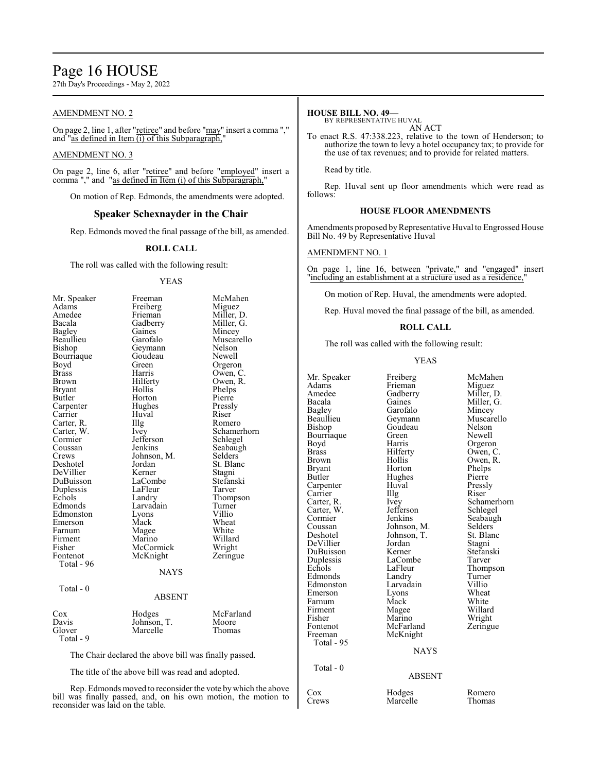AMENDMENT NO. 2

On page 2, line 1, after "retiree" and before "may" insert a comma "," and "as defined in Item (i) of this Subparagraph,"

AMENDMENT NO. 3

On page 2, line 6, after "retiree" and before "employed" insert a comma "," and "as defined in Item (i) of this Subparagraph,"

On motion of Rep. Edmonds, the amendments were adopted.

## Speaker Schexnayder in the Chair

Rep. Edmonds moved the final passage of the bill, as amended.

**ROLL CALL**

The roll was called with the following result:

YEAS

| | | |
|---|---|---|
| Mr. Speaker | Freeman | McMahen |
| Adams | Freiberg | Miguez |
| Amedee | Frieman | Miller, D. |
| Bacala | Gadberry | Miller, G. |
| Bagley | Gaines | Mincey |
| Beaullieu | Garofalo | Muscarello |
| Bishop | Geymann | Nelson |
| Bourriaque | Goudeau | Newell |
| Boyd | Green | Orgeron |
| Brass | Harris | Owen, C. |
| Brown | Hilferty | Owen, R. |
| Bryant | Hollis | Phelps |
| Butler | Horton | Pierre |
| Carpenter | Hughes | Pressly |
| Carrier | Huval | Riser |
| Carter, R. | Illg | Romero |
| Carter, W. | Ivey | Schamerhorn |
| Cormier | Jefferson | Schlegel |
| Coussan | Jenkins | Seabaugh |
| Crews | Johnson, M. | Selders |
| Deshotel | Jordan | St. Blanc |
| DeVillier | Kerner | Stagni |
| DuBuisson | LaCombe | Stefanski |
| Duplessis | LaFleur | Tarver |
| Echols | Landry | Thompson |
| Edmonds | Larvadain | Turner |
| Edmonston | Lyons | Villio |
| Emerson | Mack | Wheat |
| Farnum | Magee | White |
| Firment | Marino | Willard |
| Fisher | McCormick | Wright |
| Fontenot | McKnight | Zeringue |

Total - 96

NAYS

Total - 0

ABSENT

| | | |
|---|---|---|
| Cox | Hodges | McFarland |
| Davis | Johnson, T. | Moore |
| Glover | Marcelle | Thomas |

Total - 9

The Chair declared the above bill was finally passed.

The title of the above bill was read and adopted.

Rep. Edmonds moved to reconsider the vote by which the above bill was finally passed, and, on his own motion, the motion to reconsider was laid on the table.

**HOUSE BILL NO. 49—**
BY REPRESENTATIVE HUVAL
AN ACT

To enact R.S. 47:338.223, relative to the town of Henderson; to authorize the town to levy a hotel occupancy tax; to provide for the use of tax revenues; and to provide for related matters.

Read by title.

Rep. Huval sent up floor amendments which were read as follows:

**HOUSE FLOOR AMENDMENTS**

Amendments proposed by Representative Huval to Engrossed House Bill No. 49 by Representative Huval

AMENDMENT NO. 1

On page 1, line 16, between "private," and "engaged" insert "including an establishment at a structure used as a residence,"

On motion of Rep. Huval, the amendments were adopted.

Rep. Huval moved the final passage of the bill, as amended.

**ROLL CALL**

The roll was called with the following result:

YEAS

| | | |
|---|---|---|
| Mr. Speaker | Freiberg | McMahen |
| Adams | Frieman | Miguez |
| Amedee | Gadberry | Miller, D. |
| Bacala | Gaines | Miller, G. |
| Bagley | Garofalo | Mincey |
| Beaullieu | Geymann | Muscarello |
| Bishop | Goudeau | Nelson |
| Bourriaque | Green | Newell |
| Boyd | Harris | Orgeron |
| Brass | Hilferty | Owen, C. |
| Brown | Hollis | Owen, R. |
| Bryant | Horton | Phelps |
| Butler | Hughes | Pierre |
| Carpenter | Huval | Pressly |
| Carrier | Illg | Riser |
| Carter, R. | Ivey | Schamerhorn |
| Carter, W. | Jefferson | Schlegel |
| Cormier | Jenkins | Seabaugh |
| Coussan | Johnson, M. | Selders |
| Deshotel | Johnson, T. | St. Blanc |
| DeVillier | Jordan | Stagni |
| DuBuisson | Kerner | Stefanski |
| Duplessis | LaCombe | Tarver |
| Echols | LaFleur | Thompson |
| Edmonds | Landry | Turner |
| Edmonston | Larvadain | Villio |
| Emerson | Lyons | Wheat |
| Farnum | Mack | White |
| Firment | Magee | Willard |
| Fisher | Marino | Wright |
| Fontenot | McFarland | Zeringue |
| Freeman | McKnight | |

Total - 95

NAYS

Total - 0

ABSENT

| | | |
|---|---|---|
| Cox | Hodges | Romero |
| Crews | Marcelle | Thomas |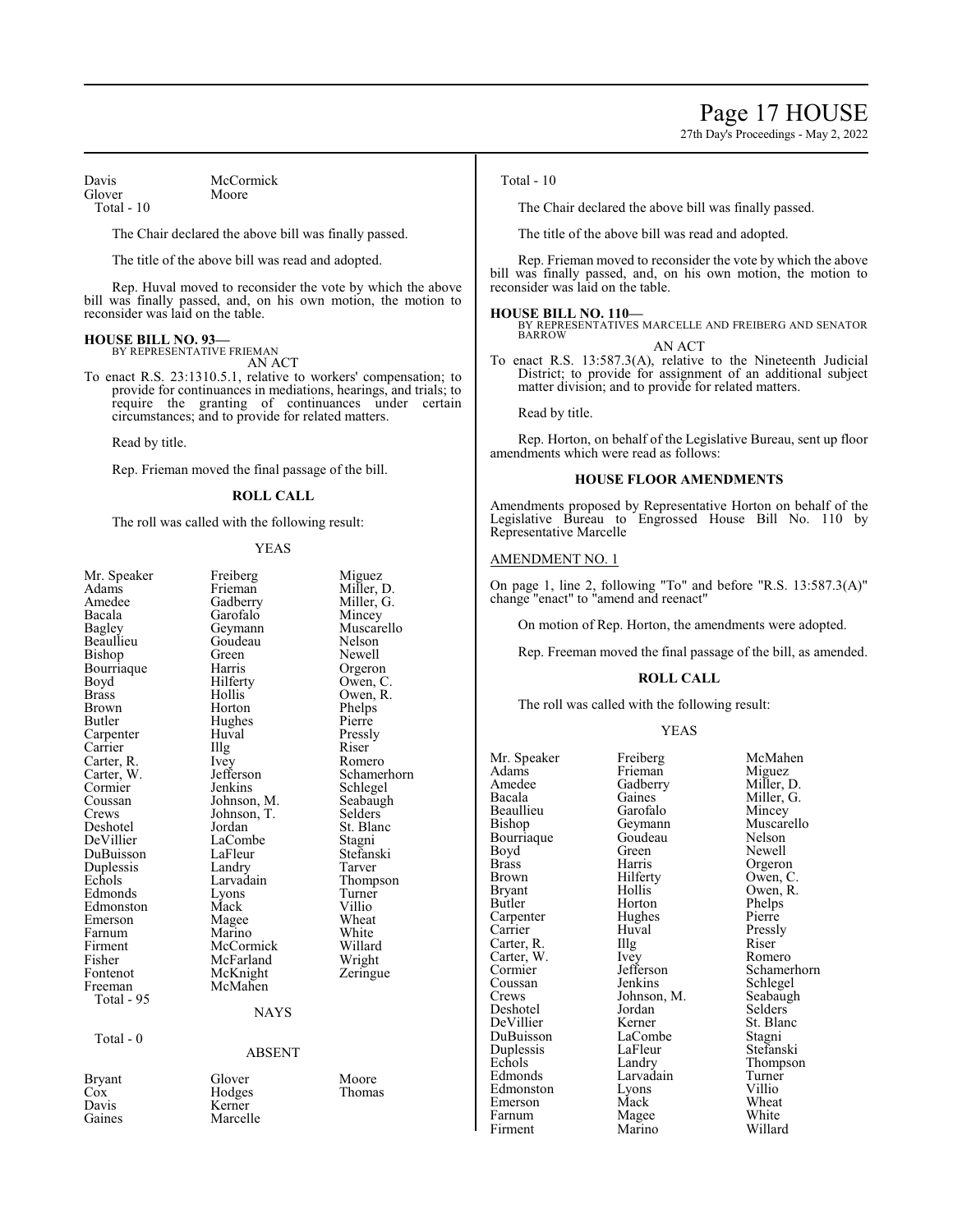| | |
|---|---|
| Davis | McCormick |
| Glover | Moore |
| Total - 10 | |

The Chair declared the above bill was finally passed.

The title of the above bill was read and adopted.

Rep. Huval moved to reconsider the vote by which the above bill was finally passed, and, on his own motion, the motion to reconsider was laid on the table.

**HOUSE BILL NO. 93—**
BY REPRESENTATIVE FRIEMAN
AN ACT

To enact R.S. 23:1310.5.1, relative to workers' compensation; to provide for continuances in mediations, hearings, and trials; to require the granting of continuances under certain circumstances; and to provide for related matters.

Read by title.

Rep. Frieman moved the final passage of the bill.

**ROLL CALL**

The roll was called with the following result:

YEAS

| | | |
|---|---|---|
| Mr. Speaker | Freiberg | Miguez |
| Adams | Frieman | Miller, D. |
| Amedee | Gadberry | Miller, G. |
| Bacala | Garofalo | Mincey |
| Bagley | Geymann | Muscarello |
| Beaullieu | Goudeau | Nelson |
| Bishop | Green | Newell |
| Bourriaque | Harris | Orgeron |
| Boyd | Hilferty | Owen, C. |
| Brass | Hollis | Owen, R. |
| Brown | Horton | Phelps |
| Butler | Hughes | Pierre |
| Carpenter | Huval | Pressly |
| Carrier | Illg | Riser |
| Carter, R. | Ivey | Romero |
| Carter, W. | Jefferson | Schamerhorn |
| Cormier | Jenkins | Schlegel |
| Coussan | Johnson, M. | Seabaugh |
| Crews | Johnson, T. | Selders |
| Deshotel | Jordan | St. Blanc |
| DeVillier | LaCombe | Stagni |
| DuBuisson | LaFleur | Stefanski |
| Duplessis | Landry | Tarver |
| Echols | Larvadain | Thompson |
| Edmonds | Lyons | Turner |
| Edmonston | Mack | Villio |
| Emerson | Magee | Wheat |
| Farnum | Marino | White |
| Firment | McCormick | Willard |
| Fisher | McFarland | Wright |
| Fontenot | McKnight | Zeringue |
| Freeman | McMahen | |
| Total - 95 | | |

NAYS

Total - 0

ABSENT

| | | |
|---|---|---|
| Bryant | Glover | Moore |
| Cox | Hodges | Thomas |
| Davis | Kerner | |
| Gaines | Marcelle | |
| Total - 10 | | |

The Chair declared the above bill was finally passed.

The title of the above bill was read and adopted.

Rep. Frieman moved to reconsider the vote by which the above bill was finally passed, and, on his own motion, the motion to reconsider was laid on the table.

**HOUSE BILL NO. 110—**
BY REPRESENTATIVES MARCELLE AND FREIBERG AND SENATOR BARROW
AN ACT

To enact R.S. 13:587.3(A), relative to the Nineteenth Judicial District; to provide for assignment of an additional subject matter division; and to provide for related matters.

Read by title.

Rep. Horton, on behalf of the Legislative Bureau, sent up floor amendments which were read as follows:

**HOUSE FLOOR AMENDMENTS**

Amendments proposed by Representative Horton on behalf of the Legislative Bureau to Engrossed House Bill No. 110 by Representative Marcelle

AMENDMENT NO. 1

On page 1, line 2, following "To" and before "R.S. 13:587.3(A)" change "enact" to "amend and reenact"

On motion of Rep. Horton, the amendments were adopted.

Rep. Freeman moved the final passage of the bill, as amended.

**ROLL CALL**

The roll was called with the following result:

YEAS

| | | |
|---|---|---|
| Mr. Speaker | Freiberg | McMahen |
| Adams | Frieman | Miguez |
| Amedee | Gadberry | Miller, D. |
| Bacala | Gaines | Miller, G. |
| Beaullieu | Garofalo | Mincey |
| Bishop | Geymann | Muscarello |
| Bourriaque | Goudeau | Nelson |
| Boyd | Green | Newell |
| Brass | Harris | Orgeron |
| Brown | Hilferty | Owen, C. |
| Bryant | Hollis | Owen, R. |
| Butler | Horton | Phelps |
| Carpenter | Hughes | Pierre |
| Carrier | Huval | Pressly |
| Carter, R. | Illg | Riser |
| Carter, W. | Ivey | Romero |
| Cormier | Jefferson | Schamerhorn |
| Coussan | Jenkins | Schlegel |
| Crews | Johnson, M. | Seabaugh |
| Deshotel | Jordan | Selders |
| DeVillier | Kerner | St. Blanc |
| DuBuisson | LaCombe | Stagni |
| Duplessis | LaFleur | Stefanski |
| Echols | Landry | Thompson |
| Edmonds | Larvadain | Turner |
| Edmonston | Lyons | Villio |
| Emerson | Mack | Wheat |
| Farnum | Magee | White |
| Firment | Marino | Willard |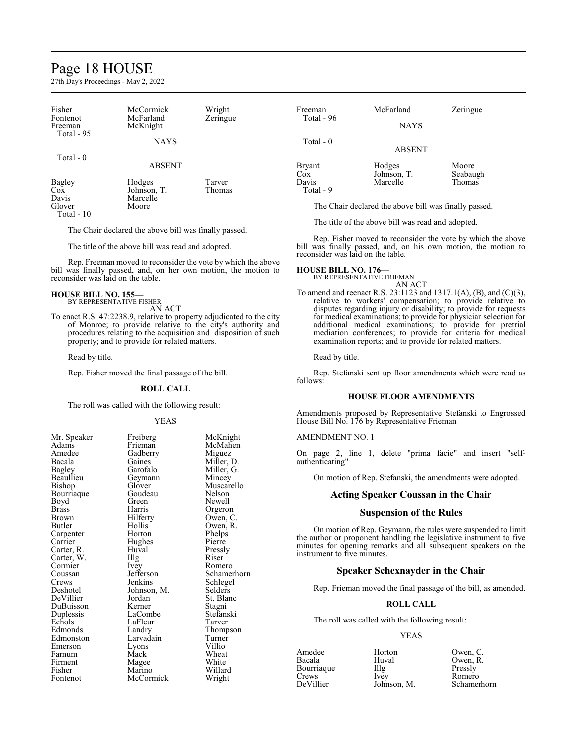| | | |
|---|---|---|
| Fisher | McCormick | Wright |
| Fontenot | McFarland | Zeringue |
| Freeman | McKnight | |

Total - 95

NAYS

Total - 0

ABSENT

| | | |
|---|---|---|
| Bagley | Hodges | Tarver |
| Cox | Johnson, T. | Thomas |
| Davis | Marcelle | |
| Glover | Moore | |

Total - 10

The Chair declared the above bill was finally passed.

The title of the above bill was read and adopted.

Rep. Freeman moved to reconsider the vote by which the above bill was finally passed, and, on her own motion, the motion to reconsider was laid on the table.

**HOUSE BILL NO. 155—**
BY REPRESENTATIVE FISHER
AN ACT

To enact R.S. 47:2238.9, relative to property adjudicated to the city of Monroe; to provide relative to the city's authority and procedures relating to the acquisition and disposition of such property; and to provide for related matters.

Read by title.

Rep. Fisher moved the final passage of the bill.

**ROLL CALL**

The roll was called with the following result:

YEAS

| | | |
|---|---|---|
| Mr. Speaker | Freiberg | McKnight |
| Adams | Frieman | McMahen |
| Amedee | Gadberry | Miguez |
| Bacala | Gaines | Miller, D. |
| Bagley | Garofalo | Miller, G. |
| Beaullieu | Geymann | Mincey |
| Bishop | Glover | Muscarello |
| Bourriaque | Goudeau | Nelson |
| Boyd | Green | Newell |
| Brass | Harris | Orgeron |
| Brown | Hilferty | Owen, C. |
| Butler | Hollis | Owen, R. |
| Carpenter | Horton | Phelps |
| Carrier | Hughes | Pierre |
| Carter, R. | Huval | Pressly |
| Carter, W. | Illg | Riser |
| Cormier | Ivey | Romero |
| Coussan | Jefferson | Schamerhorn |
| Crews | Jenkins | Schlegel |
| Deshotel | Johnson, M. | Selders |
| DeVillier | Jordan | St. Blanc |
| DuBuisson | Kerner | Stagni |
| Duplessis | LaCombe | Stefanski |
| Echols | LaFleur | Tarver |
| Edmonds | Landry | Thompson |
| Edmonston | Larvadain | Turner |
| Emerson | Lyons | Villio |
| Farnum | Mack | Wheat |
| Firment | Magee | White |
| Fisher | Marino | Willard |
| Fontenot | McCormick | Wright |
| Freeman | McFarland | Zeringue |

Total - 96

NAYS

Total - 0

ABSENT

| | | |
|---|---|---|
| Bryant | Hodges | Moore |
| Cox | Johnson, T. | Seabaugh |
| Davis | Marcelle | Thomas |

Total - 9

The Chair declared the above bill was finally passed.

The title of the above bill was read and adopted.

Rep. Fisher moved to reconsider the vote by which the above bill was finally passed, and, on his own motion, the motion to reconsider was laid on the table.

**HOUSE BILL NO. 176—**
BY REPRESENTATIVE FRIEMAN
AN ACT

To amend and reenact R.S. 23:1123 and 1317.1(A), (B), and (C)(3), relative to workers' compensation; to provide relative to disputes regarding injury or disability; to provide for requests for medical examinations; to provide for physician selection for additional medical examinations; to provide for pretrial mediation conferences; to provide for criteria for medical examination reports; and to provide for related matters.

Read by title.

Rep. Stefanski sent up floor amendments which were read as follows:

**HOUSE FLOOR AMENDMENTS**

Amendments proposed by Representative Stefanski to Engrossed House Bill No. 176 by Representative Frieman

AMENDMENT NO. 1

On page 2, line 1, delete "prima facie" and insert "self-authenticating"

On motion of Rep. Stefanski, the amendments were adopted.

## Acting Speaker Coussan in the Chair

## Suspension of the Rules

On motion of Rep. Geymann, the rules were suspended to limit the author or proponent handling the legislative instrument to five minutes for opening remarks and all subsequent speakers on the instrument to five minutes.

## Speaker Schexnayder in the Chair

Rep. Frieman moved the final passage of the bill, as amended.

**ROLL CALL**

The roll was called with the following result:

YEAS

| | | |
|---|---|---|
| Amedee | Horton | Owen, C. |
| Bacala | Huval | Owen, R. |
| Bourriaque | Illg | Pressly |
| Crews | Ivey | Romero |
| DeVillier | Johnson, M. | Schamerhorn |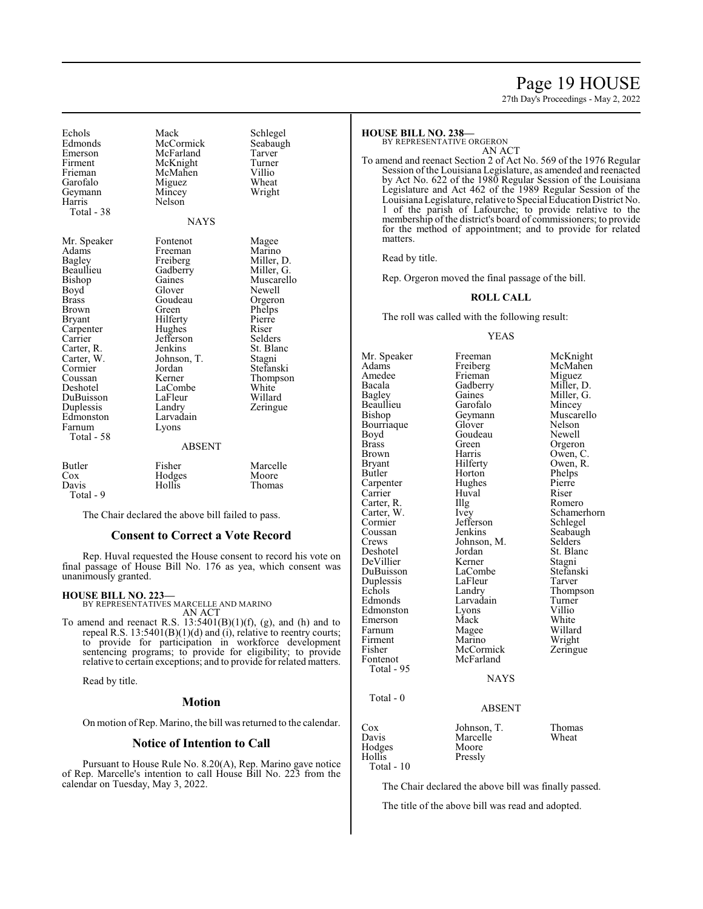| | | |
|---|---|---|
| Echols | Mack | Schlegel |
| Edmonds | McCormick | Seabaugh |
| Emerson | McFarland | Tarver |
| Firment | McKnight | Turner |
| Frieman | McMahen | Villio |
| Garofalo | Miguez | Wheat |
| Geymann | Mincey | Wright |
| Harris | Nelson | |
| Total - 38 | | |

NAYS

| | | |
|---|---|---|
| Mr. Speaker | Fontenot | Magee |
| Adams | Freeman | Marino |
| Bagley | Freiberg | Miller, D. |
| Beaullieu | Gadberry | Miller, G. |
| Bishop | Gaines | Muscarello |
| Boyd | Glover | Newell |
| Brass | Goudeau | Orgeron |
| Brown | Green | Phelps |
| Bryant | Hilferty | Pierre |
| Carpenter | Hughes | Riser |
| Carrier | Jefferson | Selders |
| Carter, R. | Jenkins | St. Blanc |
| Carter, W. | Johnson, T. | Stagni |
| Cormier | Jordan | Stefanski |
| Coussan | Kerner | Thompson |
| Deshotel | LaCombe | White |
| DuBuisson | LaFleur | Willard |
| Duplessis | Landry | Zeringue |
| Edmonston | Larvadain | |
| Farnum | Lyons | |
| Total - 58 | | |

ABSENT

| | | |
|---|---|---|
| Butler | Fisher | Marcelle |
| Cox | Hodges | Moore |
| Davis | Hollis | Thomas |
| Total - 9 | | |

The Chair declared the above bill failed to pass.

## Consent to Correct a Vote Record

Rep. Huval requested the House consent to record his vote on final passage of House Bill No. 176 as yea, which consent was unanimously granted.

**HOUSE BILL NO. 223—**
BY REPRESENTATIVES MARCELLE AND MARINO
AN ACT

To amend and reenact R.S. 13:5401(B)(1)(f), (g), and (h) and to repeal R.S. 13:5401(B)(1)(d) and (i), relative to reentry courts; to provide for participation in workforce development sentencing programs; to provide for eligibility; to provide relative to certain exceptions; and to provide for related matters.

Read by title.

## Motion

On motion of Rep. Marino, the bill was returned to the calendar.

## Notice of Intention to Call

Pursuant to House Rule No. 8.20(A), Rep. Marino gave notice of Rep. Marcelle's intention to call House Bill No. 223 from the calendar on Tuesday, May 3, 2022.

**HOUSE BILL NO. 238—**
BY REPRESENTATIVE ORGERON
AN ACT

To amend and reenact Section 2 of Act No. 569 of the 1976 Regular Session of the Louisiana Legislature, as amended and reenacted by Act No. 622 of the 1980 Regular Session of the Louisiana Legislature and Act 462 of the 1989 Regular Session of the Louisiana Legislature, relative to Special Education District No. 1 of the parish of Lafourche; to provide relative to the membership of the district's board of commissioners; to provide for the method of appointment; and to provide for related matters.

Read by title.

Rep. Orgeron moved the final passage of the bill.

**ROLL CALL**

The roll was called with the following result:

YEAS

| | | |
|---|---|---|
| Mr. Speaker | Freeman | McKnight |
| Adams | Freiberg | McMahen |
| Amedee | Frieman | Miguez |
| Bacala | Gadberry | Miller, D. |
| Bagley | Gaines | Miller, G. |
| Beaullieu | Garofalo | Mincey |
| Bishop | Geymann | Muscarello |
| Bourriaque | Glover | Nelson |
| Boyd | Goudeau | Newell |
| Brass | Green | Orgeron |
| Brown | Harris | Owen, C. |
| Bryant | Hilferty | Owen, R. |
| Butler | Horton | Phelps |
| Carpenter | Hughes | Pierre |
| Carrier | Huval | Riser |
| Carter, R. | Illg | Romero |
| Carter, W. | Ivey | Schamerhorn |
| Cormier | Jefferson | Schlegel |
| Coussan | Jenkins | Seabaugh |
| Crews | Johnson, M. | Selders |
| Deshotel | Jordan | St. Blanc |
| DeVillier | Kerner | Stagni |
| DuBuisson | LaCombe | Stefanski |
| Duplessis | LaFleur | Tarver |
| Echols | Landry | Thompson |
| Edmonds | Larvadain | Turner |
| Edmonston | Lyons | Villio |
| Emerson | Mack | White |
| Farnum | Magee | Willard |
| Firment | Marino | Wright |
| Fisher | McCormick | Zeringue |
| Fontenot | McFarland | |
| Total - 95 | | |

NAYS

Total - 0

ABSENT

| | | |
|---|---|---|
| Cox | Johnson, T. | Thomas |
| Davis | Marcelle | Wheat |
| Hodges | Moore | |
| Hollis | Pressly | |
| Total - 10 | | |

The Chair declared the above bill was finally passed.

The title of the above bill was read and adopted.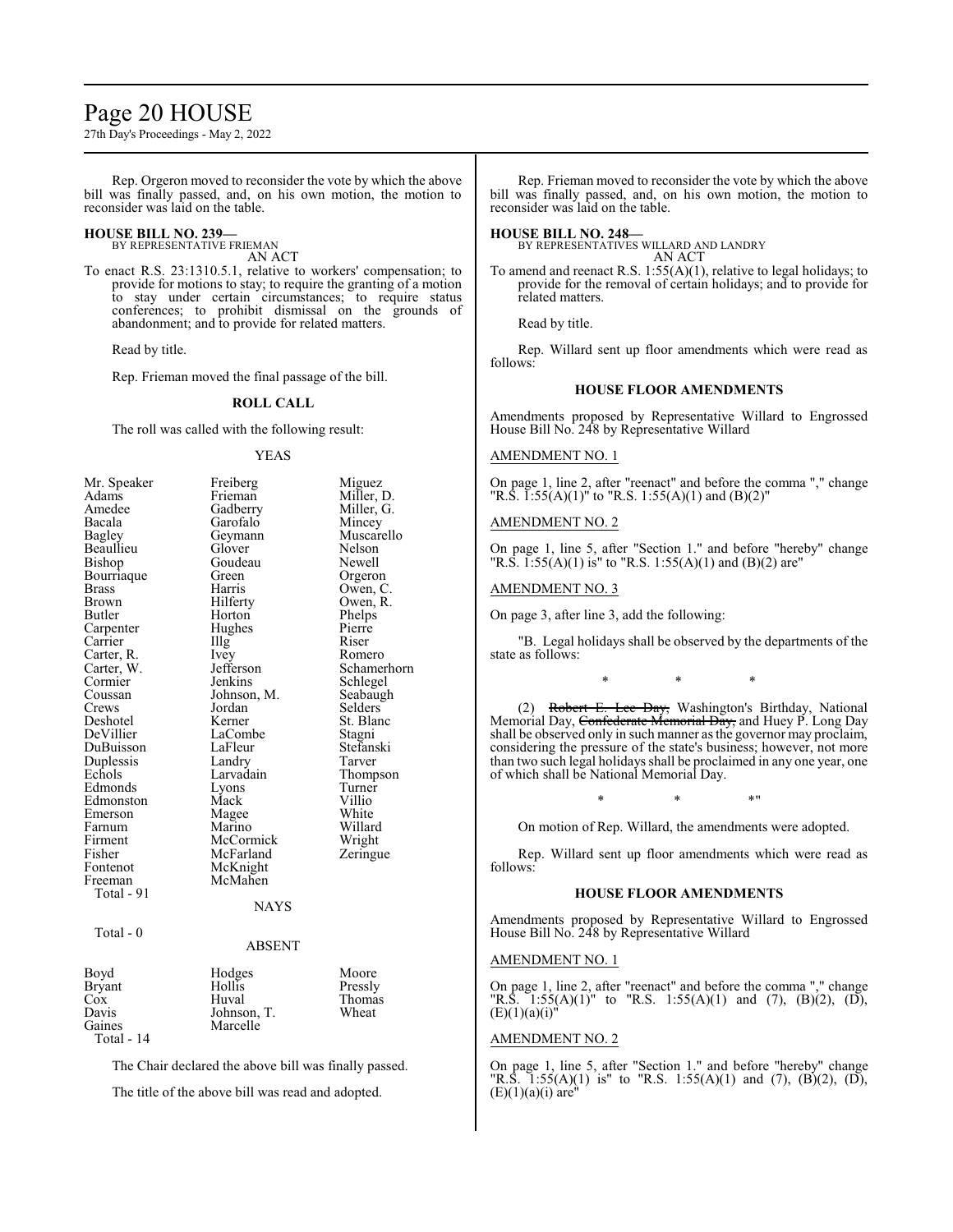Rep. Orgeron moved to reconsider the vote by which the above bill was finally passed, and, on his own motion, the motion to reconsider was laid on the table.

**HOUSE BILL NO. 239—**
BY REPRESENTATIVE FRIEMAN
AN ACT

To enact R.S. 23:1310.5.1, relative to workers' compensation; to provide for motions to stay; to require the granting of a motion to stay under certain circumstances; to require status conferences; to prohibit dismissal on the grounds of abandonment; and to provide for related matters.

Read by title.

Rep. Frieman moved the final passage of the bill.

**ROLL CALL**

The roll was called with the following result:

YEAS

| | | |
|---|---|---|
| Mr. Speaker | Freiberg | Miguez |
| Adams | Frieman | Miller, D. |
| Amedee | Gadberry | Miller, G. |
| Bacala | Garofalo | Mincey |
| Bagley | Geymann | Muscarello |
| Beaullieu | Glover | Nelson |
| Bishop | Goudeau | Newell |
| Bourriaque | Green | Orgeron |
| Brass | Harris | Owen, C. |
| Brown | Hilferty | Owen, R. |
| Butler | Horton | Phelps |
| Carpenter | Hughes | Pierre |
| Carrier | Illg | Riser |
| Carter, R. | Ivey | Romero |
| Carter, W. | Jefferson | Schamerhorn |
| Cormier | Jenkins | Schlegel |
| Coussan | Johnson, M. | Seabaugh |
| Crews | Jordan | Selders |
| Deshotel | Kerner | St. Blanc |
| DeVillier | LaCombe | Stagni |
| DuBuisson | LaFleur | Stefanski |
| Duplessis | Landry | Tarver |
| Echols | Larvadain | Thompson |
| Edmonds | Lyons | Turner |
| Edmonston | Mack | Villio |
| Emerson | Magee | White |
| Farnum | Marino | Willard |
| Firment | McCormick | Wright |
| Fisher | McFarland | Zeringue |
| Fontenot | McKnight | |
| Freeman | McMahen | |

Total - 91

NAYS

Total - 0

ABSENT

| | | |
|---|---|---|
| Boyd | Hodges | Moore |
| Bryant | Hollis | Pressly |
| Cox | Huval | Thomas |
| Davis | Johnson, T. | Wheat |
| Gaines | Marcelle | |

Total - 14

The Chair declared the above bill was finally passed.

The title of the above bill was read and adopted.

Rep. Frieman moved to reconsider the vote by which the above bill was finally passed, and, on his own motion, the motion to reconsider was laid on the table.

**HOUSE BILL NO. 248—**
BY REPRESENTATIVES WILLARD AND LANDRY
AN ACT

To amend and reenact R.S. 1:55(A)(1), relative to legal holidays; to provide for the removal of certain holidays; and to provide for related matters.

Read by title.

Rep. Willard sent up floor amendments which were read as follows:

**HOUSE FLOOR AMENDMENTS**

Amendments proposed by Representative Willard to Engrossed House Bill No. 248 by Representative Willard

AMENDMENT NO. 1

On page 1, line 2, after "reenact" and before the comma "," change "R.S. 1:55(A)(1)" to "R.S. 1:55(A)(1) and (B)(2)"

AMENDMENT NO. 2

On page 1, line 5, after "Section 1." and before "hereby" change "R.S. 1:55(A)(1) is" to "R.S. 1:55(A)(1) and (B)(2) are"

AMENDMENT NO. 3

On page 3, after line 3, add the following:

"B. Legal holidays shall be observed by the departments of the state as follows:

\* \* \*

(2) ~~Robert E. Lee Day,~~ Washington's Birthday, National Memorial Day, ~~Confederate Memorial Day,~~ and Huey P. Long Day shall be observed only in such manner as the governor may proclaim, considering the pressure of the state's business; however, not more than two such legal holidays shall be proclaimed in any one year, one of which shall be National Memorial Day.

\* \* \*"

On motion of Rep. Willard, the amendments were adopted.

Rep. Willard sent up floor amendments which were read as follows:

**HOUSE FLOOR AMENDMENTS**

Amendments proposed by Representative Willard to Engrossed House Bill No. 248 by Representative Willard

AMENDMENT NO. 1

On page 1, line 2, after "reenact" and before the comma "," change "R.S. 1:55(A)(1)" to "R.S. 1:55(A)(1) and (7), (B)(2), (D), (E)(1)(a)(i)"

AMENDMENT NO. 2

On page 1, line 5, after "Section 1." and before "hereby" change "R.S. 1:55(A)(1) is" to "R.S. 1:55(A)(1) and (7), (B)(2), (D), (E)(1)(a)(i) are"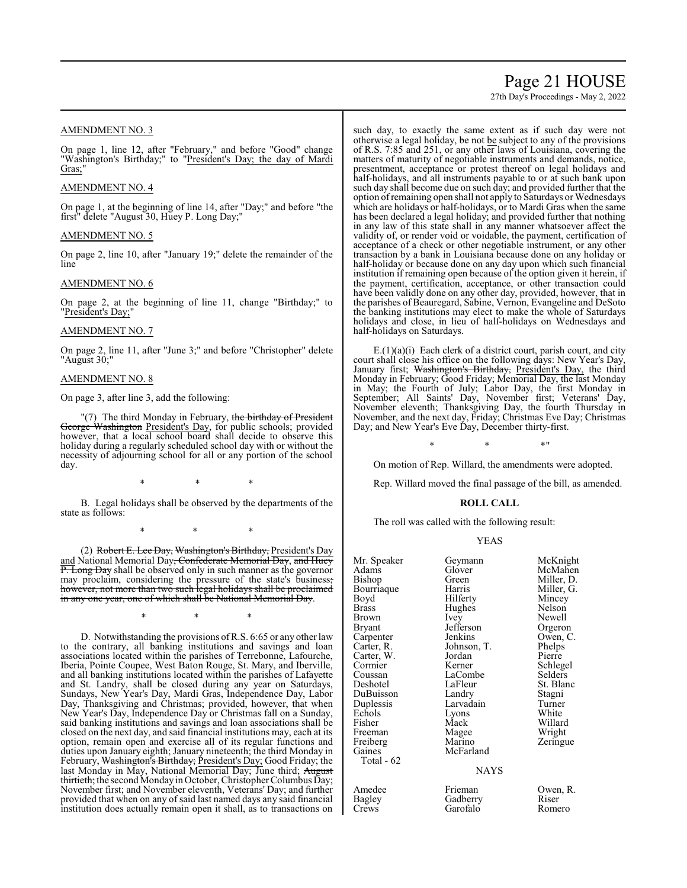AMENDMENT NO. 3

On page 1, line 12, after "February," and before "Good" change "Washington's Birthday;" to "President's Day; the day of Mardi Gras;"

AMENDMENT NO. 4

On page 1, at the beginning of line 14, after "Day;" and before "the first" delete "August 30, Huey P. Long Day;"

AMENDMENT NO. 5

On page 2, line 10, after "January 19;" delete the remainder of the line

AMENDMENT NO. 6

On page 2, at the beginning of line 11, change "Birthday;" to "President's Day;"

AMENDMENT NO. 7

On page 2, line 11, after "June 3;" and before "Christopher" delete "August 30;"

AMENDMENT NO. 8

On page 3, after line 3, add the following:

"(7) The third Monday in February, ~~the birthday of President George Washington~~ President's Day, for public schools; provided however, that a local school board shall decide to observe this holiday during a regularly scheduled school day with or without the necessity of adjourning school for all or any portion of the school day.

\* \* \*

B. Legal holidays shall be observed by the departments of the state as follows:

\* \* \*

(2) ~~Robert E. Lee Day, Washington's Birthday,~~ President's Day and National Memorial Day~~, Confederate Memorial Day, and Huey P. Long Day~~ shall be observed only in such manner as the governor may proclaim, considering the pressure of the state's business~~; however, not more than two such legal holidays shall be proclaimed in any one year, one of which shall be National Memorial Day~~.

\* \* \*

D. Notwithstanding the provisions of R.S. 6:65 or any other law to the contrary, all banking institutions and savings and loan associations located within the parishes of Terrebonne, Lafourche, Iberia, Pointe Coupee, West Baton Rouge, St. Mary, and Iberville, and all banking institutions located within the parishes of Lafayette and St. Landry, shall be closed during any year on Saturdays, Sundays, New Year's Day, Mardi Gras, Independence Day, Labor Day, Thanksgiving and Christmas; provided, however, that when New Year's Day, Independence Day or Christmas fall on a Sunday, said banking institutions and savings and loan associations shall be closed on the next day, and said financial institutions may, each at its option, remain open and exercise all of its regular functions and duties upon January eighth; January nineteenth; the third Monday in February, ~~Washington's Birthday;~~ President's Day; Good Friday; the last Monday in May, National Memorial Day; June third; ~~August thirtieth;~~ the second Monday in October, Christopher Columbus Day; November first; and November eleventh, Veterans' Day; and further provided that when on any of said last named days any said financial institution does actually remain open it shall, as to transactions on such day, to exactly the same extent as if such day were not otherwise a legal holiday, ~~be~~ not be subject to any of the provisions of R.S. 7:85 and 251, or any other laws of Louisiana, covering the matters of maturity of negotiable instruments and demands, notice, presentment, acceptance or protest thereof on legal holidays and half-holidays, and all instruments payable to or at such bank upon such day shall become due on such day; and provided further that the option of remaining open shall not apply to Saturdays or Wednesdays which are holidays or half-holidays, or to Mardi Gras when the same has been declared a legal holiday; and provided further that nothing in any law of this state shall in any manner whatsoever affect the validity of, or render void or voidable, the payment, certification of acceptance of a check or other negotiable instrument, or any other transaction by a bank in Louisiana because done on any holiday or half-holiday or because done on any day upon which such financial institution if remaining open because of the option given it herein, if the payment, certification, acceptance, or other transaction could have been validly done on any other day, provided, however, that in the parishes of Beauregard, Sabine, Vernon, Evangeline and DeSoto the banking institutions may elect to make the whole of Saturdays holidays and close, in lieu of half-holidays on Wednesdays and half-holidays on Saturdays.

E.(1)(a)(i) Each clerk of a district court, parish court, and city court shall close his office on the following days: New Year's Day, January first; ~~Washington's Birthday,~~ President's Day, the third Monday in February; Good Friday; Memorial Day, the last Monday in May; the Fourth of July; Labor Day, the first Monday in September; All Saints' Day, November first; Veterans' Day, November eleventh; Thanksgiving Day, the fourth Thursday in November, and the next day, Friday; Christmas Eve Day; Christmas Day; and New Year's Eve Day, December thirty-first.

\* \* \*"

On motion of Rep. Willard, the amendments were adopted.

Rep. Willard moved the final passage of the bill, as amended.

**ROLL CALL**

The roll was called with the following result:

YEAS

| | | |
|---|---|---|
| Mr. Speaker | Geymann | McKnight |
| Adams | Glover | McMahen |
| Bishop | Green | Miller, D. |
| Bourriaque | Harris | Miller, G. |
| Boyd | Hilferty | Mincey |
| Brass | Hughes | Nelson |
| Brown | Ivey | Newell |
| Bryant | Jefferson | Orgeron |
| Carpenter | Jenkins | Owen, C. |
| Carter, R. | Johnson, T. | Phelps |
| Carter, W. | Jordan | Pierre |
| Cormier | Kerner | Schlegel |
| Coussan | LaCombe | Selders |
| Deshotel | LaFleur | St. Blanc |
| DuBuisson | Landry | Stagni |
| Duplessis | Larvadain | Turner |
| Echols | Lyons | White |
| Fisher | Mack | Willard |
| Freeman | Magee | Wright |
| Freiberg | Marino | Zeringue |
| Gaines | McFarland | |

Total - 62

NAYS

| | | |
|---|---|---|
| Amedee | Frieman | Owen, R. |
| Bagley | Gadberry | Riser |
| Crews | Garofalo | Romero |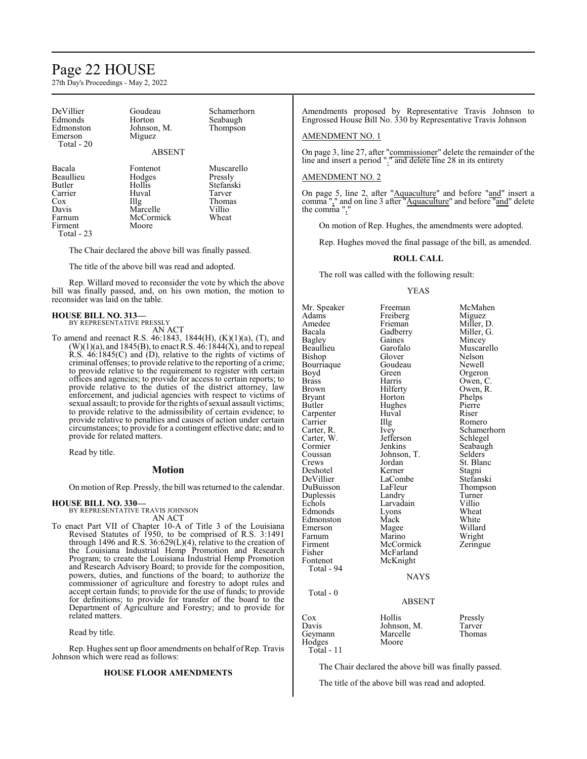| | | |
|---|---|---|
| DeVillier | Goudeau | Schamerhorn |
| Edmonds | Horton | Seabaugh |
| Edmonston | Johnson, M. | Thompson |
| Emerson | Miguez | |
| Total - 20 | | |

ABSENT

| | | |
|---|---|---|
| Bacala | Fontenot | Muscarello |
| Beaullieu | Hodges | Pressly |
| Butler | Hollis | Stefanski |
| Carrier | Huval | Tarver |
| Cox | Illg | Thomas |
| Davis | Marcelle | Villio |
| Farnum | McCormick | Wheat |
| Firment | Moore | |
| Total - 23 | | |

The Chair declared the above bill was finally passed.

The title of the above bill was read and adopted.

Rep. Willard moved to reconsider the vote by which the above bill was finally passed, and, on his own motion, the motion to reconsider was laid on the table.

**HOUSE BILL NO. 313—**
BY REPRESENTATIVE PRESSLY
AN ACT

To amend and reenact R.S. 46:1843, 1844(H), (K)(1)(a), (T), and (W)(1)(a), and 1845(B), to enact R.S. 46:1844(X), and to repeal R.S. 46:1845(C) and (D), relative to the rights of victims of criminal offenses; to provide relative to the reporting of a crime; to provide relative to the requirement to register with certain offices and agencies; to provide for access to certain reports; to provide relative to the duties of the district attorney, law enforcement, and judicial agencies with respect to victims of sexual assault; to provide for the rights of sexual assault victims; to provide relative to the admissibility of certain evidence; to provide relative to penalties and causes of action under certain circumstances; to provide for a contingent effective date; and to provide for related matters.

Read by title.

## Motion

On motion of Rep. Pressly, the bill was returned to the calendar.

**HOUSE BILL NO. 330—**
BY REPRESENTATIVE TRAVIS JOHNSON
AN ACT

To enact Part VII of Chapter 10-A of Title 3 of the Louisiana Revised Statutes of 1950, to be comprised of R.S. 3:1491 through 1496 and R.S. 36:629(L)(4), relative to the creation of the Louisiana Industrial Hemp Promotion and Research Program; to create the Louisiana Industrial Hemp Promotion and Research Advisory Board; to provide for the composition, powers, duties, and functions of the board; to authorize the commissioner of agriculture and forestry to adopt rules and accept certain funds; to provide for the use of funds; to provide for definitions; to provide for transfer of the board to the Department of Agriculture and Forestry; and to provide for related matters.

Read by title.

Rep. Hughes sent up floor amendments on behalf of Rep. Travis Johnson which were read as follows:

**HOUSE FLOOR AMENDMENTS**

Amendments proposed by Representative Travis Johnson to Engrossed House Bill No. 330 by Representative Travis Johnson

AMENDMENT NO. 1

On page 3, line 27, after "commissioner" delete the remainder of the line and insert a period "." and delete line 28 in its entirety

AMENDMENT NO. 2

On page 5, line 2, after "Aquaculture" and before "and" insert a comma "," and on line 3 after "Aquaculture" and before "and" delete the comma ","

On motion of Rep. Hughes, the amendments were adopted.

Rep. Hughes moved the final passage of the bill, as amended.

**ROLL CALL**

The roll was called with the following result:

YEAS

| | | |
|---|---|---|
| Mr. Speaker | Freeman | McMahen |
| Adams | Freiberg | Miguez |
| Amedee | Frieman | Miller, D. |
| Bacala | Gadberry | Miller, G. |
| Bagley | Gaines | Mincey |
| Beaullieu | Garofalo | Muscarello |
| Bishop | Glover | Nelson |
| Bourriaque | Goudeau | Newell |
| Boyd | Green | Orgeron |
| Brass | Harris | Owen, C. |
| Brown | Hilferty | Owen, R. |
| Bryant | Horton | Phelps |
| Butler | Hughes | Pierre |
| Carpenter | Huval | Riser |
| Carrier | Illg | Romero |
| Carter, R. | Ivey | Schamerhorn |
| Carter, W. | Jefferson | Schlegel |
| Cormier | Jenkins | Seabaugh |
| Coussan | Johnson, T. | Selders |
| Crews | Jordan | St. Blanc |
| Deshotel | Kerner | Stagni |
| DeVillier | LaCombe | Stefanski |
| DuBuisson | LaFleur | Thompson |
| Duplessis | Landry | Turner |
| Echols | Larvadain | Villio |
| Edmonds | Lyons | Wheat |
| Edmonston | Mack | White |
| Emerson | Magee | Willard |
| Farnum | Marino | Wright |
| Firment | McCormick | Zeringue |
| Fisher | McFarland | |
| Fontenot | McKnight | |
| Total - 94 | | |

NAYS

Total - 0

ABSENT

| | | |
|---|---|---|
| Cox | Hollis | Pressly |
| Davis | Johnson, M. | Tarver |
| Geymann | Marcelle | Thomas |
| Hodges | Moore | |
| Total - 11 | | |

The Chair declared the above bill was finally passed.

The title of the above bill was read and adopted.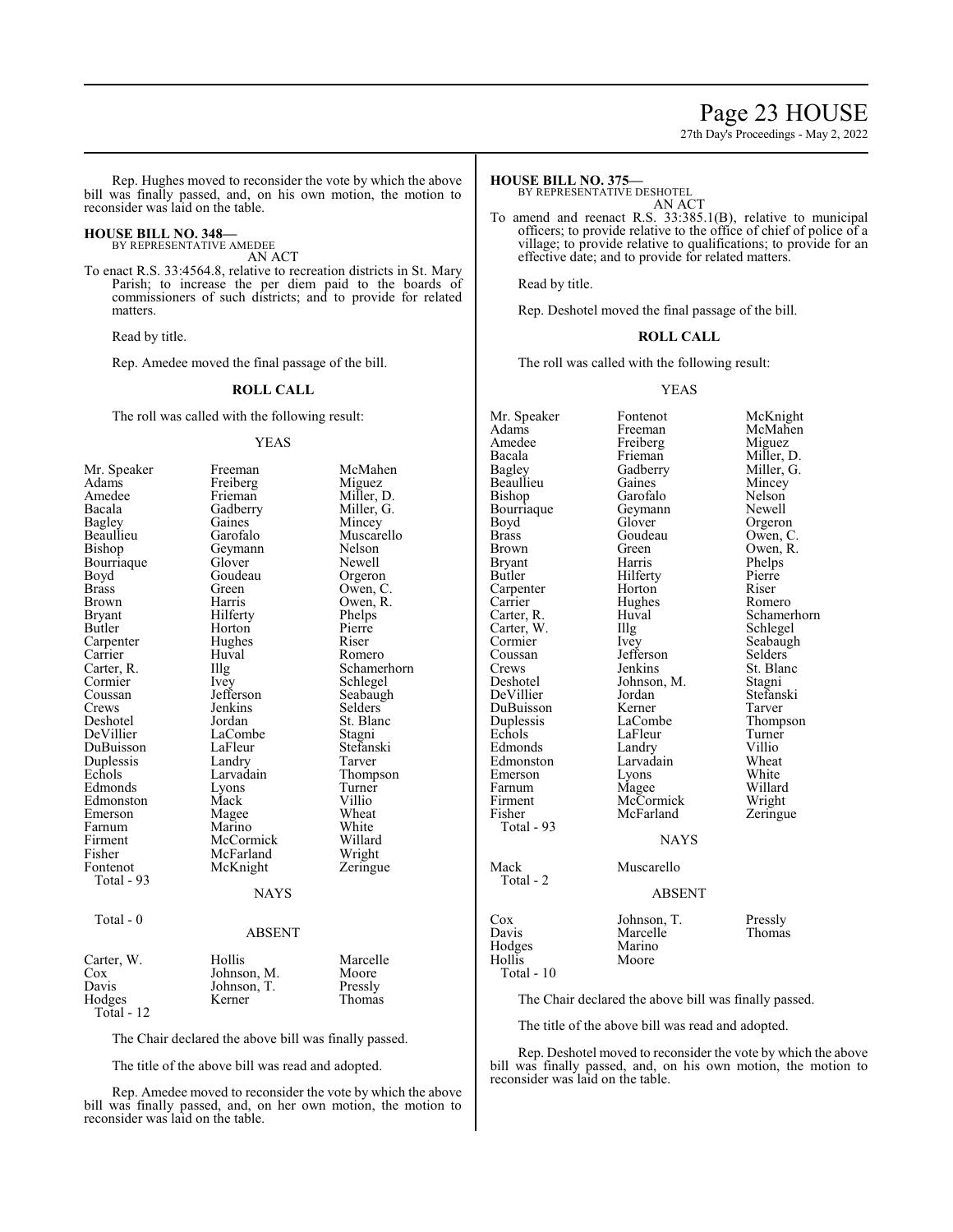Rep. Hughes moved to reconsider the vote by which the above bill was finally passed, and, on his own motion, the motion to reconsider was laid on the table.

**HOUSE BILL NO. 348—**
BY REPRESENTATIVE AMEDEE
AN ACT

To enact R.S. 33:4564.8, relative to recreation districts in St. Mary Parish; to increase the per diem paid to the boards of commissioners of such districts; and to provide for related matters.

Read by title.

Rep. Amedee moved the final passage of the bill.

**ROLL CALL**

The roll was called with the following result:

YEAS

| | | |
|---|---|---|
| Mr. Speaker | Freeman | McMahen |
| Adams | Freiberg | Miguez |
| Amedee | Frieman | Miller, D. |
| Bacala | Gadberry | Miller, G. |
| Bagley | Gaines | Mincey |
| Beaullieu | Garofalo | Muscarello |
| Bishop | Geymann | Nelson |
| Bourriaque | Glover | Newell |
| Boyd | Goudeau | Orgeron |
| Brass | Green | Owen, C. |
| Brown | Harris | Owen, R. |
| Bryant | Hilferty | Phelps |
| Butler | Horton | Pierre |
| Carpenter | Hughes | Riser |
| Carrier | Huval | Romero |
| Carter, R. | Illg | Schamerhorn |
| Cormier | Ivey | Schlegel |
| Coussan | Jefferson | Seabaugh |
| Crews | Jenkins | Selders |
| Deshotel | Jordan | St. Blanc |
| DeVillier | LaCombe | Stagni |
| DuBuisson | LaFleur | Stefanski |
| Duplessis | Landry | Tarver |
| Echols | Larvadain | Thompson |
| Edmonds | Lyons | Turner |
| Edmonston | Mack | Villio |
| Emerson | Magee | Wheat |
| Farnum | Marino | White |
| Firment | McCormick | Willard |
| Fisher | McFarland | Wright |
| Fontenot | McKnight | Zeringue |

Total - 93

NAYS

Total - 0

ABSENT

| | | |
|---|---|---|
| Carter, W. | Hollis | Marcelle |
| Cox | Johnson, M. | Moore |
| Davis | Johnson, T. | Pressly |
| Hodges | Kerner | Thomas |

Total - 12

The Chair declared the above bill was finally passed.

The title of the above bill was read and adopted.

Rep. Amedee moved to reconsider the vote by which the above bill was finally passed, and, on her own motion, the motion to reconsider was laid on the table.

**HOUSE BILL NO. 375—**
BY REPRESENTATIVE DESHOTEL
AN ACT

To amend and reenact R.S. 33:385.1(B), relative to municipal officers; to provide relative to the office of chief of police of a village; to provide relative to qualifications; to provide for an effective date; and to provide for related matters.

Read by title.

Rep. Deshotel moved the final passage of the bill.

**ROLL CALL**

The roll was called with the following result:

YEAS

| | | |
|---|---|---|
| Mr. Speaker | Fontenot | McKnight |
| Adams | Freeman | McMahen |
| Amedee | Freiberg | Miguez |
| Bacala | Frieman | Miller, D. |
| Bagley | Gadberry | Miller, G. |
| Beaullieu | Gaines | Mincey |
| Bishop | Garofalo | Nelson |
| Bourriaque | Geymann | Newell |
| Boyd | Glover | Orgeron |
| Brass | Goudeau | Owen, C. |
| Brown | Green | Owen, R. |
| Bryant | Harris | Phelps |
| Butler | Hilferty | Pierre |
| Carpenter | Horton | Riser |
| Carrier | Hughes | Romero |
| Carter, R. | Huval | Schamerhorn |
| Carter, W. | Illg | Schlegel |
| Cormier | Ivey | Seabaugh |
| Coussan | Jefferson | Selders |
| Crews | Jenkins | St. Blanc |
| Deshotel | Johnson, M. | Stagni |
| DeVillier | Jordan | Stefanski |
| DuBuisson | Kerner | Tarver |
| Duplessis | LaCombe | Thompson |
| Echols | LaFleur | Turner |
| Edmonds | Landry | Villio |
| Edmonston | Larvadain | Wheat |
| Emerson | Lyons | White |
| Farnum | Magee | Willard |
| Firment | McCormick | Wright |
| Fisher | McFarland | Zeringue |

Total - 93

NAYS

| | |
|---|---|
| Mack | Muscarello |

Total - 2

ABSENT

| | | |
|---|---|---|
| Cox | Johnson, T. | Pressly |
| Davis | Marcelle | Thomas |
| Hodges | Marino | |
| Hollis | Moore | |

Total - 10

The Chair declared the above bill was finally passed.

The title of the above bill was read and adopted.

Rep. Deshotel moved to reconsider the vote by which the above bill was finally passed, and, on his own motion, the motion to reconsider was laid on the table.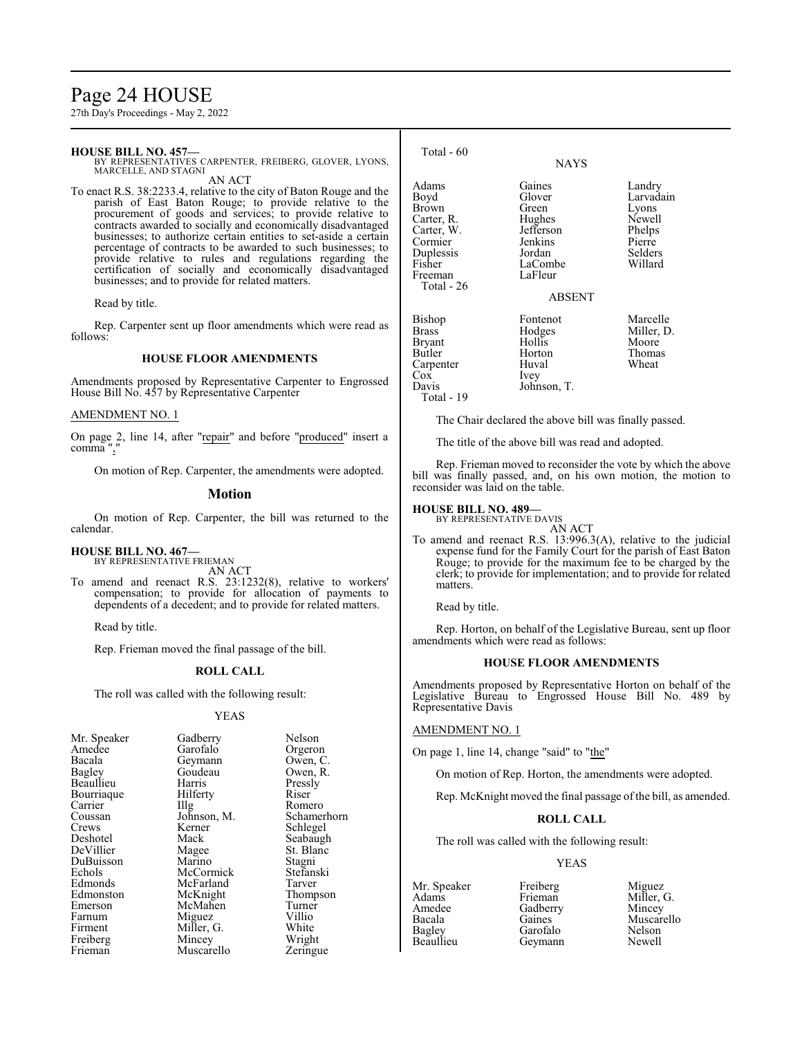**HOUSE BILL NO. 457—**
BY REPRESENTATIVES CARPENTER, FREIBERG, GLOVER, LYONS, MARCELLE, AND STAGNI

AN ACT

To enact R.S. 38:2233.4, relative to the city of Baton Rouge and the parish of East Baton Rouge; to provide relative to the procurement of goods and services; to provide relative to contracts awarded to socially and economically disadvantaged businesses; to authorize certain entities to set-aside a certain percentage of contracts to be awarded to such businesses; to provide relative to rules and regulations regarding the certification of socially and economically disadvantaged businesses; and to provide for related matters.

Read by title.

Rep. Carpenter sent up floor amendments which were read as follows:

### HOUSE FLOOR AMENDMENTS

Amendments proposed by Representative Carpenter to Engrossed House Bill No. 457 by Representative Carpenter

AMENDMENT NO. 1

On page 2, line 14, after "repair" and before "produced" insert a comma ","

On motion of Rep. Carpenter, the amendments were adopted.

## Motion

On motion of Rep. Carpenter, the bill was returned to the calendar.

**HOUSE BILL NO. 467—**
BY REPRESENTATIVE FRIEMAN

AN ACT

To amend and reenact R.S. 23:1232(8), relative to workers' compensation; to provide for allocation of payments to dependents of a decedent; and to provide for related matters.

Read by title.

Rep. Frieman moved the final passage of the bill.

### ROLL CALL

The roll was called with the following result:

YEAS

| | | |
|---|---|---|
| Mr. Speaker | Gadberry | Nelson |
| Amedee | Garofalo | Orgeron |
| Bacala | Geymann | Owen, C. |
| Bagley | Goudeau | Owen, R. |
| Beaullieu | Harris | Pressly |
| Bourriaque | Hilferty | Riser |
| Carrier | Illg | Romero |
| Coussan | Johnson, M. | Schamerhorn |
| Crews | Kerner | Schlegel |
| Deshotel | Mack | Seabaugh |
| DeVillier | Magee | St. Blanc |
| DuBuisson | Marino | Stagni |
| Echols | McCormick | Stefanski |
| Edmonds | McFarland | Tarver |
| Edmonston | McKnight | Thompson |
| Emerson | McMahen | Turner |
| Farnum | Miguez | Villio |
| Firment | Miller, G. | White |
| Freiberg | Mincey | Wright |
| Frieman | Muscarello | Zeringue |

Total - 60

NAYS

| | | |
|---|---|---|
| Adams | Gaines | Landry |
| Boyd | Glover | Larvadain |
| Brown | Green | Lyons |
| Carter, R. | Hughes | Newell |
| Carter, W. | Jefferson | Phelps |
| Cormier | Jenkins | Pierre |
| Duplessis | Jordan | Selders |
| Fisher | LaCombe | Willard |
| Freeman | LaFleur | |

Total - 26

ABSENT

| | | |
|---|---|---|
| Bishop | Fontenot | Marcelle |
| Brass | Hodges | Miller, D. |
| Bryant | Hollis | Moore |
| Butler | Horton | Thomas |
| Carpenter | Huval | Wheat |
| Cox | Ivey | |
| Davis | Johnson, T. | |

Total - 19

The Chair declared the above bill was finally passed.

The title of the above bill was read and adopted.

Rep. Frieman moved to reconsider the vote by which the above bill was finally passed, and, on his own motion, the motion to reconsider was laid on the table.

**HOUSE BILL NO. 489—**
BY REPRESENTATIVE DAVIS

AN ACT

To amend and reenact R.S. 13:996.3(A), relative to the judicial expense fund for the Family Court for the parish of East Baton Rouge; to provide for the maximum fee to be charged by the clerk; to provide for implementation; and to provide for related matters.

Read by title.

Rep. Horton, on behalf of the Legislative Bureau, sent up floor amendments which were read as follows:

### HOUSE FLOOR AMENDMENTS

Amendments proposed by Representative Horton on behalf of the Legislative Bureau to Engrossed House Bill No. 489 by Representative Davis

AMENDMENT NO. 1

On page 1, line 14, change "said" to "the"

On motion of Rep. Horton, the amendments were adopted.

Rep. McKnight moved the final passage of the bill, as amended.

### ROLL CALL

The roll was called with the following result:

YEAS

| | | |
|---|---|---|
| Mr. Speaker | Freiberg | Miguez |
| Adams | Frieman | Miller, G. |
| Amedee | Gadberry | Mincey |
| Bacala | Gaines | Muscarello |
| Bagley | Garofalo | Nelson |
| Beaullieu | Geymann | Newell |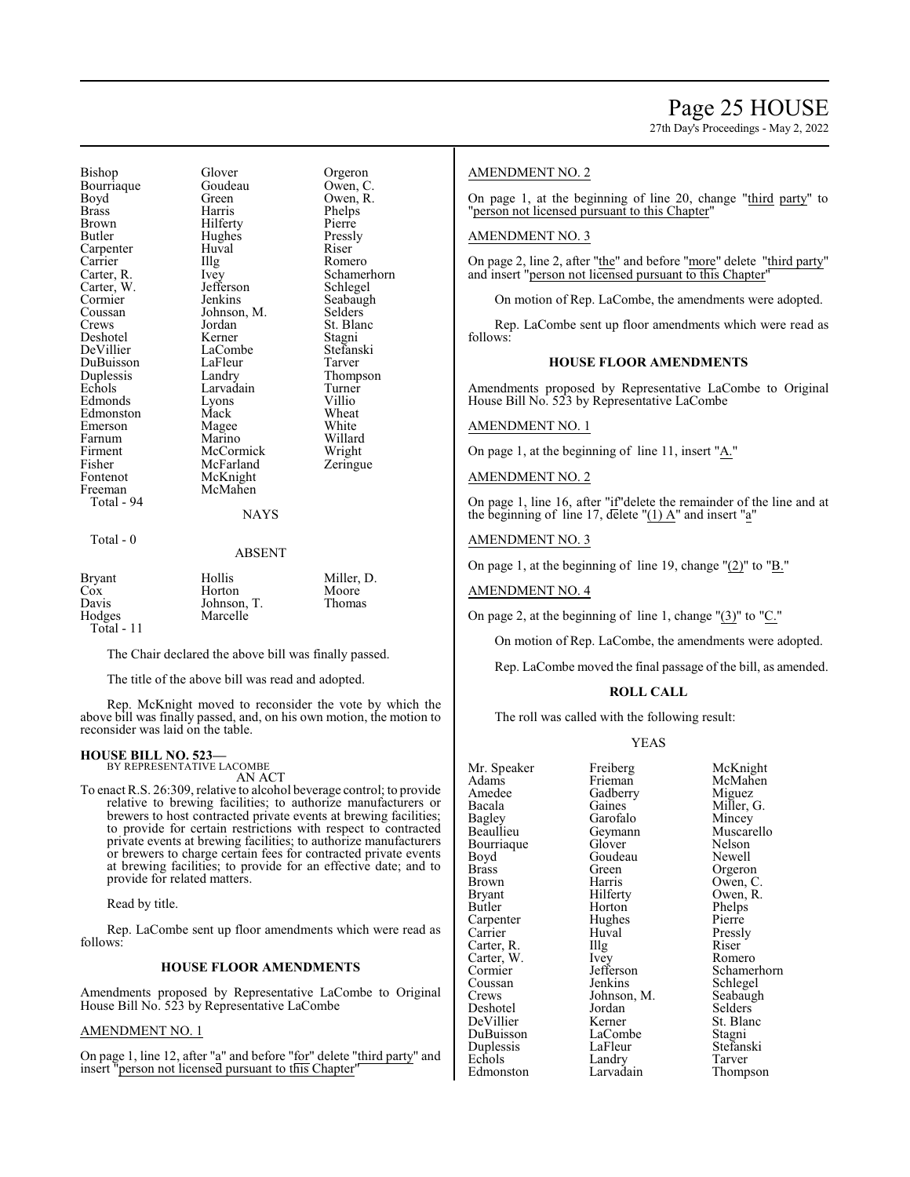| | | |
|---|---|---|
| Bishop | Glover | Orgeron |
| Bourriaque | Goudeau | Owen, C. |
| Boyd | Green | Owen, R. |
| Brass | Harris | Phelps |
| Brown | Hilferty | Pierre |
| Butler | Hughes | Pressly |
| Carpenter | Huval | Riser |
| Carrier | Illg | Romero |
| Carter, R. | Ivey | Schamerhorn |
| Carter, W. | Jefferson | Schlegel |
| Cormier | Jenkins | Seabaugh |
| Coussan | Johnson, M. | Selders |
| Crews | Jordan | St. Blanc |
| Deshotel | Kerner | Stagni |
| DeVillier | LaCombe | Stefanski |
| DuBuisson | LaFleur | Tarver |
| Duplessis | Landry | Thompson |
| Echols | Larvadain | Turner |
| Edmonds | Lyons | Villio |
| Edmonston | Mack | Wheat |
| Emerson | Magee | White |
| Farnum | Marino | Willard |
| Firment | McCormick | Wright |
| Fisher | McFarland | Zeringue |
| Fontenot | McKnight | |
| Freeman | McMahen | |

Total - 94

NAYS

Total - 0

ABSENT

| | | |
|---|---|---|
| Bryant | Hollis | Miller, D. |
| Cox | Horton | Moore |
| Davis | Johnson, T. | Thomas |
| Hodges | Marcelle | |

Total - 11

The Chair declared the above bill was finally passed.

The title of the above bill was read and adopted.

Rep. McKnight moved to reconsider the vote by which the above bill was finally passed, and, on his own motion, the motion to reconsider was laid on the table.

**HOUSE BILL NO. 523—**
BY REPRESENTATIVE LACOMBE
AN ACT

To enact R.S. 26:309, relative to alcohol beverage control; to provide relative to brewing facilities; to authorize manufacturers or brewers to host contracted private events at brewing facilities; to provide for certain restrictions with respect to contracted private events at brewing facilities; to authorize manufacturers or brewers to charge certain fees for contracted private events at brewing facilities; to provide for an effective date; and to provide for related matters.

Read by title.

Rep. LaCombe sent up floor amendments which were read as follows:

### HOUSE FLOOR AMENDMENTS

Amendments proposed by Representative LaCombe to Original House Bill No. 523 by Representative LaCombe

AMENDMENT NO. 1

On page 1, line 12, after "a" and before "for" delete "third party" and insert "person not licensed pursuant to this Chapter"

AMENDMENT NO. 2

On page 1, at the beginning of line 20, change "third party" to "person not licensed pursuant to this Chapter"

AMENDMENT NO. 3

On page 2, line 2, after "the" and before "more" delete "third party" and insert "person not licensed pursuant to this Chapter"

On motion of Rep. LaCombe, the amendments were adopted.

Rep. LaCombe sent up floor amendments which were read as follows:

### HOUSE FLOOR AMENDMENTS

Amendments proposed by Representative LaCombe to Original House Bill No. 523 by Representative LaCombe

AMENDMENT NO. 1

On page 1, at the beginning of line 11, insert "A."

AMENDMENT NO. 2

On page 1, line 16, after "if" delete the remainder of the line and at the beginning of line 17, delete "(1) A" and insert "a"

AMENDMENT NO. 3

On page 1, at the beginning of line 19, change "(2)" to "B."

AMENDMENT NO. 4

On page 2, at the beginning of line 1, change "(3)" to "C."

On motion of Rep. LaCombe, the amendments were adopted.

Rep. LaCombe moved the final passage of the bill, as amended.

### ROLL CALL

The roll was called with the following result:

YEAS

| | | |
|---|---|---|
| Mr. Speaker | Freiberg | McKnight |
| Adams | Frieman | McMahen |
| Amedee | Gadberry | Miguez |
| Bacala | Gaines | Miller, G. |
| Bagley | Garofalo | Mincey |
| Beaullieu | Geymann | Muscarello |
| Bourriaque | Glover | Nelson |
| Boyd | Goudeau | Newell |
| Brass | Green | Orgeron |
| Brown | Harris | Owen, C. |
| Bryant | Hilferty | Owen, R. |
| Butler | Horton | Phelps |
| Carpenter | Hughes | Pierre |
| Carrier | Huval | Pressly |
| Carter, R. | Illg | Riser |
| Carter, W. | Ivey | Romero |
| Cormier | Jefferson | Schamerhorn |
| Coussan | Jenkins | Schlegel |
| Crews | Johnson, M. | Seabaugh |
| Deshotel | Jordan | Selders |
| DeVillier | Kerner | St. Blanc |
| DuBuisson | LaCombe | Stagni |
| Duplessis | LaFleur | Stefanski |
| Echols | Landry | Tarver |
| Edmonston | Larvadain | Thompson |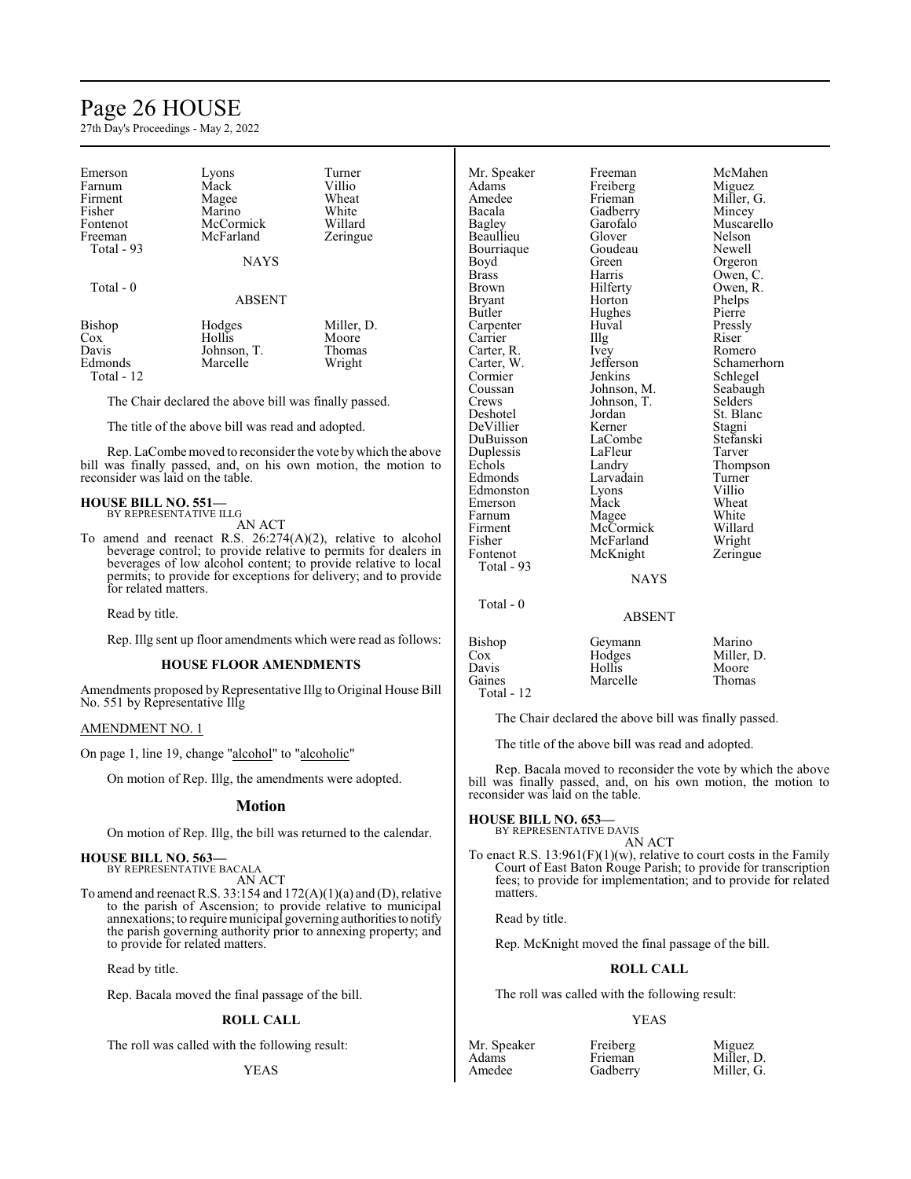| | | |
|---|---|---|
| Emerson | Lyons | Turner |
| Farnum | Mack | Villio |
| Firment | Magee | Wheat |
| Fisher | Marino | White |
| Fontenot | McCormick | Willard |
| Freeman | McFarland | Zeringue |
| Total - 93 | | |

NAYS

Total - 0

ABSENT

| | | |
|---|---|---|
| Bishop | Hodges | Miller, D. |
| Cox | Hollis | Moore |
| Davis | Johnson, T. | Thomas |
| Edmonds | Marcelle | Wright |
| Total - 12 | | |

The Chair declared the above bill was finally passed.

The title of the above bill was read and adopted.

Rep. LaCombe moved to reconsider the vote by which the above bill was finally passed, and, on his own motion, the motion to reconsider was laid on the table.

**HOUSE BILL NO. 551—**
BY REPRESENTATIVE ILLG

AN ACT

To amend and reenact R.S. 26:274(A)(2), relative to alcohol beverage control; to provide relative to permits for dealers in beverages of low alcohol content; to provide relative to local permits; to provide for exceptions for delivery; and to provide for related matters.

Read by title.

Rep. Illg sent up floor amendments which were read as follows:

**HOUSE FLOOR AMENDMENTS**

Amendments proposed by Representative Illg to Original House Bill No. 551 by Representative Illg

AMENDMENT NO. 1

On page 1, line 19, change "alcohol" to "alcoholic"

On motion of Rep. Illg, the amendments were adopted.

## Motion

On motion of Rep. Illg, the bill was returned to the calendar.

**HOUSE BILL NO. 563—**
BY REPRESENTATIVE BACALA

AN ACT

To amend and reenact R.S. 33:154 and 172(A)(1)(a) and (D), relative to the parish of Ascension; to provide relative to municipal annexations; to require municipal governing authorities to notify the parish governing authority prior to annexing property; and to provide for related matters.

Read by title.

Rep. Bacala moved the final passage of the bill.

**ROLL CALL**

The roll was called with the following result:

YEAS

| | | |
|---|---|---|
| Mr. Speaker | Freeman | McMahen |
| Adams | Freiberg | Miguez |
| Amedee | Frieman | Miller, G. |
| Bacala | Gadberry | Mincey |
| Bagley | Garofalo | Muscarello |
| Beaullieu | Glover | Nelson |
| Bourriaque | Goudeau | Newell |
| Boyd | Green | Orgeron |
| Brass | Harris | Owen, C. |
| Brown | Hilferty | Owen, R. |
| Bryant | Horton | Phelps |
| Butler | Hughes | Pierre |
| Carpenter | Huval | Pressly |
| Carrier | Illg | Riser |
| Carter, R. | Ivey | Romero |
| Carter, W. | Jefferson | Schamerhorn |
| Cormier | Jenkins | Schlegel |
| Coussan | Johnson, M. | Seabaugh |
| Crews | Johnson, T. | Selders |
| Deshotel | Jordan | St. Blanc |
| DeVillier | Kerner | Stagni |
| DuBuisson | LaCombe | Stefanski |
| Duplessis | LaFleur | Tarver |
| Echols | Landry | Thompson |
| Edmonds | Larvadain | Turner |
| Edmonston | Lyons | Villio |
| Emerson | Mack | Wheat |
| Farnum | Magee | White |
| Firment | McCormick | Willard |
| Fisher | McFarland | Wright |
| Fontenot | McKnight | Zeringue |
| Total - 93 | | |

NAYS

Total - 0

ABSENT

| | | |
|---|---|---|
| Bishop | Geymann | Marino |
| Cox | Hodges | Miller, D. |
| Davis | Hollis | Moore |
| Gaines | Marcelle | Thomas |
| Total - 12 | | |

The Chair declared the above bill was finally passed.

The title of the above bill was read and adopted.

Rep. Bacala moved to reconsider the vote by which the above bill was finally passed, and, on his own motion, the motion to reconsider was laid on the table.

**HOUSE BILL NO. 653—**
BY REPRESENTATIVE DAVIS

AN ACT

To enact R.S. 13:961(F)(1)(w), relative to court costs in the Family Court of East Baton Rouge Parish; to provide for transcription fees; to provide for implementation; and to provide for related matters.

Read by title.

Rep. McKnight moved the final passage of the bill.

**ROLL CALL**

The roll was called with the following result:

YEAS

| | | |
|---|---|---|
| Mr. Speaker | Freiberg | Miguez |
| Adams | Frieman | Miller, D. |
| Amedee | Gadberry | Miller, G. |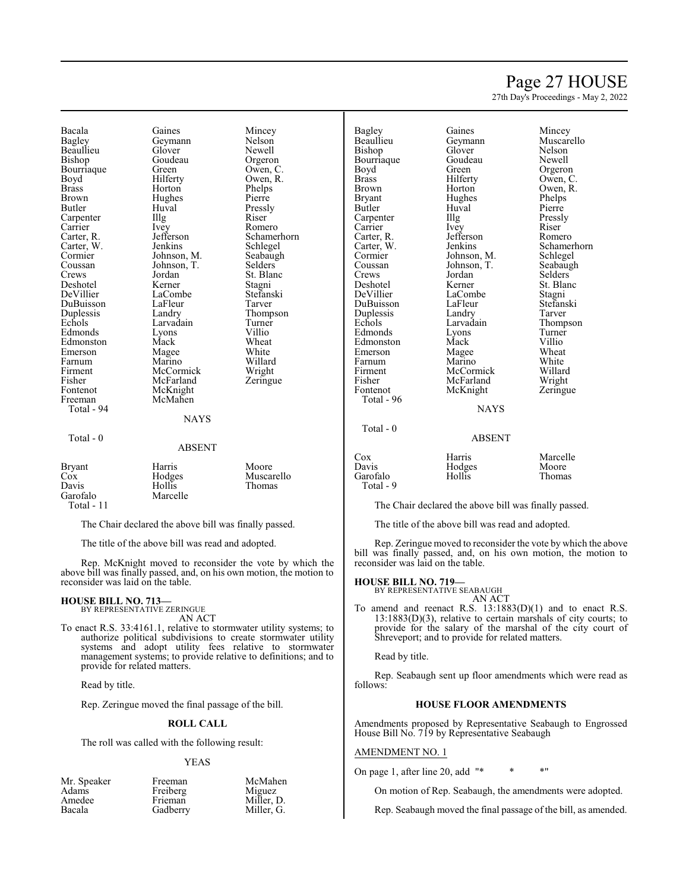| | | |
|---|---|---|
| Bacala | Gaines | Mincey |
| Bagley | Geymann | Nelson |
| Beaullieu | Glover | Newell |
| Bishop | Goudeau | Orgeron |
| Bourriaque | Green | Owen, C. |
| Boyd | Hilferty | Owen, R. |
| Brass | Horton | Phelps |
| Brown | Hughes | Pierre |
| Butler | Huval | Pressly |
| Carpenter | Illg | Riser |
| Carrier | Ivey | Romero |
| Carter, R. | Jefferson | Schamerhorn |
| Carter, W. | Jenkins | Schlegel |
| Cormier | Johnson, M. | Seabaugh |
| Coussan | Johnson, T. | Selders |
| Crews | Jordan | St. Blanc |
| Deshotel | Kerner | Stagni |
| DeVillier | LaCombe | Stefanski |
| DuBuisson | LaFleur | Tarver |
| Duplessis | Landry | Thompson |
| Echols | Larvadain | Turner |
| Edmonds | Lyons | Villio |
| Edmonston | Mack | Wheat |
| Emerson | Magee | White |
| Farnum | Marino | Willard |
| Firment | McCormick | Wright |
| Fisher | McFarland | Zeringue |
| Fontenot | McKnight | |
| Freeman | McMahen | |
| Total - 94 | | |

NAYS

Total - 0

ABSENT

| | | |
|---|---|---|
| Bryant | Harris | Moore |
| Cox | Hodges | Muscarello |
| Davis | Hollis | Thomas |
| Garofalo | Marcelle | |
| Total - 11 | | |

The Chair declared the above bill was finally passed.

The title of the above bill was read and adopted.

Rep. McKnight moved to reconsider the vote by which the above bill was finally passed, and, on his own motion, the motion to reconsider was laid on the table.

**HOUSE BILL NO. 713—**
BY REPRESENTATIVE ZERINGUE
AN ACT

To enact R.S. 33:4161.1, relative to stormwater utility systems; to authorize political subdivisions to create stormwater utility systems and adopt utility fees relative to stormwater management systems; to provide relative to definitions; and to provide for related matters.

Read by title.

Rep. Zeringue moved the final passage of the bill.

**ROLL CALL**

The roll was called with the following result:

YEAS

| | | |
|---|---|---|
| Mr. Speaker | Freeman | McMahen |
| Adams | Freiberg | Miguez |
| Amedee | Frieman | Miller, D. |
| Bacala | Gadberry | Miller, G. |
| Bagley | Gaines | Mincey |
| Beaullieu | Geymann | Muscarello |
| Bishop | Glover | Nelson |
| Bourriaque | Goudeau | Newell |
| Boyd | Green | Orgeron |
| Brass | Hilferty | Owen, C. |
| Brown | Horton | Owen, R. |
| Bryant | Hughes | Phelps |
| Butler | Huval | Pierre |
| Carpenter | Illg | Pressly |
| Carrier | Ivey | Riser |
| Carter, R. | Jefferson | Romero |
| Carter, W. | Jenkins | Schamerhorn |
| Cormier | Johnson, M. | Schlegel |
| Coussan | Johnson, T. | Seabaugh |
| Crews | Jordan | Selders |
| Deshotel | Kerner | St. Blanc |
| DeVillier | LaCombe | Stagni |
| DuBuisson | LaFleur | Stefanski |
| Duplessis | Landry | Tarver |
| Echols | Larvadain | Thompson |
| Edmonds | Lyons | Turner |
| Edmonston | Mack | Villio |
| Emerson | Magee | Wheat |
| Farnum | Marino | White |
| Firment | McCormick | Willard |
| Fisher | McFarland | Wright |
| Fontenot | McKnight | Zeringue |
| Total - 96 | | |

NAYS

Total - 0

ABSENT

| | | |
|---|---|---|
| Cox | Harris | Marcelle |
| Davis | Hodges | Moore |
| Garofalo | Hollis | Thomas |
| Total - 9 | | |

The Chair declared the above bill was finally passed.

The title of the above bill was read and adopted.

Rep. Zeringue moved to reconsider the vote by which the above bill was finally passed, and, on his own motion, the motion to reconsider was laid on the table.

**HOUSE BILL NO. 719—**
BY REPRESENTATIVE SEABAUGH
AN ACT

To amend and reenact R.S. 13:1883(D)(1) and to enact R.S. 13:1883(D)(3), relative to certain marshals of city courts; to provide for the salary of the marshal of the city court of Shreveport; and to provide for related matters.

Read by title.

Rep. Seabaugh sent up floor amendments which were read as follows:

**HOUSE FLOOR AMENDMENTS**

Amendments proposed by Representative Seabaugh to Engrossed House Bill No. 719 by Representative Seabaugh

AMENDMENT NO. 1

On page 1, after line 20, add "* * *"

On motion of Rep. Seabaugh, the amendments were adopted.

Rep. Seabaugh moved the final passage of the bill, as amended.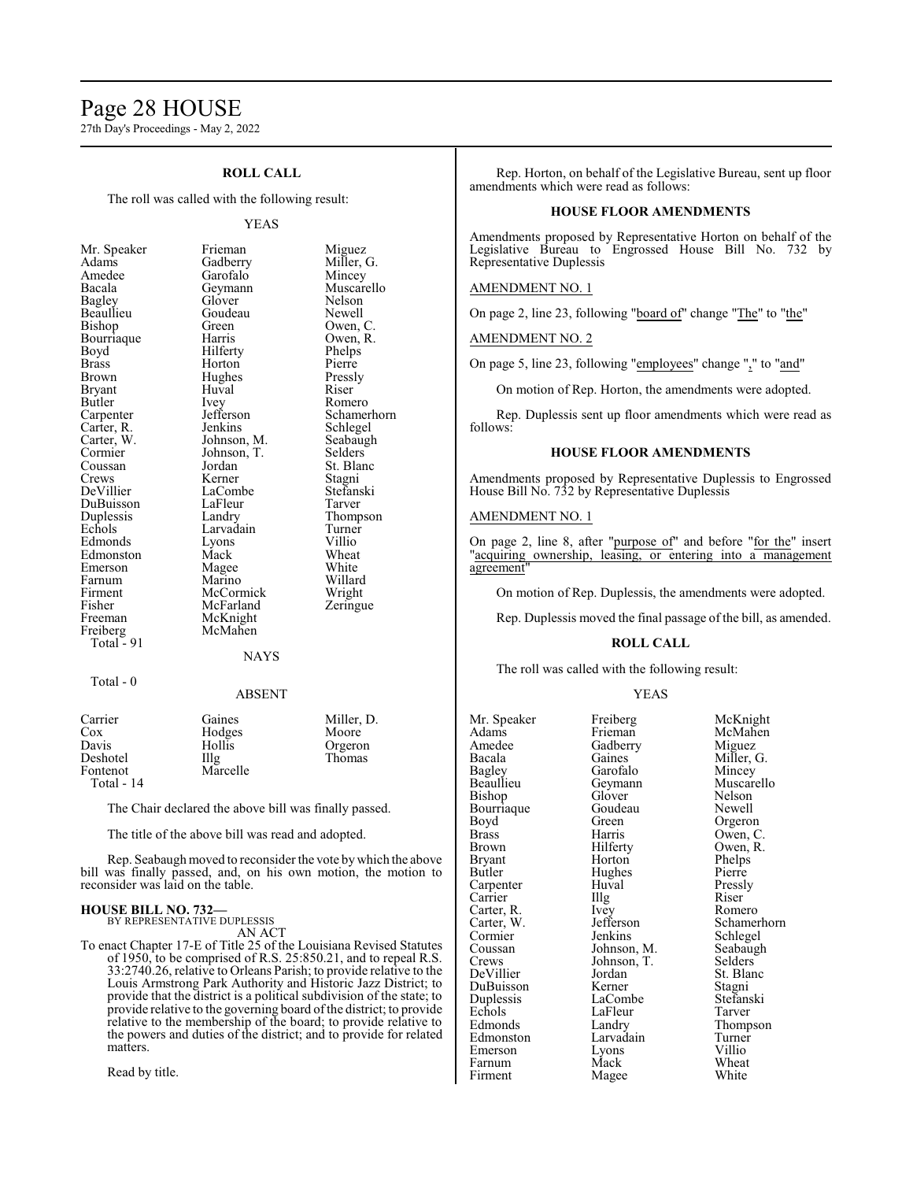### ROLL CALL

The roll was called with the following result:

YEAS

| | | |
|---|---|---|
| Mr. Speaker | Frieman | Miguez |
| Adams | Gadberry | Miller, G. |
| Amedee | Garofalo | Mincey |
| Bacala | Geymann | Muscarello |
| Bagley | Glover | Nelson |
| Beaullieu | Goudeau | Newell |
| Bishop | Green | Owen, C. |
| Bourriaque | Harris | Owen, R. |
| Boyd | Hilferty | Phelps |
| Brass | Horton | Pierre |
| Brown | Hughes | Pressly |
| Bryant | Huval | Riser |
| Butler | Ivey | Romero |
| Carpenter | Jefferson | Schamerhorn |
| Carter, R. | Jenkins | Schlegel |
| Carter, W. | Johnson, M. | Seabaugh |
| Cormier | Johnson, T. | Selders |
| Coussan | Jordan | St. Blanc |
| Crews | Kerner | Stagni |
| DeVillier | LaCombe | Stefanski |
| DuBuisson | LaFleur | Tarver |
| Duplessis | Landry | Thompson |
| Echols | Larvadain | Turner |
| Edmonds | Lyons | Villio |
| Edmonston | Mack | Wheat |
| Emerson | Magee | White |
| Farnum | Marino | Willard |
| Firment | McCormick | Wright |
| Fisher | McFarland | Zeringue |
| Freeman | McKnight | |
| Freiberg | McMahen | |

Total - 91

NAYS

Total - 0

ABSENT

| | | |
|---|---|---|
| Carrier | Gaines | Miller, D. |
| Cox | Hodges | Moore |
| Davis | Hollis | Orgeron |
| Deshotel | Illg | Thomas |
| Fontenot | Marcelle | |

Total - 14

The Chair declared the above bill was finally passed.

The title of the above bill was read and adopted.

Rep. Seabaugh moved to reconsider the vote by which the above bill was finally passed, and, on his own motion, the motion to reconsider was laid on the table.

**HOUSE BILL NO. 732—**
BY REPRESENTATIVE DUPLESSIS
AN ACT

To enact Chapter 17-E of Title 25 of the Louisiana Revised Statutes of 1950, to be comprised of R.S. 25:850.21, and to repeal R.S. 33:2740.26, relative to Orleans Parish; to provide relative to the Louis Armstrong Park Authority and Historic Jazz District; to provide that the district is a political subdivision of the state; to provide relative to the governing board of the district; to provide relative to the membership of the board; to provide relative to the powers and duties of the district; and to provide for related matters.

Read by title.

Rep. Horton, on behalf of the Legislative Bureau, sent up floor amendments which were read as follows:

### HOUSE FLOOR AMENDMENTS

Amendments proposed by Representative Horton on behalf of the Legislative Bureau to Engrossed House Bill No. 732 by Representative Duplessis

AMENDMENT NO. 1

On page 2, line 23, following "board of" change "The" to "the"

AMENDMENT NO. 2

On page 5, line 23, following "employees" change "," to "and"

On motion of Rep. Horton, the amendments were adopted.

Rep. Duplessis sent up floor amendments which were read as follows:

### HOUSE FLOOR AMENDMENTS

Amendments proposed by Representative Duplessis to Engrossed House Bill No. 732 by Representative Duplessis

AMENDMENT NO. 1

On page 2, line 8, after "purpose of" and before "for the" insert "acquiring ownership, leasing, or entering into a management agreement"

On motion of Rep. Duplessis, the amendments were adopted.

Rep. Duplessis moved the final passage of the bill, as amended.

### ROLL CALL

The roll was called with the following result:

YEAS

| | | |
|---|---|---|
| Mr. Speaker | Freiberg | McKnight |
| Adams | Frieman | McMahen |
| Amedee | Gadberry | Miguez |
| Bacala | Gaines | Miller, G. |
| Bagley | Garofalo | Mincey |
| Beaullieu | Geymann | Muscarello |
| Bishop | Glover | Nelson |
| Bourriaque | Goudeau | Newell |
| Boyd | Green | Orgeron |
| Brass | Harris | Owen, C. |
| Brown | Hilferty | Owen, R. |
| Bryant | Horton | Phelps |
| Butler | Hughes | Pierre |
| Carpenter | Huval | Pressly |
| Carrier | Illg | Riser |
| Carter, R. | Ivey | Romero |
| Carter, W. | Jefferson | Schamerhorn |
| Cormier | Jenkins | Schlegel |
| Coussan | Johnson, M. | Seabaugh |
| Crews | Johnson, T. | Selders |
| DeVillier | Jordan | St. Blanc |
| DuBuisson | Kerner | Stagni |
| Duplessis | LaCombe | Stefanski |
| Echols | LaFleur | Tarver |
| Edmonds | Landry | Thompson |
| Edmonston | Larvadain | Turner |
| Emerson | Lyons | Villio |
| Farnum | Mack | Wheat |
| Firment | Magee | White |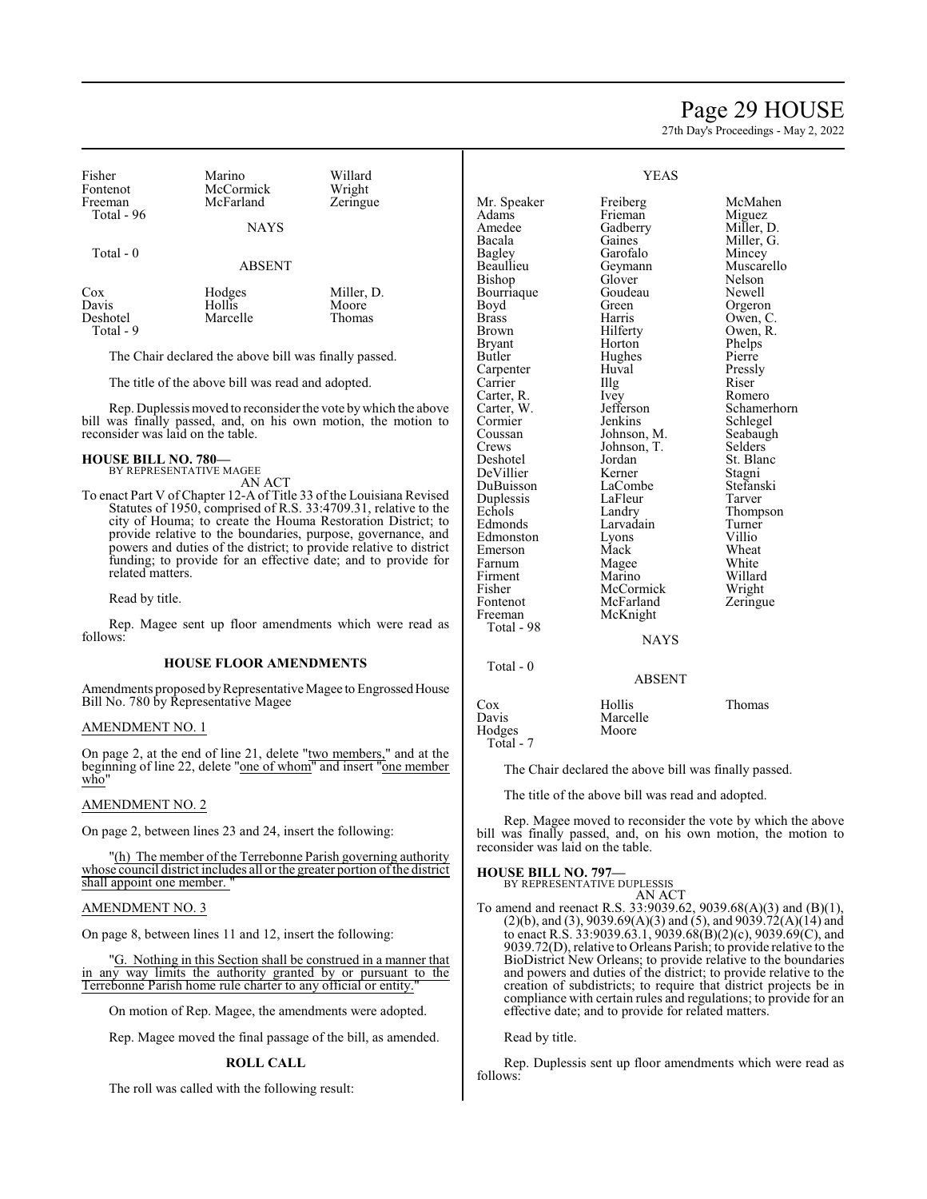| | | |
|---|---|---|
| Fisher | Marino | Willard |
| Fontenot | McCormick | Wright |
| Freeman | McFarland | Zeringue |
| Total - 96 | | |

NAYS

Total - 0

ABSENT

| | | |
|---|---|---|
| Cox | Hodges | Miller, D. |
| Davis | Hollis | Moore |
| Deshotel | Marcelle | Thomas |
| Total - 9 | | |

The Chair declared the above bill was finally passed.

The title of the above bill was read and adopted.

Rep. Duplessis moved to reconsider the vote by which the above bill was finally passed, and, on his own motion, the motion to reconsider was laid on the table.

**HOUSE BILL NO. 780—**
BY REPRESENTATIVE MAGEE

AN ACT

To enact Part V of Chapter 12-A of Title 33 of the Louisiana Revised Statutes of 1950, comprised of R.S. 33:4709.31, relative to the city of Houma; to create the Houma Restoration District; to provide relative to the boundaries, purpose, governance, and powers and duties of the district; to provide relative to district funding; to provide for an effective date; and to provide for related matters.

Read by title.

Rep. Magee sent up floor amendments which were read as follows:

**HOUSE FLOOR AMENDMENTS**

Amendments proposed by Representative Magee to Engrossed House Bill No. 780 by Representative Magee

AMENDMENT NO. 1

On page 2, at the end of line 21, delete "two members," and at the beginning of line 22, delete "one of whom" and insert "one member who"

AMENDMENT NO. 2

On page 2, between lines 23 and 24, insert the following:

"(h) The member of the Terrebonne Parish governing authority whose council district includes all or the greater portion of the district shall appoint one member. "

AMENDMENT NO. 3

On page 8, between lines 11 and 12, insert the following:

"G. Nothing in this Section shall be construed in a manner that in any way limits the authority granted by or pursuant to the Terrebonne Parish home rule charter to any official or entity."

On motion of Rep. Magee, the amendments were adopted.

Rep. Magee moved the final passage of the bill, as amended.

**ROLL CALL**

The roll was called with the following result:

YEAS

| | | |
|---|---|---|
| Mr. Speaker | Freiberg | McMahen |
| Adams | Frieman | Miguez |
| Amedee | Gadberry | Miller, D. |
| Bacala | Gaines | Miller, G. |
| Bagley | Garofalo | Mincey |
| Beaullieu | Geymann | Muscarello |
| Bishop | Glover | Nelson |
| Bourriaque | Goudeau | Newell |
| Boyd | Green | Orgeron |
| Brass | Harris | Owen, C. |
| Brown | Hilferty | Owen, R. |
| Bryant | Horton | Phelps |
| Butler | Hughes | Pierre |
| Carpenter | Huval | Pressly |
| Carrier | Illg | Riser |
| Carter, R. | Ivey | Romero |
| Carter, W. | Jefferson | Schamerhorn |
| Cormier | Jenkins | Schlegel |
| Coussan | Johnson, M. | Seabaugh |
| Crews | Johnson, T. | Selders |
| Deshotel | Jordan | St. Blanc |
| DeVillier | Kerner | Stagni |
| DuBuisson | LaCombe | Stefanski |
| Duplessis | LaFleur | Tarver |
| Echols | Landry | Thompson |
| Edmonds | Larvadain | Turner |
| Edmonston | Lyons | Villio |
| Emerson | Mack | Wheat |
| Farnum | Magee | White |
| Firment | Marino | Willard |
| Fisher | McCormick | Wright |
| Fontenot | McFarland | Zeringue |
| Freeman | McKnight | |
| Total - 98 | | |

NAYS

Total - 0

ABSENT

| | | |
|---|---|---|
| Cox | Hollis | Thomas |
| Davis | Marcelle | |
| Hodges | Moore | |
| Total - 7 | | |

The Chair declared the above bill was finally passed.

The title of the above bill was read and adopted.

Rep. Magee moved to reconsider the vote by which the above bill was finally passed, and, on his own motion, the motion to reconsider was laid on the table.

**HOUSE BILL NO. 797—**
BY REPRESENTATIVE DUPLESSIS

AN ACT

To amend and reenact R.S. 33:9039.62, 9039.68(A)(3) and (B)(1), (2)(b), and (3), 9039.69(A)(3) and (5), and 9039.72(A)(14) and to enact R.S. 33:9039.63.1, 9039.68(B)(2)(c), 9039.69(C), and 9039.72(D), relative to Orleans Parish; to provide relative to the BioDistrict New Orleans; to provide relative to the boundaries and powers and duties of the district; to provide relative to the creation of subdistricts; to require that district projects be in compliance with certain rules and regulations; to provide for an effective date; and to provide for related matters.

Read by title.

Rep. Duplessis sent up floor amendments which were read as follows: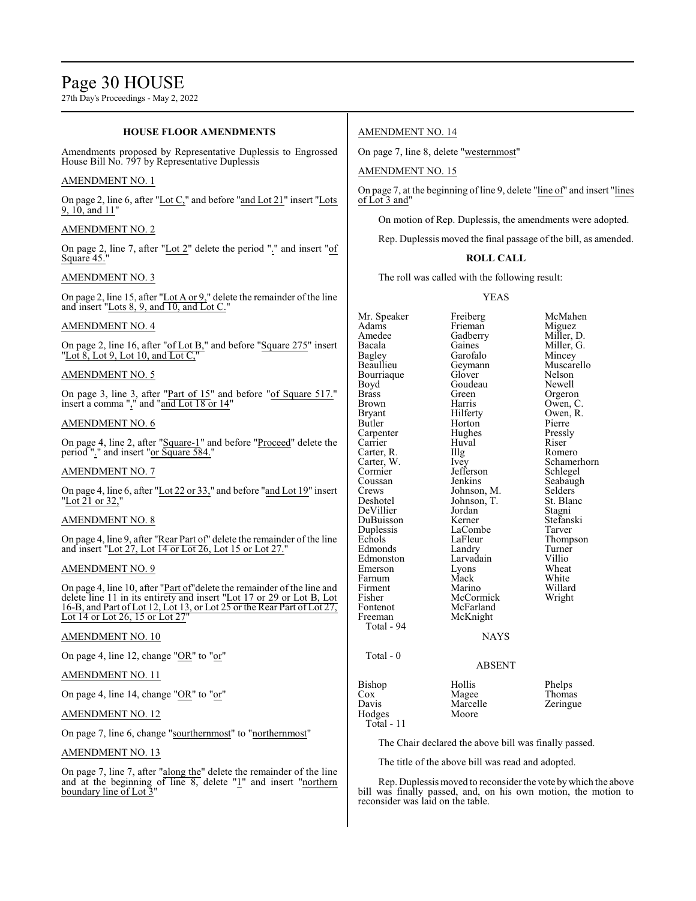### HOUSE FLOOR AMENDMENTS

Amendments proposed by Representative Duplessis to Engrossed House Bill No. 797 by Representative Duplessis

AMENDMENT NO. 1

On page 2, line 6, after "Lot C," and before "and Lot 21" insert "Lots 9, 10, and 11"

AMENDMENT NO. 2

On page 2, line 7, after "Lot 2" delete the period "." and insert "of Square 45."

AMENDMENT NO. 3

On page 2, line 15, after "Lot A or 9," delete the remainder of the line and insert "Lots 8, 9, and 10, and Lot C."

AMENDMENT NO. 4

On page 2, line 16, after "of Lot B," and before "Square 275" insert "Lot 8, Lot 9, Lot 10, and Lot C,"

AMENDMENT NO. 5

On page 3, line 3, after "Part of 15" and before "of Square 517." insert a comma "," and "and Lot 18 or 14"

AMENDMENT NO. 6

On page 4, line 2, after "Square-1" and before "Proceed" delete the period "." and insert "or Square 584."

AMENDMENT NO. 7

On page 4, line 6, after "Lot 22 or 33," and before "and Lot 19" insert "Lot 21 or 32,"

AMENDMENT NO. 8

On page 4, line 9, after "Rear Part of" delete the remainder of the line and insert "Lot 27, Lot 14 or Lot 26, Lot 15 or Lot 27."

AMENDMENT NO. 9

On page 4, line 10, after "Part of"delete the remainder of the line and delete line 11 in its entirety and insert "Lot 17 or 29 or Lot B, Lot 16-B, and Part of Lot 12, Lot 13, or Lot 25 or the Rear Part of Lot 27, Lot 14 or Lot 26, 15 or Lot 27"

AMENDMENT NO. 10

On page 4, line 12, change "OR" to "or"

AMENDMENT NO. 11

On page 4, line 14, change "OR" to "or"

AMENDMENT NO. 12

On page 7, line 6, change "sourthernmost" to "northernmost"

AMENDMENT NO. 13

On page 7, line 7, after "along the" delete the remainder of the line and at the beginning of line 8, delete "1" and insert "northern boundary line of Lot 3"

AMENDMENT NO. 14

On page 7, line 8, delete "westernmost"

AMENDMENT NO. 15

On page 7, at the beginning of line 9, delete "line of" and insert "lines of Lot 3 and"

On motion of Rep. Duplessis, the amendments were adopted.

Rep. Duplessis moved the final passage of the bill, as amended.

**ROLL CALL**

The roll was called with the following result:

YEAS

| | | |
|---|---|---|
| Mr. Speaker | Freiberg | McMahen |
| Adams | Frieman | Miguez |
| Amedee | Gadberry | Miller, D. |
| Bacala | Gaines | Miller, G. |
| Bagley | Garofalo | Mincey |
| Beaullieu | Geymann | Muscarello |
| Bourriaque | Glover | Nelson |
| Boyd | Goudeau | Newell |
| Brass | Green | Orgeron |
| Brown | Harris | Owen, C. |
| Bryant | Hilferty | Owen, R. |
| Butler | Horton | Pierre |
| Carpenter | Hughes | Pressly |
| Carrier | Huval | Riser |
| Carter, R. | Illg | Romero |
| Carter, W. | Ivey | Schamerhorn |
| Cormier | Jefferson | Schlegel |
| Coussan | Jenkins | Seabaugh |
| Crews | Johnson, M. | Selders |
| Deshotel | Johnson, T. | St. Blanc |
| DeVillier | Jordan | Stagni |
| DuBuisson | Kerner | Stefanski |
| Duplessis | LaCombe | Tarver |
| Echols | LaFleur | Thompson |
| Edmonds | Landry | Turner |
| Edmonston | Larvadain | Villio |
| Emerson | Lyons | Wheat |
| Farnum | Mack | White |
| Firment | Marino | Willard |
| Fisher | McCormick | Wright |
| Fontenot | McFarland | |
| Freeman | McKnight | |

Total - 94

NAYS

Total - 0

ABSENT

| | | |
|---|---|---|
| Bishop | Hollis | Phelps |
| Cox | Magee | Thomas |
| Davis | Marcelle | Zeringue |
| Hodges | Moore | |

Total - 11

The Chair declared the above bill was finally passed.

The title of the above bill was read and adopted.

Rep. Duplessis moved to reconsider the vote by which the above bill was finally passed, and, on his own motion, the motion to reconsider was laid on the table.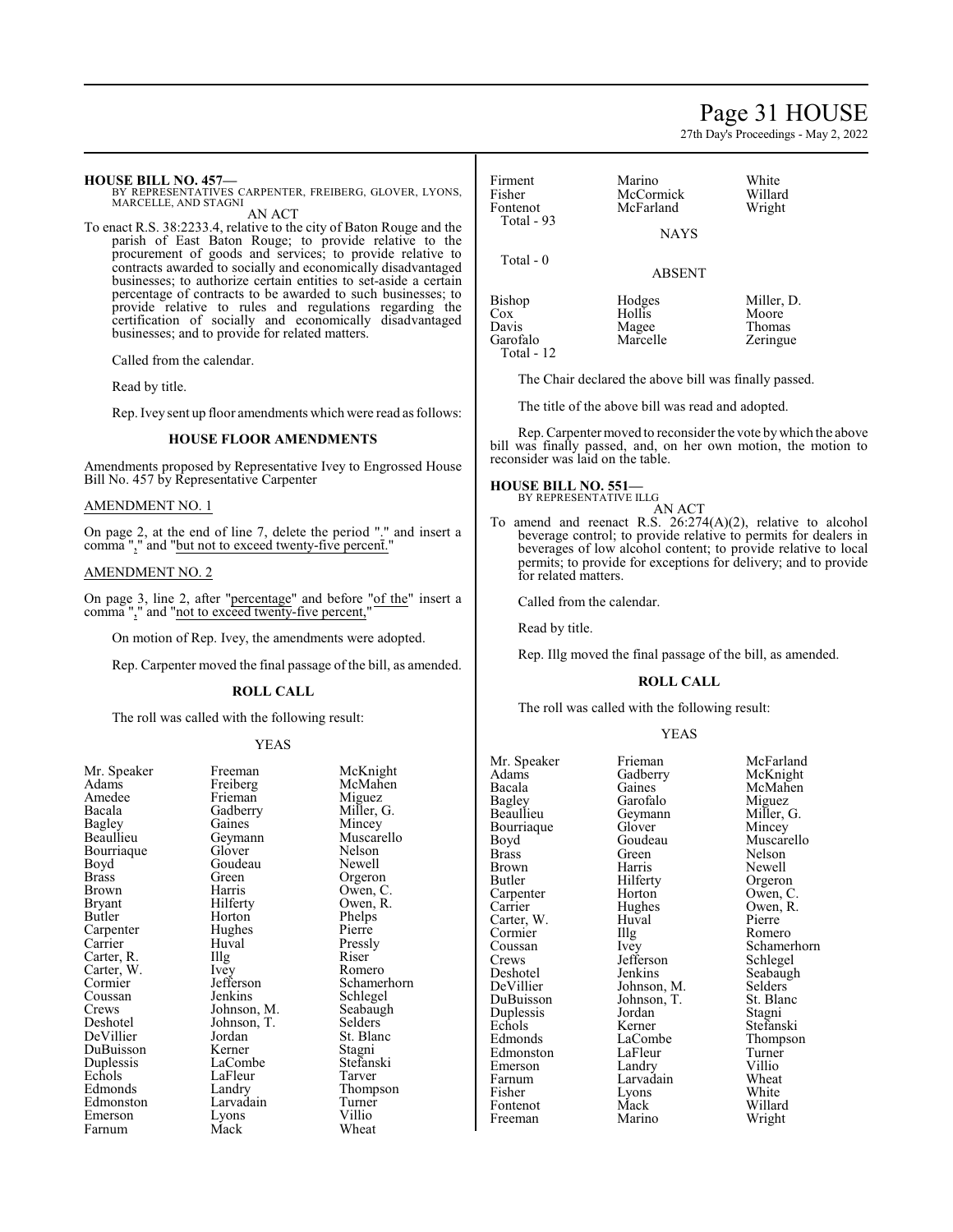**HOUSE BILL NO. 457—**
BY REPRESENTATIVES CARPENTER, FREIBERG, GLOVER, LYONS, MARCELLE, AND STAGNI

AN ACT

To enact R.S. 38:2233.4, relative to the city of Baton Rouge and the parish of East Baton Rouge; to provide relative to the procurement of goods and services; to provide relative to contracts awarded to socially and economically disadvantaged businesses; to authorize certain entities to set-aside a certain percentage of contracts to be awarded to such businesses; to provide relative to rules and regulations regarding the certification of socially and economically disadvantaged businesses; and to provide for related matters.

Called from the calendar.

Read by title.

Rep. Ivey sent up floor amendments which were read as follows:

### HOUSE FLOOR AMENDMENTS

Amendments proposed by Representative Ivey to Engrossed House Bill No. 457 by Representative Carpenter

AMENDMENT NO. 1

On page 2, at the end of line 7, delete the period "." and insert a comma "," and "but not to exceed twenty-five percent."

AMENDMENT NO. 2

On page 3, line 2, after "percentage" and before "of the" insert a comma "," and "not to exceed twenty-five percent,"

On motion of Rep. Ivey, the amendments were adopted.

Rep. Carpenter moved the final passage of the bill, as amended.

### ROLL CALL

The roll was called with the following result:

YEAS

| | | |
|---|---|---|
| Mr. Speaker | Freeman | McKnight |
| Adams | Freiberg | McMahen |
| Amedee | Frieman | Miguez |
| Bacala | Gadberry | Miller, G. |
| Bagley | Gaines | Mincey |
| Beaullieu | Geymann | Muscarello |
| Bourriaque | Glover | Nelson |
| Boyd | Goudeau | Newell |
| Brass | Green | Orgeron |
| Brown | Harris | Owen, C. |
| Bryant | Hilferty | Owen, R. |
| Butler | Horton | Phelps |
| Carpenter | Hughes | Pierre |
| Carrier | Huval | Pressly |
| Carter, R. | Illg | Riser |
| Carter, W. | Ivey | Romero |
| Cormier | Jefferson | Schamerhorn |
| Coussan | Jenkins | Schlegel |
| Crews | Johnson, M. | Seabaugh |
| Deshotel | Johnson, T. | Selders |
| DeVillier | Jordan | St. Blanc |
| DuBuisson | Kerner | Stagni |
| Duplessis | LaCombe | Stefanski |
| Echols | LaFleur | Tarver |
| Edmonds | Landry | Thompson |
| Edmonston | Larvadain | Turner |
| Emerson | Lyons | Villio |
| Farnum | Mack | Wheat |
| Firment | Marino | White |
| Fisher | McCormick | Willard |
| Fontenot | McFarland | Wright |
| Total - 93 | | |

NAYS

Total - 0

ABSENT

| | | |
|---|---|---|
| Bishop | Hodges | Miller, D. |
| Cox | Hollis | Moore |
| Davis | Magee | Thomas |
| Garofalo | Marcelle | Zeringue |
| Total - 12 | | |

The Chair declared the above bill was finally passed.

The title of the above bill was read and adopted.

Rep. Carpenter moved to reconsider the vote by which the above bill was finally passed, and, on her own motion, the motion to reconsider was laid on the table.

**HOUSE BILL NO. 551—**
BY REPRESENTATIVE ILLG

AN ACT

To amend and reenact R.S. 26:274(A)(2), relative to alcohol beverage control; to provide relative to permits for dealers in beverages of low alcohol content; to provide relative to local permits; to provide for exceptions for delivery; and to provide for related matters.

Called from the calendar.

Read by title.

Rep. Illg moved the final passage of the bill, as amended.

### ROLL CALL

The roll was called with the following result:

YEAS

| | | |
|---|---|---|
| Mr. Speaker | Frieman | McFarland |
| Adams | Gadberry | McKnight |
| Bacala | Gaines | McMahen |
| Bagley | Garofalo | Miguez |
| Beaullieu | Geymann | Miller, G. |
| Bourriaque | Glover | Mincey |
| Boyd | Goudeau | Muscarello |
| Brass | Green | Nelson |
| Brown | Harris | Newell |
| Butler | Hilferty | Orgeron |
| Carpenter | Horton | Owen, C. |
| Carrier | Hughes | Owen, R. |
| Carter, W. | Huval | Pierre |
| Cormier | Illg | Romero |
| Coussan | Ivey | Schamerhorn |
| Crews | Jefferson | Schlegel |
| Deshotel | Jenkins | Seabaugh |
| DeVillier | Johnson, M. | Selders |
| DuBuisson | Johnson, T. | St. Blanc |
| Duplessis | Jordan | Stagni |
| Echols | Kerner | Stefanski |
| Edmonds | LaCombe | Thompson |
| Edmonston | LaFleur | Turner |
| Emerson | Landry | Villio |
| Farnum | Larvadain | Wheat |
| Fisher | Lyons | White |
| Fontenot | Mack | Willard |
| Freeman | Marino | Wright |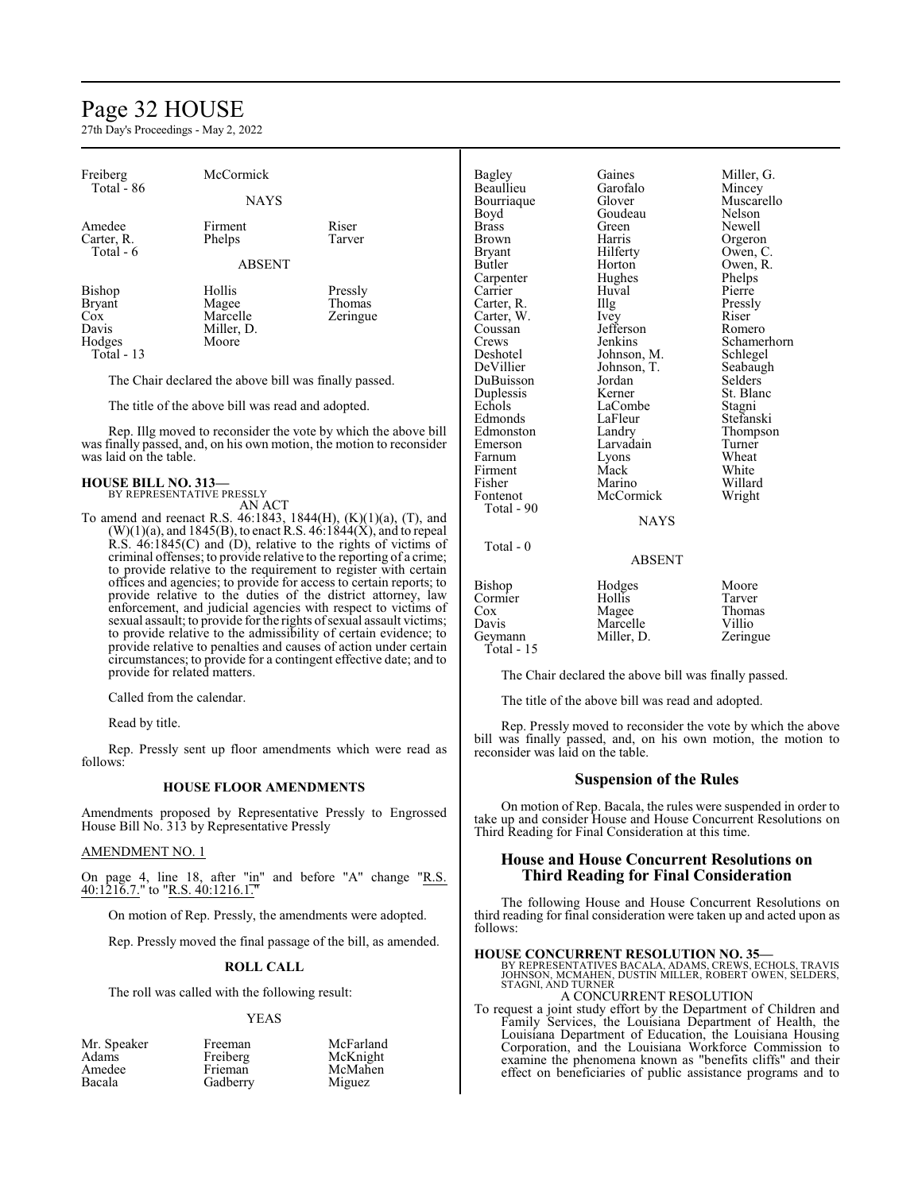| | | |
|---|---|---|
| Freiberg | McCormick | |
| Total - 86 | | |

NAYS

| | | |
|---|---|---|
| Amedee | Firment | Riser |
| Carter, R. | Phelps | Tarver |
| Total - 6 | | |

ABSENT

| | | |
|---|---|---|
| Bishop | Hollis | Pressly |
| Bryant | Magee | Thomas |
| Cox | Marcelle | Zeringue |
| Davis | Miller, D. | |
| Hodges | Moore | |
| Total - 13 | | |

The Chair declared the above bill was finally passed.

The title of the above bill was read and adopted.

Rep. Illg moved to reconsider the vote by which the above bill was finally passed, and, on his own motion, the motion to reconsider was laid on the table.

**HOUSE BILL NO. 313—**
BY REPRESENTATIVE PRESSLY
AN ACT

To amend and reenact R.S. 46:1843, 1844(H), (K)(1)(a), (T), and (W)(1)(a), and 1845(B), to enact R.S. 46:1844(X), and to repeal R.S. 46:1845(C) and (D), relative to the rights of victims of criminal offenses; to provide relative to the reporting of a crime; to provide relative to the requirement to register with certain offices and agencies; to provide for access to certain reports; to provide relative to the duties of the district attorney, law enforcement, and judicial agencies with respect to victims of sexual assault; to provide for the rights of sexual assault victims; to provide relative to the admissibility of certain evidence; to provide relative to penalties and causes of action under certain circumstances; to provide for a contingent effective date; and to provide for related matters.

Called from the calendar.

Read by title.

Rep. Pressly sent up floor amendments which were read as follows:

**HOUSE FLOOR AMENDMENTS**

Amendments proposed by Representative Pressly to Engrossed House Bill No. 313 by Representative Pressly

AMENDMENT NO. 1

On page 4, line 18, after "in" and before "A" change "R.S. 40:1216.7." to "R.S. 40:1216.1."

On motion of Rep. Pressly, the amendments were adopted.

Rep. Pressly moved the final passage of the bill, as amended.

**ROLL CALL**

The roll was called with the following result:

YEAS

| | | |
|---|---|---|
| Mr. Speaker | Freeman | McFarland |
| Adams | Freiberg | McKnight |
| Amedee | Frieman | McMahen |
| Bacala | Gadberry | Miguez |
| Bagley | Gaines | Miller, G. |
| Beaullieu | Garofalo | Mincey |
| Bourriaque | Glover | Muscarello |
| Boyd | Goudeau | Nelson |
| Brass | Green | Newell |
| Brown | Harris | Orgeron |
| Bryant | Hilferty | Owen, C. |
| Butler | Horton | Owen, R. |
| Carpenter | Hughes | Phelps |
| Carrier | Huval | Pierre |
| Carter, R. | Illg | Pressly |
| Carter, W. | Ivey | Riser |
| Coussan | Jefferson | Romero |
| Crews | Jenkins | Schamerhorn |
| Deshotel | Johnson, M. | Schlegel |
| DeVillier | Johnson, T. | Seabaugh |
| DuBuisson | Jordan | Selders |
| Duplessis | Kerner | St. Blanc |
| Echols | LaCombe | Stagni |
| Edmonds | LaFleur | Stefanski |
| Edmonston | Landry | Thompson |
| Emerson | Larvadain | Turner |
| Farnum | Lyons | Wheat |
| Firment | Mack | White |
| Fisher | Marino | Willard |
| Fontenot | McCormick | Wright |
| Total - 90 | | |

NAYS

Total - 0

ABSENT

| | | |
|---|---|---|
| Bishop | Hodges | Moore |
| Cormier | Hollis | Tarver |
| Cox | Magee | Thomas |
| Davis | Marcelle | Villio |
| Geymann | Miller, D. | Zeringue |
| Total - 15 | | |

The Chair declared the above bill was finally passed.

The title of the above bill was read and adopted.

Rep. Pressly moved to reconsider the vote by which the above bill was finally passed, and, on his own motion, the motion to reconsider was laid on the table.

## Suspension of the Rules

On motion of Rep. Bacala, the rules were suspended in order to take up and consider House and House Concurrent Resolutions on Third Reading for Final Consideration at this time.

## House and House Concurrent Resolutions on Third Reading for Final Consideration

The following House and House Concurrent Resolutions on third reading for final consideration were taken up and acted upon as follows:

**HOUSE CONCURRENT RESOLUTION NO. 35—**
BY REPRESENTATIVES BACALA, ADAMS, CREWS, ECHOLS, TRAVIS JOHNSON, MCMAHEN, DUSTIN MILLER, ROBERT OWEN, SELDERS, STAGNI, AND TURNER
A CONCURRENT RESOLUTION

To request a joint study effort by the Department of Children and Family Services, the Louisiana Department of Health, the Louisiana Department of Education, the Louisiana Housing Corporation, and the Louisiana Workforce Commission to examine the phenomena known as "benefits cliffs" and their effect on beneficiaries of public assistance programs and to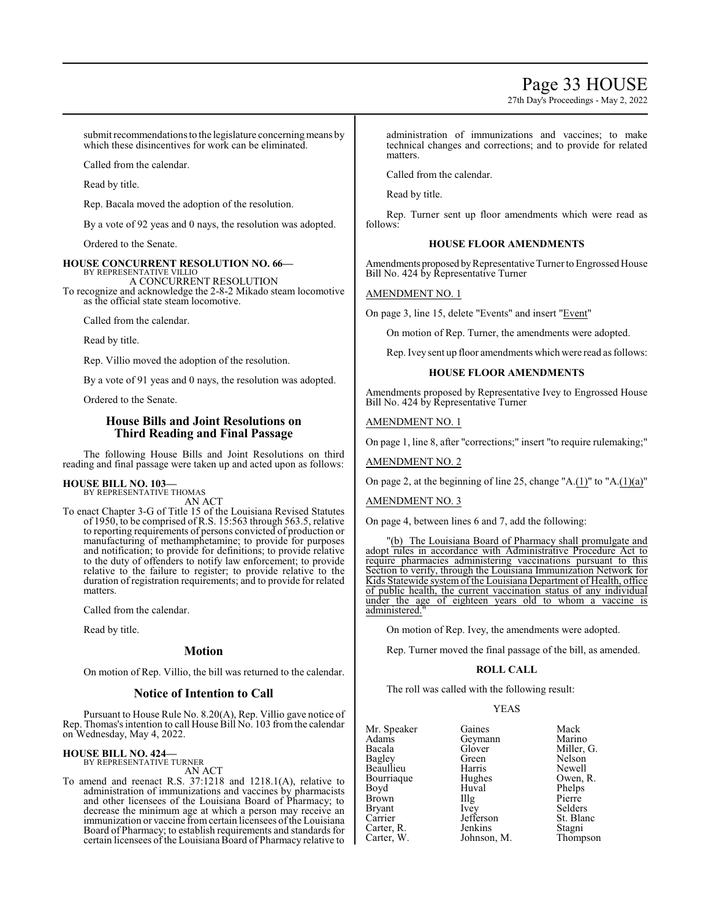submit recommendations to the legislature concerning means by which these disincentives for work can be eliminated.

Called from the calendar.

Read by title.

Rep. Bacala moved the adoption of the resolution.

By a vote of 92 yeas and 0 nays, the resolution was adopted.

Ordered to the Senate.

**HOUSE CONCURRENT RESOLUTION NO. 66—**
BY REPRESENTATIVE VILLIO
A CONCURRENT RESOLUTION

To recognize and acknowledge the 2-8-2 Mikado steam locomotive as the official state steam locomotive.

Called from the calendar.

Read by title.

Rep. Villio moved the adoption of the resolution.

By a vote of 91 yeas and 0 nays, the resolution was adopted.

Ordered to the Senate.

## House Bills and Joint Resolutions on Third Reading and Final Passage

The following House Bills and Joint Resolutions on third reading and final passage were taken up and acted upon as follows:

**HOUSE BILL NO. 103—**
BY REPRESENTATIVE THOMAS
AN ACT

To enact Chapter 3-G of Title 15 of the Louisiana Revised Statutes of 1950, to be comprised of R.S. 15:563 through 563.5, relative to reporting requirements of persons convicted of production or manufacturing of methamphetamine; to provide for purposes and notification; to provide for definitions; to provide relative to the duty of offenders to notify law enforcement; to provide relative to the failure to register; to provide relative to the duration of registration requirements; and to provide for related matters.

Called from the calendar.

Read by title.

## Motion

On motion of Rep. Villio, the bill was returned to the calendar.

## Notice of Intention to Call

Pursuant to House Rule No. 8.20(A), Rep. Villio gave notice of Rep. Thomas's intention to call House Bill No. 103 from the calendar on Wednesday, May 4, 2022.

**HOUSE BILL NO. 424—**
BY REPRESENTATIVE TURNER
AN ACT

To amend and reenact R.S. 37:1218 and 1218.1(A), relative to administration of immunizations and vaccines by pharmacists and other licensees of the Louisiana Board of Pharmacy; to decrease the minimum age at which a person may receive an immunization or vaccine from certain licensees of the Louisiana Board of Pharmacy; to establish requirements and standards for certain licensees of the Louisiana Board of Pharmacy relative to administration of immunizations and vaccines; to make technical changes and corrections; and to provide for related matters.

Called from the calendar.

Read by title.

Rep. Turner sent up floor amendments which were read as follows:

### HOUSE FLOOR AMENDMENTS

Amendments proposed by Representative Turner to Engrossed House Bill No. 424 by Representative Turner

AMENDMENT NO. 1

On page 3, line 15, delete "Events" and insert "Event"

On motion of Rep. Turner, the amendments were adopted.

Rep. Ivey sent up floor amendments which were read as follows:

### HOUSE FLOOR AMENDMENTS

Amendments proposed by Representative Ivey to Engrossed House Bill No. 424 by Representative Turner

AMENDMENT NO. 1

On page 1, line 8, after "corrections;" insert "to require rulemaking;"

AMENDMENT NO. 2

On page 2, at the beginning of line 25, change "A.(1)" to "A.(1)(a)"

AMENDMENT NO. 3

On page 4, between lines 6 and 7, add the following:

"(b) The Louisiana Board of Pharmacy shall promulgate and adopt rules in accordance with Administrative Procedure Act to require pharmacies administering vaccinations pursuant to this Section to verify, through the Louisiana Immunization Network for Kids Statewide system of the Louisiana Department of Health, office of public health, the current vaccination status of any individual under the age of eighteen years old to whom a vaccine is administered."

On motion of Rep. Ivey, the amendments were adopted.

Rep. Turner moved the final passage of the bill, as amended.

### ROLL CALL

The roll was called with the following result:

YEAS

| | | |
|---|---|---|
| Mr. Speaker | Gaines | Mack |
| Adams | Geymann | Marino |
| Bacala | Glover | Miller, G. |
| Bagley | Green | Nelson |
| Beaullieu | Harris | Newell |
| Bourriaque | Hughes | Owen, R. |
| Boyd | Huval | Phelps |
| Brown | Illg | Pierre |
| Bryant | Ivey | Selders |
| Carrier | Jefferson | St. Blanc |
| Carter, R. | Jenkins | Stagni |
| Carter, W. | Johnson, M. | Thompson |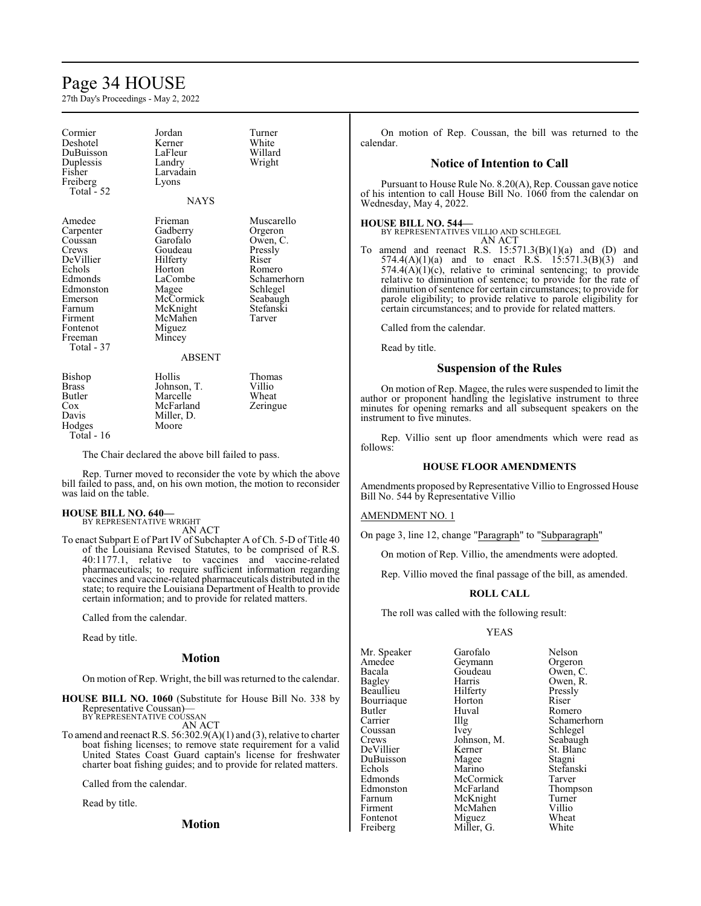| | | |
|---|---|---|
| Cormier | Jordan | Turner |
| Deshotel | Kerner | White |
| DuBuisson | LaFleur | Willard |
| Duplessis | Landry | Wright |
| Fisher | Larvadain | |
| Freiberg | Lyons | |
| Total - 52 | | |

NAYS

| | | |
|---|---|---|
| Amedee | Frieman | Muscarello |
| Carpenter | Gadberry | Orgeron |
| Coussan | Garofalo | Owen, C. |
| Crews | Goudeau | Pressly |
| DeVillier | Hilferty | Riser |
| Echols | Horton | Romero |
| Edmonds | LaCombe | Schamerhorn |
| Edmonston | Magee | Schlegel |
| Emerson | McCormick | Seabaugh |
| Farnum | McKnight | Stefanski |
| Firment | McMahen | Tarver |
| Fontenot | Miguez | |
| Freeman | Mincey | |
| Total - 37 | | |

ABSENT

| | | |
|---|---|---|
| Bishop | Hollis | Thomas |
| Brass | Johnson, T. | Villio |
| Butler | Marcelle | Wheat |
| Cox | McFarland | Zeringue |
| Davis | Miller, D. | |
| Hodges | Moore | |
| Total - 16 | | |

The Chair declared the above bill failed to pass.

Rep. Turner moved to reconsider the vote by which the above bill failed to pass, and, on his own motion, the motion to reconsider was laid on the table.

**HOUSE BILL NO. 640—**
BY REPRESENTATIVE WRIGHT
AN ACT

To enact Subpart E of Part IV of Subchapter A of Ch. 5-D of Title 40 of the Louisiana Revised Statutes, to be comprised of R.S. 40:1177.1, relative to vaccines and vaccine-related pharmaceuticals; to require sufficient information regarding vaccines and vaccine-related pharmaceuticals distributed in the state; to require the Louisiana Department of Health to provide certain information; and to provide for related matters.

Called from the calendar.

Read by title.

## Motion

On motion of Rep. Wright, the bill was returned to the calendar.

**HOUSE BILL NO. 1060** (Substitute for House Bill No. 338 by Representative Coussan)—
BY REPRESENTATIVE COUSSAN
AN ACT

To amend and reenact R.S. 56:302.9(A)(1) and (3), relative to charter boat fishing licenses; to remove state requirement for a valid United States Coast Guard captain's license for freshwater charter boat fishing guides; and to provide for related matters.

Called from the calendar.

Read by title.

## Motion

On motion of Rep. Coussan, the bill was returned to the calendar.

## Notice of Intention to Call

Pursuant to House Rule No. 8.20(A), Rep. Coussan gave notice of his intention to call House Bill No. 1060 from the calendar on Wednesday, May 4, 2022.

**HOUSE BILL NO. 544—**
BY REPRESENTATIVES VILLIO AND SCHLEGEL
AN ACT

To amend and reenact R.S. 15:571.3(B)(1)(a) and (D) and 574.4(A)(1)(a) and to enact R.S. 15:571.3(B)(3) and 574.4(A)(1)(c), relative to criminal sentencing; to provide relative to diminution of sentence; to provide for the rate of diminution of sentence for certain circumstances; to provide for parole eligibility; to provide relative to parole eligibility for certain circumstances; and to provide for related matters.

Called from the calendar.

Read by title.

## Suspension of the Rules

On motion of Rep. Magee, the rules were suspended to limit the author or proponent handling the legislative instrument to three minutes for opening remarks and all subsequent speakers on the instrument to five minutes.

Rep. Villio sent up floor amendments which were read as follows:

### HOUSE FLOOR AMENDMENTS

Amendments proposed by Representative Villio to Engrossed House Bill No. 544 by Representative Villio

AMENDMENT NO. 1

On page 3, line 12, change "Paragraph" to "Subparagraph"

On motion of Rep. Villio, the amendments were adopted.

Rep. Villio moved the final passage of the bill, as amended.

### ROLL CALL

The roll was called with the following result:

YEAS

| | | |
|---|---|---|
| Mr. Speaker | Garofalo | Nelson |
| Amedee | Geymann | Orgeron |
| Bacala | Goudeau | Owen, C. |
| Bagley | Harris | Owen, R. |
| Beaullieu | Hilferty | Pressly |
| Bourriaque | Horton | Riser |
| Butler | Huval | Romero |
| Carrier | Illg | Schamerhorn |
| Coussan | Ivey | Schlegel |
| Crews | Johnson, M. | Seabaugh |
| DeVillier | Kerner | St. Blanc |
| DuBuisson | Magee | Stagni |
| Echols | Marino | Stefanski |
| Edmonds | McCormick | Tarver |
| Edmonston | McFarland | Thompson |
| Farnum | McKnight | Turner |
| Firment | McMahen | Villio |
| Fontenot | Miguez | Wheat |
| Freiberg | Miller, G. | White |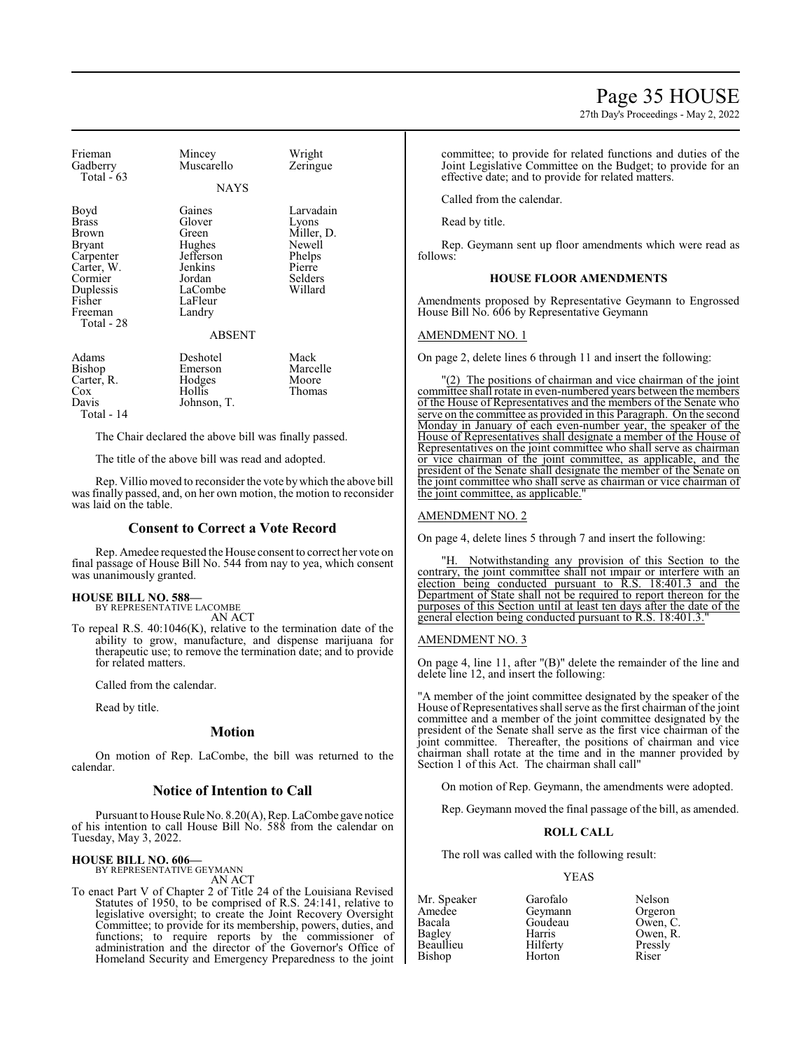| | | |
|---|---|---|
| Frieman | Mincey | Wright |
| Gadberry | Muscarello | Zeringue |
| Total - 63 | | |

NAYS

| | | |
|---|---|---|
| Boyd | Gaines | Larvadain |
| Brass | Glover | Lyons |
| Brown | Green | Miller, D. |
| Bryant | Hughes | Newell |
| Carpenter | Jefferson | Phelps |
| Carter, W. | Jenkins | Pierre |
| Cormier | Jordan | Selders |
| Duplessis | LaCombe | Willard |
| Fisher | LaFleur | |
| Freeman | Landry | |
| Total - 28 | | |

ABSENT

| | | |
|---|---|---|
| Adams | Deshotel | Mack |
| Bishop | Emerson | Marcelle |
| Carter, R. | Hodges | Moore |
| Cox | Hollis | Thomas |
| Davis | Johnson, T. | |
| Total - 14 | | |

The Chair declared the above bill was finally passed.

The title of the above bill was read and adopted.

Rep. Villio moved to reconsider the vote by which the above bill was finally passed, and, on her own motion, the motion to reconsider was laid on the table.

## Consent to Correct a Vote Record

Rep. Amedee requested the House consent to correct her vote on final passage of House Bill No. 544 from nay to yea, which consent was unanimously granted.

**HOUSE BILL NO. 588—**
BY REPRESENTATIVE LACOMBE
AN ACT

To repeal R.S. 40:1046(K), relative to the termination date of the ability to grow, manufacture, and dispense marijuana for therapeutic use; to remove the termination date; and to provide for related matters.

Called from the calendar.

Read by title.

## Motion

On motion of Rep. LaCombe, the bill was returned to the calendar.

## Notice of Intention to Call

Pursuant to House Rule No. 8.20(A), Rep. LaCombe gave notice of his intention to call House Bill No. 588 from the calendar on Tuesday, May 3, 2022.

**HOUSE BILL NO. 606—**
BY REPRESENTATIVE GEYMANN
AN ACT

To enact Part V of Chapter 2 of Title 24 of the Louisiana Revised Statutes of 1950, to be comprised of R.S. 24:141, relative to legislative oversight; to create the Joint Recovery Oversight Committee; to provide for its membership, powers, duties, and functions; to require reports by the commissioner of administration and the director of the Governor's Office of Homeland Security and Emergency Preparedness to the joint committee; to provide for related functions and duties of the Joint Legislative Committee on the Budget; to provide for an effective date; and to provide for related matters.

Called from the calendar.

Read by title.

Rep. Geymann sent up floor amendments which were read as follows:

### HOUSE FLOOR AMENDMENTS

Amendments proposed by Representative Geymann to Engrossed House Bill No. 606 by Representative Geymann

AMENDMENT NO. 1

On page 2, delete lines 6 through 11 and insert the following:

"(2) The positions of chairman and vice chairman of the joint committee shall rotate in even-numbered years between the members of the House of Representatives and the members of the Senate who serve on the committee as provided in this Paragraph. On the second Monday in January of each even-number year, the speaker of the House of Representatives shall designate a member of the House of Representatives on the joint committee who shall serve as chairman or vice chairman of the joint committee, as applicable, and the president of the Senate shall designate the member of the Senate on the joint committee who shall serve as chairman or vice chairman of the joint committee, as applicable."

AMENDMENT NO. 2

On page 4, delete lines 5 through 7 and insert the following:

"H. Notwithstanding any provision of this Section to the contrary, the joint committee shall not impair or interfere with an election being conducted pursuant to R.S. 18:401.3 and the Department of State shall not be required to report thereon for the purposes of this Section until at least ten days after the date of the general election being conducted pursuant to R.S. 18:401.3."

AMENDMENT NO. 3

On page 4, line 11, after "(B)" delete the remainder of the line and delete line 12, and insert the following:

"A member of the joint committee designated by the speaker of the House of Representatives shall serve as the first chairman of the joint committee and a member of the joint committee designated by the president of the Senate shall serve as the first vice chairman of the joint committee. Thereafter, the positions of chairman and vice chairman shall rotate at the time and in the manner provided by Section 1 of this Act. The chairman shall call"

On motion of Rep. Geymann, the amendments were adopted.

Rep. Geymann moved the final passage of the bill, as amended.

### ROLL CALL

The roll was called with the following result:

YEAS

| | | |
|---|---|---|
| Mr. Speaker | Garofalo | Nelson |
| Amedee | Geymann | Orgeron |
| Bacala | Goudeau | Owen, C. |
| Bagley | Harris | Owen, R. |
| Beaullieu | Hilferty | Pressly |
| Bishop | Horton | Riser |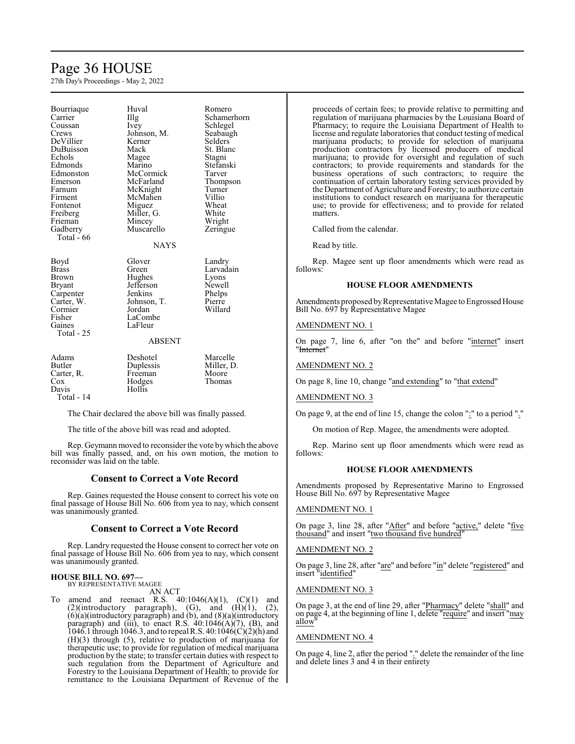| | | |
|---|---|---|
| Bourriaque | Huval | Romero |
| Carrier | Illg | Schamerhorn |
| Coussan | Ivey | Schlegel |
| Crews | Johnson, M. | Seabaugh |
| DeVillier | Kerner | Selders |
| DuBuisson | Mack | St. Blanc |
| Echols | Magee | Stagni |
| Edmonds | Marino | Stefanski |
| Edmonston | McCormick | Tarver |
| Emerson | McFarland | Thompson |
| Farnum | McKnight | Turner |
| Firment | McMahen | Villio |
| Fontenot | Miguez | Wheat |
| Freiberg | Miller, G. | White |
| Frieman | Mincey | Wright |
| Gadberry | Muscarello | Zeringue |
| Total - 66 | | |

NAYS

| | | |
|---|---|---|
| Boyd | Glover | Landry |
| Brass | Green | Larvadain |
| Brown | Hughes | Lyons |
| Bryant | Jefferson | Newell |
| Carpenter | Jenkins | Phelps |
| Carter, W. | Johnson, T. | Pierre |
| Cormier | Jordan | Willard |
| Fisher | LaCombe | |
| Gaines | LaFleur | |
| Total - 25 | | |

ABSENT

| | | |
|---|---|---|
| Adams | Deshotel | Marcelle |
| Butler | Duplessis | Miller, D. |
| Carter, R. | Freeman | Moore |
| Cox | Hodges | Thomas |
| Davis | Hollis | |
| Total - 14 | | |

The Chair declared the above bill was finally passed.

The title of the above bill was read and adopted.

Rep. Geymann moved to reconsider the vote by which the above bill was finally passed, and, on his own motion, the motion to reconsider was laid on the table.

## Consent to Correct a Vote Record

Rep. Gaines requested the House consent to correct his vote on final passage of House Bill No. 606 from yea to nay, which consent was unanimously granted.

## Consent to Correct a Vote Record

Rep. Landry requested the House consent to correct her vote on final passage of House Bill No. 606 from yea to nay, which consent was unanimously granted.

**HOUSE BILL NO. 697—**
BY REPRESENTATIVE MAGEE

AN ACT

To amend and reenact R.S. 40:1046(A)(1), (C)(1) and (2)(introductory paragraph), (G), and (H)(1), (2), (6)(a)(introductory paragraph) and (b), and (8)(a)(introductory paragraph) and (iii), to enact R.S. 40:1046(A)(7), (B), and 1046.1 through 1046.3, and to repeal R.S. 40:1046(C)(2)(h) and (H)(3) through (5), relative to production of marijuana for therapeutic use; to provide for regulation of medical marijuana production by the state; to transfer certain duties with respect to such regulation from the Department of Agriculture and Forestry to the Louisiana Department of Health; to provide for remittance to the Louisiana Department of Revenue of the proceeds of certain fees; to provide relative to permitting and regulation of marijuana pharmacies by the Louisiana Board of Pharmacy; to require the Louisiana Department of Health to license and regulate laboratories that conduct testing of medical marijuana products; to provide for selection of marijuana production contractors by licensed producers of medical marijuana; to provide for oversight and regulation of such contractors; to provide requirements and standards for the business operations of such contractors; to require the continuation of certain laboratory testing services provided by the Department of Agriculture and Forestry; to authorize certain institutions to conduct research on marijuana for therapeutic use; to provide for effectiveness; and to provide for related matters.

Called from the calendar.

Read by title.

Rep. Magee sent up floor amendments which were read as follows:

### HOUSE FLOOR AMENDMENTS

Amendments proposed by Representative Magee to Engrossed House Bill No. 697 by Representative Magee

AMENDMENT NO. 1

On page 7, line 6, after "on the" and before "internet" insert "~~Internet~~"

AMENDMENT NO. 2

On page 8, line 10, change "and extending" to "that extend"

AMENDMENT NO. 3

On page 9, at the end of line 15, change the colon ":" to a period "."

On motion of Rep. Magee, the amendments were adopted.

Rep. Marino sent up floor amendments which were read as follows:

### HOUSE FLOOR AMENDMENTS

Amendments proposed by Representative Marino to Engrossed House Bill No. 697 by Representative Magee

AMENDMENT NO. 1

On page 3, line 28, after "After" and before "active," delete "five thousand" and insert "two thousand five hundred"

AMENDMENT NO. 2

On page 3, line 28, after "are" and before "in" delete "registered" and insert "identified"

AMENDMENT NO. 3

On page 3, at the end of line 29, after "Pharmacy" delete "shall" and on page 4, at the beginning of line 1, delete "require" and insert "may allow"

AMENDMENT NO. 4

On page 4, line 2, after the period "." delete the remainder of the line and delete lines 3 and 4 in their entirety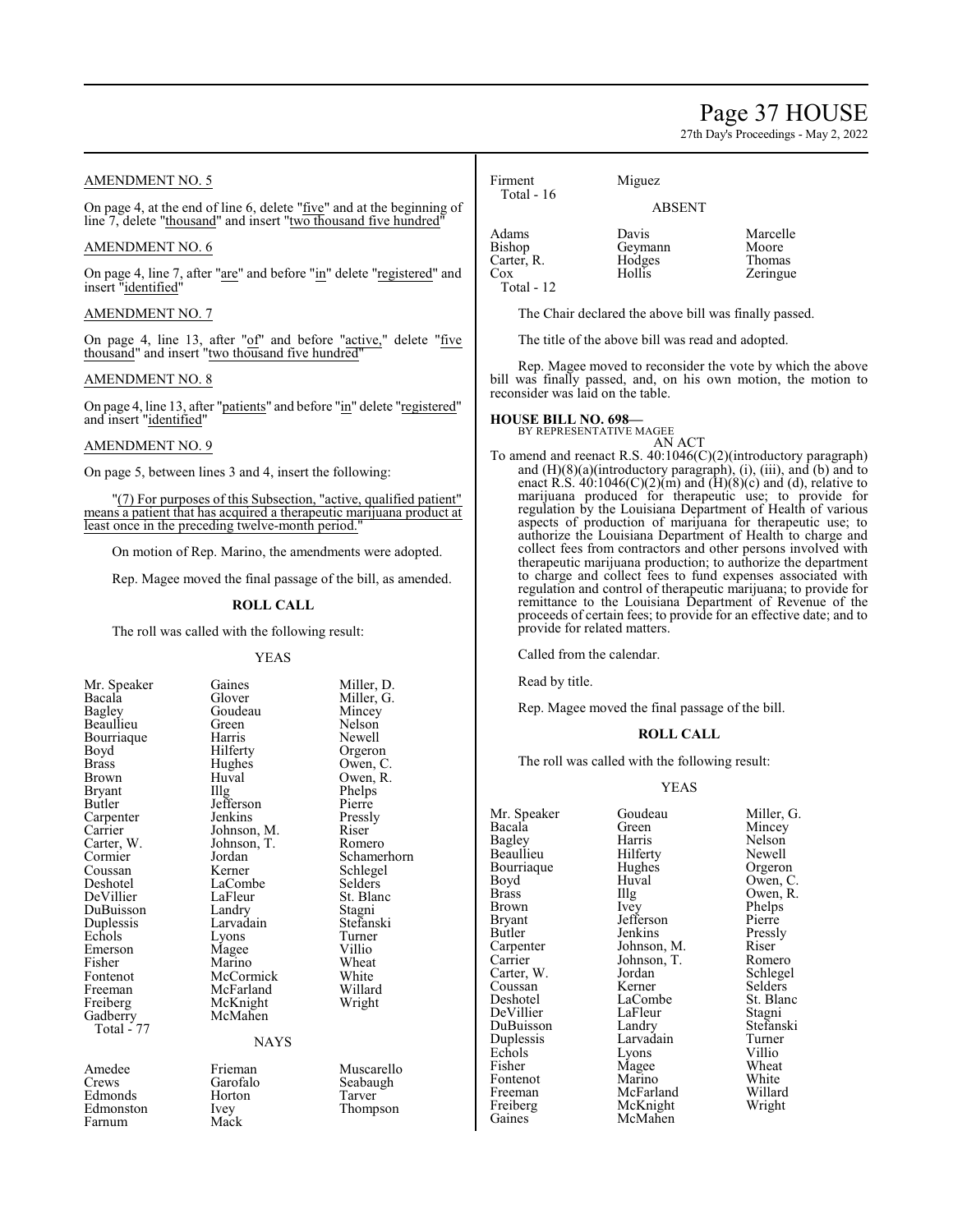AMENDMENT NO. 5

On page 4, at the end of line 6, delete "five" and at the beginning of line 7, delete "thousand" and insert "two thousand five hundred"

AMENDMENT NO. 6

On page 4, line 7, after "are" and before "in" delete "registered" and insert "identified"

AMENDMENT NO. 7

On page 4, line 13, after "of" and before "active," delete "five thousand" and insert "two thousand five hundred"

AMENDMENT NO. 8

On page 4, line 13, after "patients" and before "in" delete "registered" and insert "identified"

AMENDMENT NO. 9

On page 5, between lines 3 and 4, insert the following:

"(7) For purposes of this Subsection, "active, qualified patient" means a patient that has acquired a therapeutic marijuana product at least once in the preceding twelve-month period."

On motion of Rep. Marino, the amendments were adopted.

Rep. Magee moved the final passage of the bill, as amended.

**ROLL CALL**

The roll was called with the following result:

YEAS

| | | |
|---|---|---|
| Mr. Speaker | Gaines | Miller, D. |
| Bacala | Glover | Miller, G. |
| Bagley | Goudeau | Mincey |
| Beaullieu | Green | Nelson |
| Bourriaque | Harris | Newell |
| Boyd | Hilferty | Orgeron |
| Brass | Hughes | Owen, C. |
| Brown | Huval | Owen, R. |
| Bryant | Illg | Phelps |
| Butler | Jefferson | Pierre |
| Carpenter | Jenkins | Pressly |
| Carrier | Johnson, M. | Riser |
| Carter, W. | Johnson, T. | Romero |
| Cormier | Jordan | Schamerhorn |
| Coussan | Kerner | Schlegel |
| Deshotel | LaCombe | Selders |
| DeVillier | LaFleur | St. Blanc |
| DuBuisson | Landry | Stagni |
| Duplessis | Larvadain | Stefanski |
| Echols | Lyons | Turner |
| Emerson | Magee | Villio |
| Fisher | Marino | Wheat |
| Fontenot | McCormick | White |
| Freeman | McFarland | Willard |
| Freiberg | McKnight | Wright |
| Gadberry | McMahen | |

Total - 77

NAYS

| | | |
|---|---|---|
| Amedee | Frieman | Muscarello |
| Crews | Garofalo | Seabaugh |
| Edmonds | Horton | Tarver |
| Edmonston | Ivey | Thompson |
| Farnum | Mack | |
| Firment | Miguez | |

Total - 16

ABSENT

| | | |
|---|---|---|
| Adams | Davis | Marcelle |
| Bishop | Geymann | Moore |
| Carter, R. | Hodges | Thomas |
| Cox | Hollis | Zeringue |

Total - 12

The Chair declared the above bill was finally passed.

The title of the above bill was read and adopted.

Rep. Magee moved to reconsider the vote by which the above bill was finally passed, and, on his own motion, the motion to reconsider was laid on the table.

**HOUSE BILL NO. 698—**
BY REPRESENTATIVE MAGEE
AN ACT

To amend and reenact R.S. 40:1046(C)(2)(introductory paragraph) and (H)(8)(a)(introductory paragraph), (i), (iii), and (b) and to enact R.S. 40:1046(C)(2)(m) and (H)(8)(c) and (d), relative to marijuana produced for therapeutic use; to provide for regulation by the Louisiana Department of Health of various aspects of production of marijuana for therapeutic use; to authorize the Louisiana Department of Health to charge and collect fees from contractors and other persons involved with therapeutic marijuana production; to authorize the department to charge and collect fees to fund expenses associated with regulation and control of therapeutic marijuana; to provide for remittance to the Louisiana Department of Revenue of the proceeds of certain fees; to provide for an effective date; and to provide for related matters.

Called from the calendar.

Read by title.

Rep. Magee moved the final passage of the bill.

**ROLL CALL**

The roll was called with the following result:

YEAS

| | | |
|---|---|---|
| Mr. Speaker | Goudeau | Miller, G. |
| Bacala | Green | Mincey |
| Bagley | Harris | Nelson |
| Beaullieu | Hilferty | Newell |
| Bourriaque | Hughes | Orgeron |
| Boyd | Huval | Owen, C. |
| Brass | Illg | Owen, R. |
| Brown | Ivey | Phelps |
| Bryant | Jefferson | Pierre |
| Butler | Jenkins | Pressly |
| Carpenter | Johnson, M. | Riser |
| Carrier | Johnson, T. | Romero |
| Carter, W. | Jordan | Schlegel |
| Coussan | Kerner | Selders |
| Deshotel | LaCombe | St. Blanc |
| DeVillier | LaFleur | Stagni |
| DuBuisson | Landry | Stefanski |
| Duplessis | Larvadain | Turner |
| Echols | Lyons | Villio |
| Fisher | Magee | Wheat |
| Fontenot | Marino | White |
| Freeman | McFarland | Willard |
| Freiberg | McKnight | Wright |
| Gaines | McMahen | |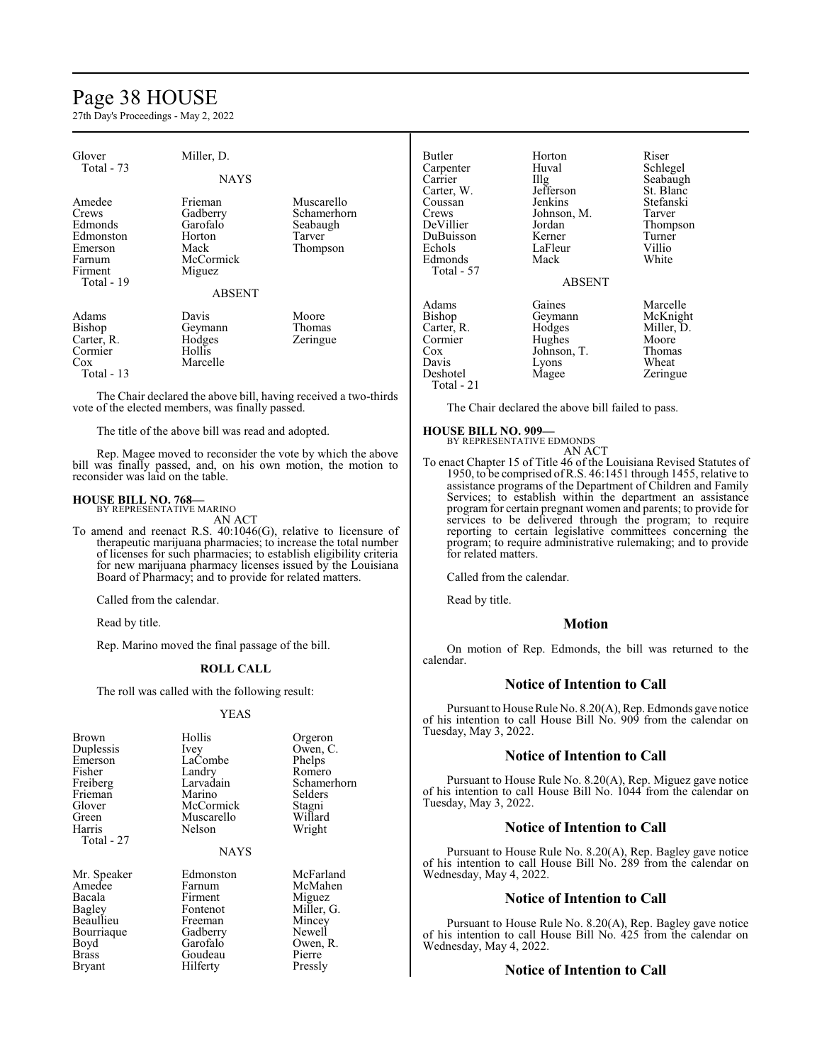| | | |
|---|---|---|
| Glover | Miller, D. | |
| Total - 73 | | |

NAYS

| | | |
|---|---|---|
| Amedee | Frieman | Muscarello |
| Crews | Gadberry | Schamerhorn |
| Edmonds | Garofalo | Seabaugh |
| Edmonston | Horton | Tarver |
| Emerson | Mack | Thompson |
| Farnum | McCormick | |
| Firment | Miguez | |
| Total - 19 | | |

ABSENT

| | | |
|---|---|---|
| Adams | Davis | Moore |
| Bishop | Geymann | Thomas |
| Carter, R. | Hodges | Zeringue |
| Cormier | Hollis | |
| Cox | Marcelle | |
| Total - 13 | | |

The Chair declared the above bill, having received a two-thirds vote of the elected members, was finally passed.

The title of the above bill was read and adopted.

Rep. Magee moved to reconsider the vote by which the above bill was finally passed, and, on his own motion, the motion to reconsider was laid on the table.

**HOUSE BILL NO. 768—**
BY REPRESENTATIVE MARINO
AN ACT

To amend and reenact R.S. 40:1046(G), relative to licensure of therapeutic marijuana pharmacies; to increase the total number of licenses for such pharmacies; to establish eligibility criteria for new marijuana pharmacy licenses issued by the Louisiana Board of Pharmacy; and to provide for related matters.

Called from the calendar.

Read by title.

Rep. Marino moved the final passage of the bill.

**ROLL CALL**

The roll was called with the following result:

YEAS

| | | |
|---|---|---|
| Brown | Hollis | Orgeron |
| Duplessis | Ivey | Owen, C. |
| Emerson | LaCombe | Phelps |
| Fisher | Landry | Romero |
| Freiberg | Larvadain | Schamerhorn |
| Frieman | Marino | Selders |
| Glover | McCormick | Stagni |
| Green | Muscarello | Willard |
| Harris | Nelson | Wright |
| Total - 27 | | |

NAYS

| | | |
|---|---|---|
| Mr. Speaker | Edmonston | McFarland |
| Amedee | Farnum | McMahen |
| Bacala | Firment | Miguez |
| Bagley | Fontenot | Miller, G. |
| Beaullieu | Freeman | Mincey |
| Bourriaque | Gadberry | Newell |
| Boyd | Garofalo | Owen, R. |
| Brass | Goudeau | Pierre |
| Bryant | Hilferty | Pressly |
| Butler | Horton | Riser |
| Carpenter | Huval | Schlegel |
| Carrier | Illg | Seabaugh |
| Carter, W. | Jefferson | St. Blanc |
| Coussan | Jenkins | Stefanski |
| Crews | Johnson, M. | Tarver |
| DeVillier | Jordan | Thompson |
| DuBuisson | Kerner | Turner |
| Echols | LaFleur | Villio |
| Edmonds | Mack | White |
| Total - 57 | | |

ABSENT

| | | |
|---|---|---|
| Adams | Gaines | Marcelle |
| Bishop | Geymann | McKnight |
| Carter, R. | Hodges | Miller, D. |
| Cormier | Hughes | Moore |
| Cox | Johnson, T. | Thomas |
| Davis | Lyons | Wheat |
| Deshotel | Magee | Zeringue |
| Total - 21 | | |

The Chair declared the above bill failed to pass.

**HOUSE BILL NO. 909—**
BY REPRESENTATIVE EDMONDS
AN ACT

To enact Chapter 15 of Title 46 of the Louisiana Revised Statutes of 1950, to be comprised of R.S. 46:1451 through 1455, relative to assistance programs of the Department of Children and Family Services; to establish within the department an assistance program for certain pregnant women and parents; to provide for services to be delivered through the program; to require reporting to certain legislative committees concerning the program; to require administrative rulemaking; and to provide for related matters.

Called from the calendar.

Read by title.

## Motion

On motion of Rep. Edmonds, the bill was returned to the calendar.

## Notice of Intention to Call

Pursuant to House Rule No. 8.20(A), Rep. Edmonds gave notice of his intention to call House Bill No. 909 from the calendar on Tuesday, May 3, 2022.

## Notice of Intention to Call

Pursuant to House Rule No. 8.20(A), Rep. Miguez gave notice of his intention to call House Bill No. 1044 from the calendar on Tuesday, May 3, 2022.

## Notice of Intention to Call

Pursuant to House Rule No. 8.20(A), Rep. Bagley gave notice of his intention to call House Bill No. 289 from the calendar on Wednesday, May 4, 2022.

## Notice of Intention to Call

Pursuant to House Rule No. 8.20(A), Rep. Bagley gave notice of his intention to call House Bill No. 425 from the calendar on Wednesday, May 4, 2022.

## Notice of Intention to Call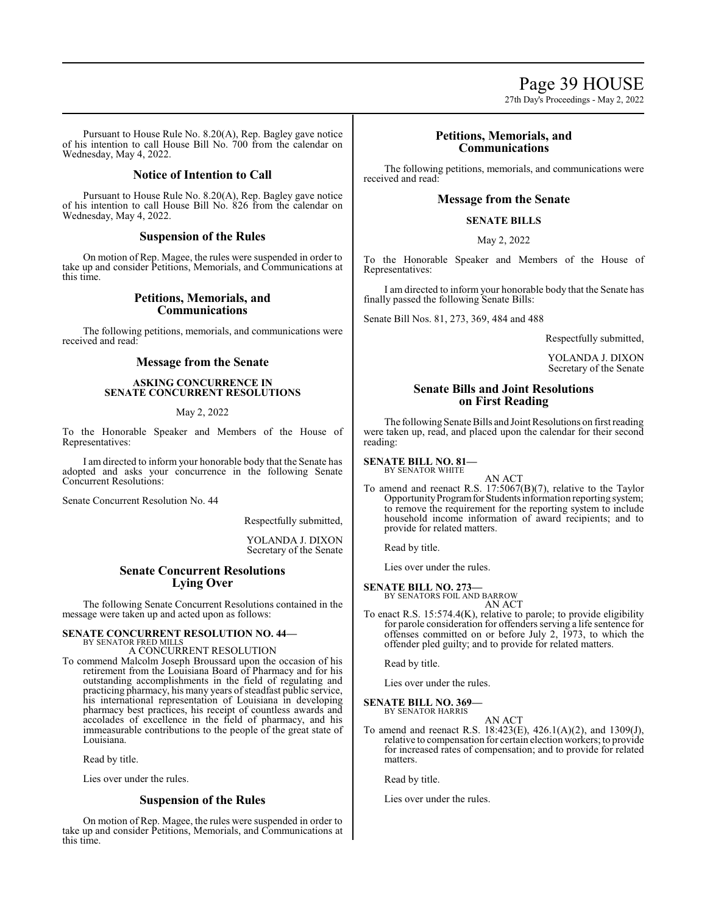Pursuant to House Rule No. 8.20(A), Rep. Bagley gave notice of his intention to call House Bill No. 700 from the calendar on Wednesday, May 4, 2022.

## Notice of Intention to Call

Pursuant to House Rule No. 8.20(A), Rep. Bagley gave notice of his intention to call House Bill No. 826 from the calendar on Wednesday, May 4, 2022.

## Suspension of the Rules

On motion of Rep. Magee, the rules were suspended in order to take up and consider Petitions, Memorials, and Communications at this time.

## Petitions, Memorials, and Communications

The following petitions, memorials, and communications were received and read:

## Message from the Senate

### ASKING CONCURRENCE IN SENATE CONCURRENT RESOLUTIONS

May 2, 2022

To the Honorable Speaker and Members of the House of Representatives:

I am directed to inform your honorable body that the Senate has adopted and asks your concurrence in the following Senate Concurrent Resolutions:

Senate Concurrent Resolution No. 44

Respectfully submitted,

YOLANDA J. DIXON
Secretary of the Senate

## Senate Concurrent Resolutions Lying Over

The following Senate Concurrent Resolutions contained in the message were taken up and acted upon as follows:

**SENATE CONCURRENT RESOLUTION NO. 44—**
BY SENATOR FRED MILLS
A CONCURRENT RESOLUTION

To commend Malcolm Joseph Broussard upon the occasion of his retirement from the Louisiana Board of Pharmacy and for his outstanding accomplishments in the field of regulating and practicing pharmacy, his many years of steadfast public service, his international representation of Louisiana in developing pharmacy best practices, his receipt of countless awards and accolades of excellence in the field of pharmacy, and his immeasurable contributions to the people of the great state of Louisiana.

Read by title.

Lies over under the rules.

## Suspension of the Rules

On motion of Rep. Magee, the rules were suspended in order to take up and consider Petitions, Memorials, and Communications at this time.

## Petitions, Memorials, and Communications

The following petitions, memorials, and communications were received and read:

## Message from the Senate

### SENATE BILLS

May 2, 2022

To the Honorable Speaker and Members of the House of Representatives:

I am directed to inform your honorable body that the Senate has finally passed the following Senate Bills:

Senate Bill Nos. 81, 273, 369, 484 and 488

Respectfully submitted,

YOLANDA J. DIXON
Secretary of the Senate

## Senate Bills and Joint Resolutions on First Reading

The following Senate Bills and Joint Resolutions on first reading were taken up, read, and placed upon the calendar for their second reading:

**SENATE BILL NO. 81—**
BY SENATOR WHITE
AN ACT

To amend and reenact R.S. 17:5067(B)(7), relative to the Taylor Opportunity Program for Students information reporting system; to remove the requirement for the reporting system to include household income information of award recipients; and to provide for related matters.

Read by title.

Lies over under the rules.

**SENATE BILL NO. 273—**
BY SENATORS FOIL AND BARROW
AN ACT

To enact R.S. 15:574.4(K), relative to parole; to provide eligibility for parole consideration for offenders serving a life sentence for offenses committed on or before July 2, 1973, to which the offender pled guilty; and to provide for related matters.

Read by title.

Lies over under the rules.

**SENATE BILL NO. 369—**
BY SENATOR HARRIS
AN ACT

To amend and reenact R.S. 18:423(E), 426.1(A)(2), and 1309(J), relative to compensation for certain election workers; to provide for increased rates of compensation; and to provide for related matters.

Read by title.

Lies over under the rules.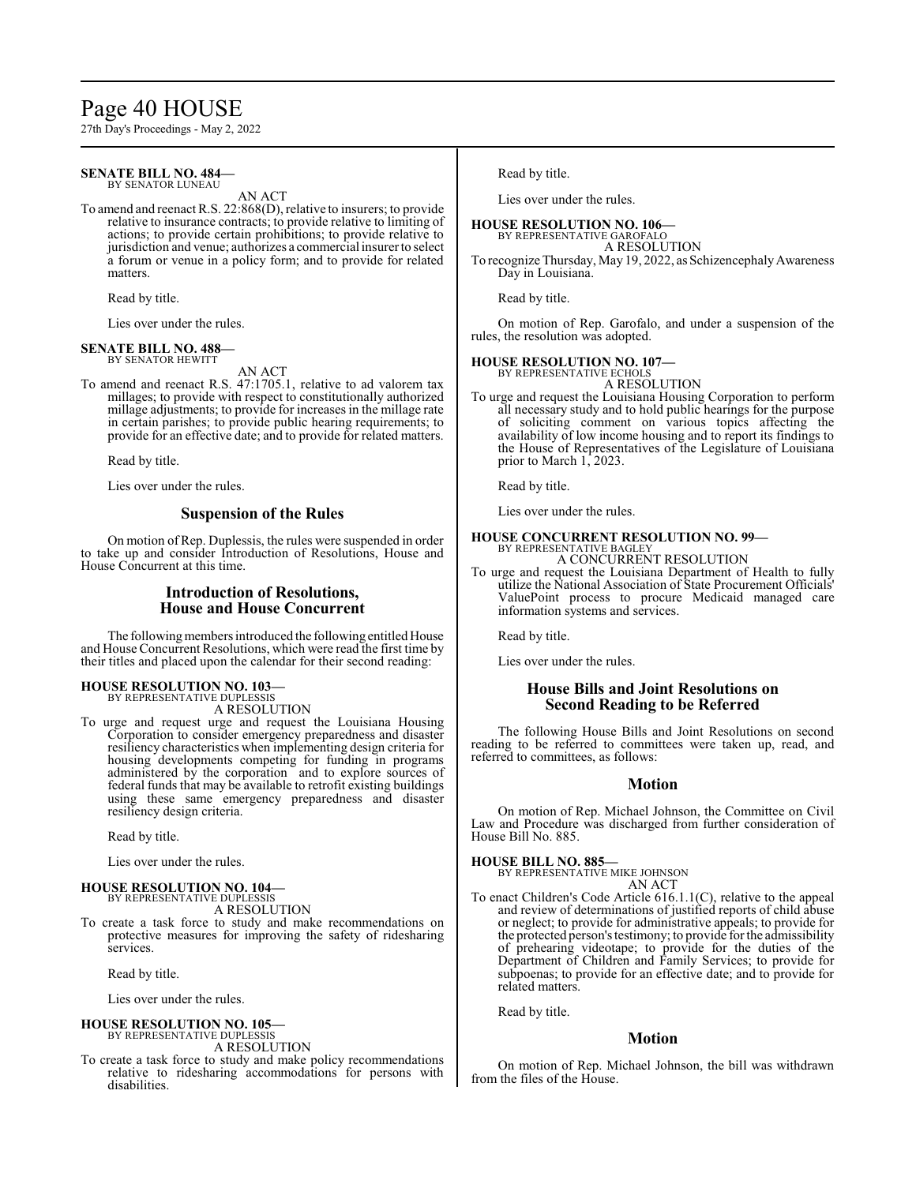**SENATE BILL NO. 484—**
BY SENATOR LUNEAU

AN ACT

To amend and reenact R.S. 22:868(D), relative to insurers; to provide relative to insurance contracts; to provide relative to limiting of actions; to provide certain prohibitions; to provide relative to jurisdiction and venue; authorizes a commercial insurer to select a forum or venue in a policy form; and to provide for related matters.

Read by title.

Lies over under the rules.

**SENATE BILL NO. 488—**
BY SENATOR HEWITT

AN ACT

To amend and reenact R.S. 47:1705.1, relative to ad valorem tax millages; to provide with respect to constitutionally authorized millage adjustments; to provide for increases in the millage rate in certain parishes; to provide public hearing requirements; to provide for an effective date; and to provide for related matters.

Read by title.

Lies over under the rules.

## Suspension of the Rules

On motion of Rep. Duplessis, the rules were suspended in order to take up and consider Introduction of Resolutions, House and House Concurrent at this time.

## Introduction of Resolutions, House and House Concurrent

The following members introduced the following entitled House and House Concurrent Resolutions, which were read the first time by their titles and placed upon the calendar for their second reading:

**HOUSE RESOLUTION NO. 103—**
BY REPRESENTATIVE DUPLESSIS

A RESOLUTION

To urge and request urge and request the Louisiana Housing Corporation to consider emergency preparedness and disaster resiliency characteristics when implementing design criteria for housing developments competing for funding in programs administered by the corporation and to explore sources of federal funds that may be available to retrofit existing buildings using these same emergency preparedness and disaster resiliency design criteria.

Read by title.

Lies over under the rules.

**HOUSE RESOLUTION NO. 104—**
BY REPRESENTATIVE DUPLESSIS

A RESOLUTION

To create a task force to study and make recommendations on protective measures for improving the safety of ridesharing services.

Read by title.

Lies over under the rules.

**HOUSE RESOLUTION NO. 105—**
BY REPRESENTATIVE DUPLESSIS

A RESOLUTION

To create a task force to study and make policy recommendations relative to ridesharing accommodations for persons with disabilities.

Read by title.

Lies over under the rules.

**HOUSE RESOLUTION NO. 106—**
BY REPRESENTATIVE GAROFALO

A RESOLUTION

To recognize Thursday, May 19, 2022, as Schizencephaly Awareness Day in Louisiana.

Read by title.

On motion of Rep. Garofalo, and under a suspension of the rules, the resolution was adopted.

**HOUSE RESOLUTION NO. 107—**
BY REPRESENTATIVE ECHOLS

A RESOLUTION

To urge and request the Louisiana Housing Corporation to perform all necessary study and to hold public hearings for the purpose of soliciting comment on various topics affecting the availability of low income housing and to report its findings to the House of Representatives of the Legislature of Louisiana prior to March 1, 2023.

Read by title.

Lies over under the rules.

**HOUSE CONCURRENT RESOLUTION NO. 99—**
BY REPRESENTATIVE BAGLEY

A CONCURRENT RESOLUTION

To urge and request the Louisiana Department of Health to fully utilize the National Association of State Procurement Officials' ValuePoint process to procure Medicaid managed care information systems and services.

Read by title.

Lies over under the rules.

## House Bills and Joint Resolutions on Second Reading to be Referred

The following House Bills and Joint Resolutions on second reading to be referred to committees were taken up, read, and referred to committees, as follows:

## Motion

On motion of Rep. Michael Johnson, the Committee on Civil Law and Procedure was discharged from further consideration of House Bill No. 885.

**HOUSE BILL NO. 885—**
BY REPRESENTATIVE MIKE JOHNSON

AN ACT

To enact Children's Code Article 616.1.1(C), relative to the appeal and review of determinations of justified reports of child abuse or neglect; to provide for administrative appeals; to provide for the protected person's testimony; to provide for the admissibility of prehearing videotape; to provide for the duties of the Department of Children and Family Services; to provide for subpoenas; to provide for an effective date; and to provide for related matters.

Read by title.

## Motion

On motion of Rep. Michael Johnson, the bill was withdrawn from the files of the House.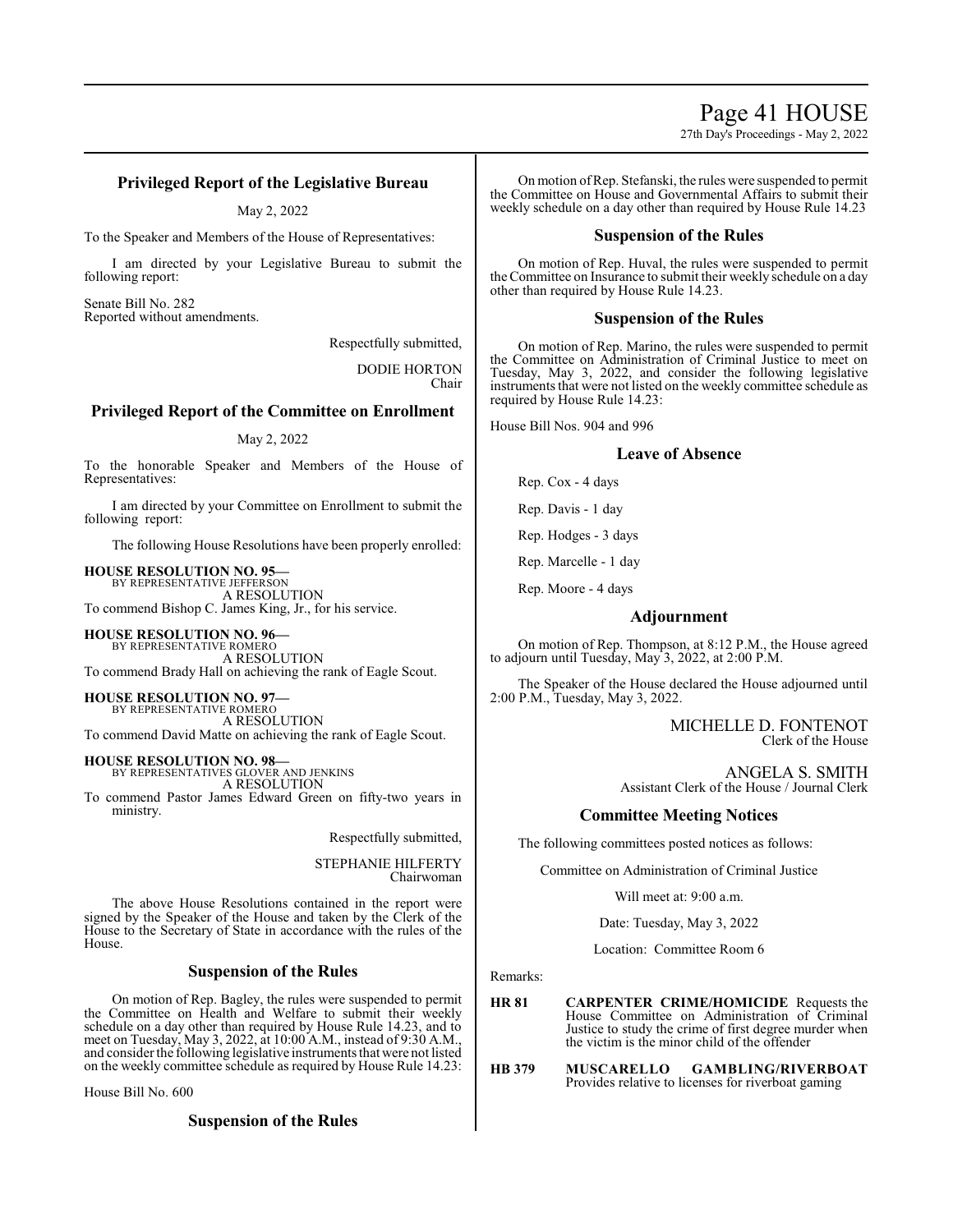## Privileged Report of the Legislative Bureau

May 2, 2022

To the Speaker and Members of the House of Representatives:

I am directed by your Legislative Bureau to submit the following report:

Senate Bill No. 282
Reported without amendments.

Respectfully submitted,

DODIE HORTON
Chair

## Privileged Report of the Committee on Enrollment

May 2, 2022

To the honorable Speaker and Members of the House of Representatives:

I am directed by your Committee on Enrollment to submit the following report:

The following House Resolutions have been properly enrolled:

**HOUSE RESOLUTION NO. 95—**
BY REPRESENTATIVE JEFFERSON
A RESOLUTION
To commend Bishop C. James King, Jr., for his service.

**HOUSE RESOLUTION NO. 96—**
BY REPRESENTATIVE ROMERO
A RESOLUTION
To commend Brady Hall on achieving the rank of Eagle Scout.

**HOUSE RESOLUTION NO. 97—**
BY REPRESENTATIVE ROMERO
A RESOLUTION
To commend David Matte on achieving the rank of Eagle Scout.

**HOUSE RESOLUTION NO. 98—**
BY REPRESENTATIVES GLOVER AND JENKINS
A RESOLUTION
To commend Pastor James Edward Green on fifty-two years in ministry.

Respectfully submitted,

STEPHANIE HILFERTY
Chairwoman

The above House Resolutions contained in the report were signed by the Speaker of the House and taken by the Clerk of the House to the Secretary of State in accordance with the rules of the House.

## Suspension of the Rules

On motion of Rep. Bagley, the rules were suspended to permit the Committee on Health and Welfare to submit their weekly schedule on a day other than required by House Rule 14.23, and to meet on Tuesday, May 3, 2022, at 10:00 A.M., instead of 9:30 A.M., and consider the following legislative instruments that were not listed on the weekly committee schedule as required by House Rule 14.23:

House Bill No. 600

## Suspension of the Rules

On motion of Rep. Stefanski, the rules were suspended to permit the Committee on House and Governmental Affairs to submit their weekly schedule on a day other than required by House Rule 14.23

## Suspension of the Rules

On motion of Rep. Huval, the rules were suspended to permit the Committee on Insurance to submit their weekly schedule on a day other than required by House Rule 14.23.

## Suspension of the Rules

On motion of Rep. Marino, the rules were suspended to permit the Committee on Administration of Criminal Justice to meet on Tuesday, May 3, 2022, and consider the following legislative instruments that were not listed on the weekly committee schedule as required by House Rule 14.23:

House Bill Nos. 904 and 996

## Leave of Absence

Rep. Cox - 4 days

Rep. Davis - 1 day

Rep. Hodges - 3 days

Rep. Marcelle - 1 day

Rep. Moore - 4 days

## Adjournment

On motion of Rep. Thompson, at 8:12 P.M., the House agreed to adjourn until Tuesday, May 3, 2022, at 2:00 P.M.

The Speaker of the House declared the House adjourned until 2:00 P.M., Tuesday, May 3, 2022.

MICHELLE D. FONTENOT
Clerk of the House

ANGELA S. SMITH
Assistant Clerk of the House / Journal Clerk

## Committee Meeting Notices

The following committees posted notices as follows:

Committee on Administration of Criminal Justice

Will meet at: 9:00 a.m.

Date: Tuesday, May 3, 2022

Location: Committee Room 6

Remarks:

**HR 81** **CARPENTER CRIME/HOMICIDE** Requests the House Committee on Administration of Criminal Justice to study the crime of first degree murder when the victim is the minor child of the offender

**HB 379** **MUSCARELLO GAMBLING/RIVERBOAT** Provides relative to licenses for riverboat gaming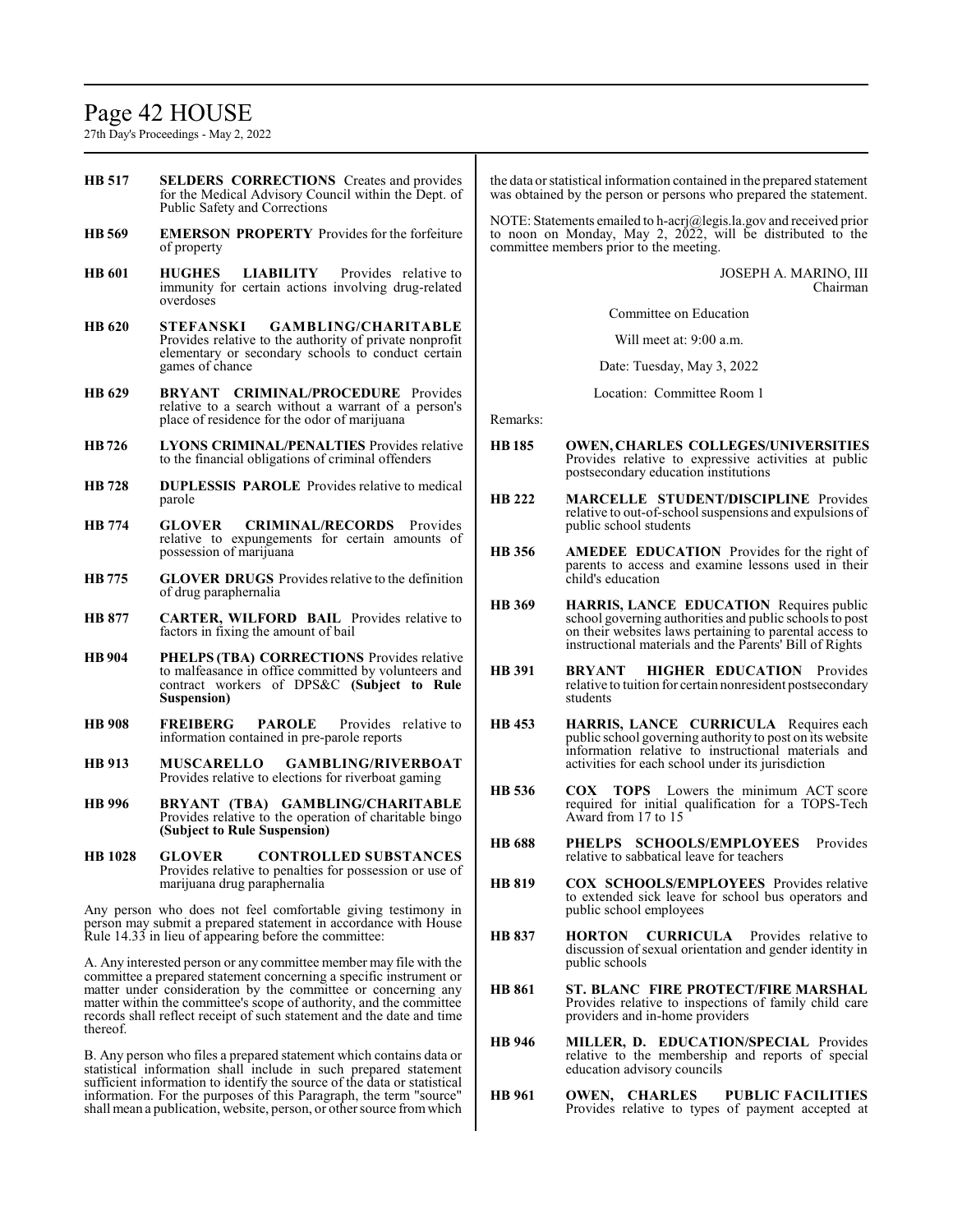**HB 517** **SELDERS CORRECTIONS** Creates and provides for the Medical Advisory Council within the Dept. of Public Safety and Corrections

**HB 569** **EMERSON PROPERTY** Provides for the forfeiture of property

**HB 601** **HUGHES LIABILITY** Provides relative to immunity for certain actions involving drug-related overdoses

**HB 620** **STEFANSKI GAMBLING/CHARITABLE** Provides relative to the authority of private nonprofit elementary or secondary schools to conduct certain games of chance

**HB 629** **BRYANT CRIMINAL/PROCEDURE** Provides relative to a search without a warrant of a person's place of residence for the odor of marijuana

**HB 726** **LYONS CRIMINAL/PENALTIES** Provides relative to the financial obligations of criminal offenders

**HB 728** **DUPLESSIS PAROLE** Provides relative to medical parole

**HB 774** **GLOVER CRIMINAL/RECORDS** Provides relative to expungements for certain amounts of possession of marijuana

**HB 775** **GLOVER DRUGS** Provides relative to the definition of drug paraphernalia

**HB 877** **CARTER, WILFORD BAIL** Provides relative to factors in fixing the amount of bail

**HB 904** **PHELPS (TBA) CORRECTIONS** Provides relative to malfeasance in office committed by volunteers and contract workers of DPS&C **(Subject to Rule Suspension)**

**HB 908** **FREIBERG PAROLE** Provides relative to information contained in pre-parole reports

**HB 913** **MUSCARELLO GAMBLING/RIVERBOAT** Provides relative to elections for riverboat gaming

**HB 996** **BRYANT (TBA) GAMBLING/CHARITABLE** Provides relative to the operation of charitable bingo **(Subject to Rule Suspension)**

**HB 1028** **GLOVER CONTROLLED SUBSTANCES** Provides relative to penalties for possession or use of marijuana drug paraphernalia

Any person who does not feel comfortable giving testimony in person may submit a prepared statement in accordance with House Rule 14.33 in lieu of appearing before the committee:

A. Any interested person or any committee member may file with the committee a prepared statement concerning a specific instrument or matter under consideration by the committee or concerning any matter within the committee's scope of authority, and the committee records shall reflect receipt of such statement and the date and time thereof.

B. Any person who files a prepared statement which contains data or statistical information shall include in such prepared statement sufficient information to identify the source of the data or statistical information. For the purposes of this Paragraph, the term "source" shall mean a publication, website, person, or other source from which the data or statistical information contained in the prepared statement was obtained by the person or persons who prepared the statement.

NOTE: Statements emailed to h-acrj@legis.la.gov and received prior to noon on Monday, May 2, 2022, will be distributed to the committee members prior to the meeting.

JOSEPH A. MARINO, III
Chairman

Committee on Education

Will meet at: 9:00 a.m.

Date: Tuesday, May 3, 2022

Location: Committee Room 1

Remarks:

**HB 185** **OWEN, CHARLES COLLEGES/UNIVERSITIES** Provides relative to expressive activities at public postsecondary education institutions

**HB 222** **MARCELLE STUDENT/DISCIPLINE** Provides relative to out-of-school suspensions and expulsions of public school students

**HB 356** **AMEDEE EDUCATION** Provides for the right of parents to access and examine lessons used in their child's education

**HB 369** **HARRIS, LANCE EDUCATION** Requires public school governing authorities and public schools to post on their websites laws pertaining to parental access to instructional materials and the Parents' Bill of Rights

**HB 391** **BRYANT HIGHER EDUCATION** Provides relative to tuition for certain nonresident postsecondary students

**HB 453** **HARRIS, LANCE CURRICULA** Requires each public school governing authority to post on its website information relative to instructional materials and activities for each school under its jurisdiction

**HB 536** **COX TOPS** Lowers the minimum ACT score required for initial qualification for a TOPS-Tech Award from 17 to 15

**HB 688** **PHELPS SCHOOLS/EMPLOYEES** Provides relative to sabbatical leave for teachers

**HB 819** **COX SCHOOLS/EMPLOYEES** Provides relative to extended sick leave for school bus operators and public school employees

**HB 837** **HORTON CURRICULA** Provides relative to discussion of sexual orientation and gender identity in public schools

**HB 861** **ST. BLANC FIRE PROTECT/FIRE MARSHAL** Provides relative to inspections of family child care providers and in-home providers

**HB 946** **MILLER, D. EDUCATION/SPECIAL** Provides relative to the membership and reports of special education advisory councils

**HB 961** **OWEN, CHARLES PUBLIC FACILITIES** Provides relative to types of payment accepted at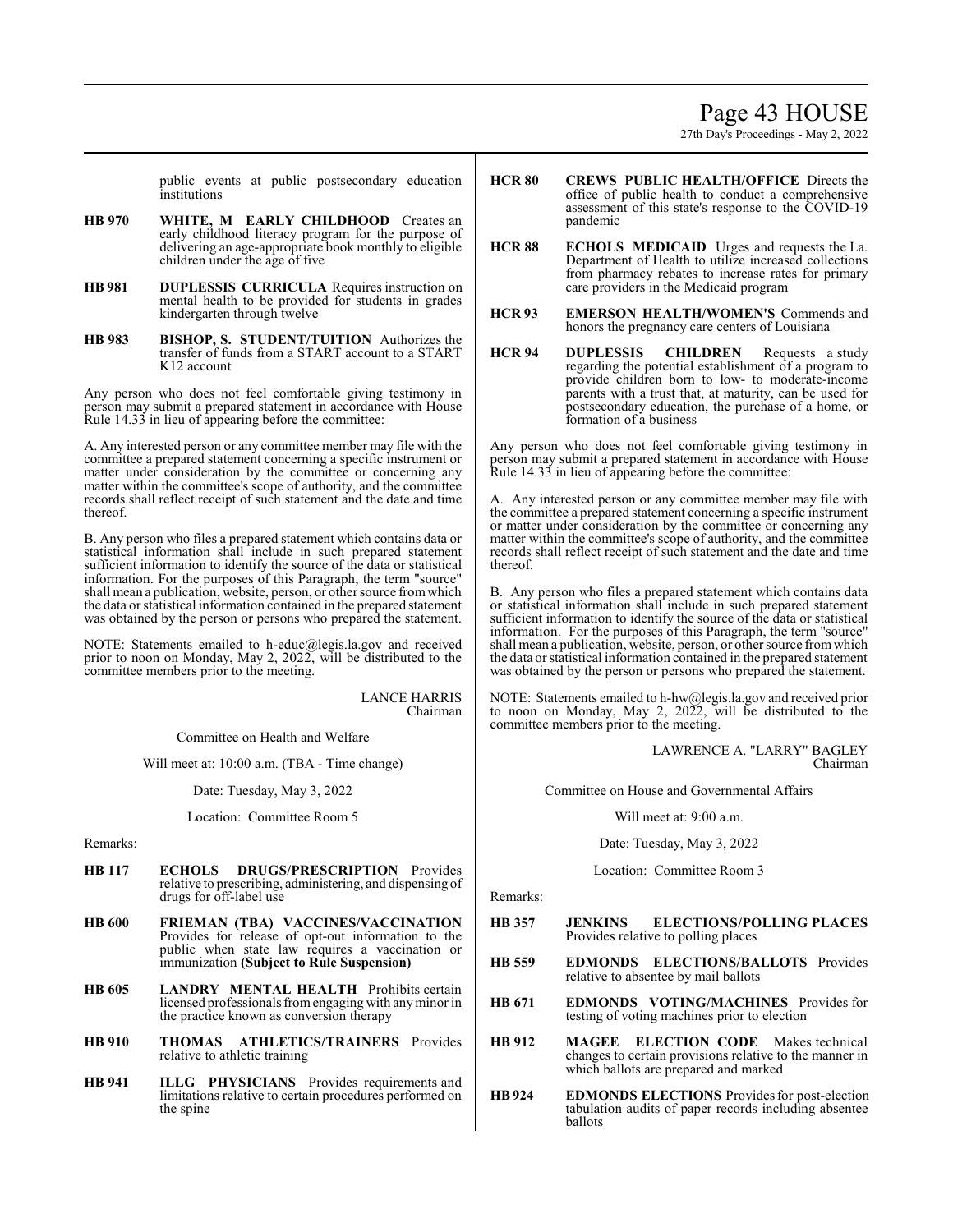public events at public postsecondary education institutions

**HB 970** **WHITE, M EARLY CHILDHOOD** Creates an early childhood literacy program for the purpose of delivering an age-appropriate book monthly to eligible children under the age of five

**HB 981** **DUPLESSIS CURRICULA** Requires instruction on mental health to be provided for students in grades kindergarten through twelve

**HB 983** **BISHOP, S. STUDENT/TUITION** Authorizes the transfer of funds from a START account to a START K12 account

Any person who does not feel comfortable giving testimony in person may submit a prepared statement in accordance with House Rule 14.33 in lieu of appearing before the committee:

A. Any interested person or any committee member may file with the committee a prepared statement concerning a specific instrument or matter under consideration by the committee or concerning any matter within the committee's scope of authority, and the committee records shall reflect receipt of such statement and the date and time thereof.

B. Any person who files a prepared statement which contains data or statistical information shall include in such prepared statement sufficient information to identify the source of the data or statistical information. For the purposes of this Paragraph, the term "source" shall mean a publication, website, person, or other source from which the data or statistical information contained in the prepared statement was obtained by the person or persons who prepared the statement.

NOTE: Statements emailed to h-educ@legis.la.gov and received prior to noon on Monday, May 2, 2022, will be distributed to the committee members prior to the meeting.

LANCE HARRIS
Chairman

Committee on Health and Welfare

Will meet at: 10:00 a.m. (TBA - Time change)

Date: Tuesday, May 3, 2022

Location: Committee Room 5

Remarks:

**HB 117** **ECHOLS DRUGS/PRESCRIPTION** Provides relative to prescribing, administering, and dispensing of drugs for off-label use

**HB 600** **FRIEMAN (TBA) VACCINES/VACCINATION** Provides for release of opt-out information to the public when state law requires a vaccination or immunization **(Subject to Rule Suspension)**

**HB 605** **LANDRY MENTAL HEALTH** Prohibits certain licensed professionals from engaging with any minor in the practice known as conversion therapy

**HB 910** **THOMAS ATHLETICS/TRAINERS** Provides relative to athletic training

**HB 941** **ILLG PHYSICIANS** Provides requirements and limitations relative to certain procedures performed on the spine

**HCR 80** **CREWS PUBLIC HEALTH/OFFICE** Directs the office of public health to conduct a comprehensive assessment of this state's response to the COVID-19 pandemic

**HCR 88** **ECHOLS MEDICAID** Urges and requests the La. Department of Health to utilize increased collections from pharmacy rebates to increase rates for primary care providers in the Medicaid program

**HCR 93** **EMERSON HEALTH/WOMEN'S** Commends and honors the pregnancy care centers of Louisiana

**HCR 94** **DUPLESSIS CHILDREN** Requests a study regarding the potential establishment of a program to provide children born to low- to moderate-income parents with a trust that, at maturity, can be used for postsecondary education, the purchase of a home, or formation of a business

Any person who does not feel comfortable giving testimony in person may submit a prepared statement in accordance with House Rule 14.33 in lieu of appearing before the committee:

A. Any interested person or any committee member may file with the committee a prepared statement concerning a specific instrument or matter under consideration by the committee or concerning any matter within the committee's scope of authority, and the committee records shall reflect receipt of such statement and the date and time thereof.

B. Any person who files a prepared statement which contains data or statistical information shall include in such prepared statement sufficient information to identify the source of the data or statistical information. For the purposes of this Paragraph, the term "source" shall mean a publication, website, person, or other source from which the data or statistical information contained in the prepared statement was obtained by the person or persons who prepared the statement.

NOTE: Statements emailed to h-hw@legis.la.gov and received prior to noon on Monday, May 2, 2022, will be distributed to the committee members prior to the meeting.

LAWRENCE A. "LARRY" BAGLEY
Chairman

Committee on House and Governmental Affairs

Will meet at: 9:00 a.m.

Date: Tuesday, May 3, 2022

Location: Committee Room 3

Remarks:

**HB 357** **JENKINS ELECTIONS/POLLING PLACES** Provides relative to polling places

**HB 559** **EDMONDS ELECTIONS/BALLOTS** Provides relative to absentee by mail ballots

**HB 671** **EDMONDS VOTING/MACHINES** Provides for testing of voting machines prior to election

**HB 912** **MAGEE ELECTION CODE** Makes technical changes to certain provisions relative to the manner in which ballots are prepared and marked

**HB 924** **EDMONDS ELECTIONS** Provides for post-election tabulation audits of paper records including absentee ballots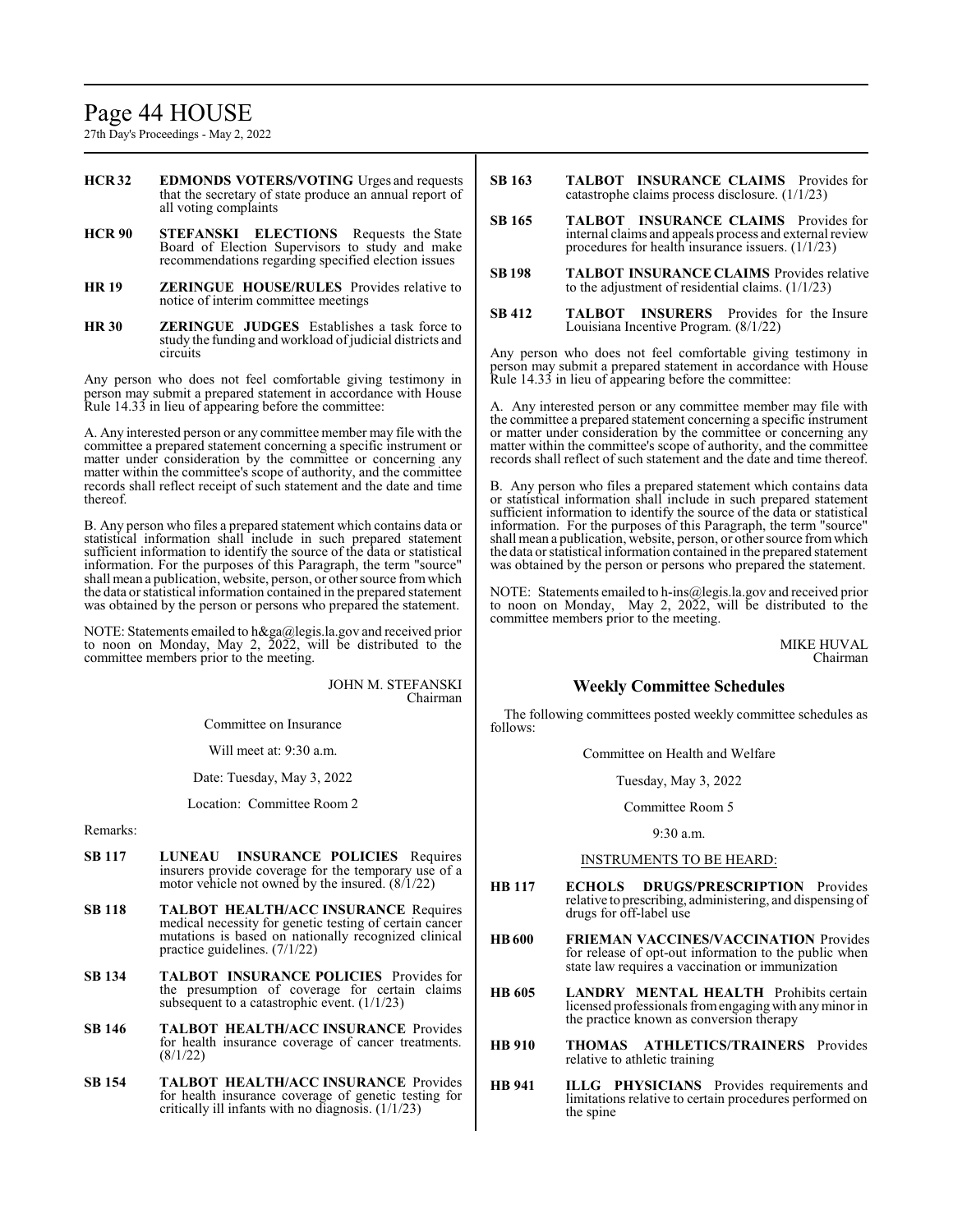**HCR 32** **EDMONDS VOTERS/VOTING** Urges and requests that the secretary of state produce an annual report of all voting complaints

**HCR 90** **STEFANSKI ELECTIONS** Requests the State Board of Election Supervisors to study and make recommendations regarding specified election issues

**HR 19** **ZERINGUE HOUSE/RULES** Provides relative to notice of interim committee meetings

**HR 30** **ZERINGUE JUDGES** Establishes a task force to study the funding and workload of judicial districts and circuits

Any person who does not feel comfortable giving testimony in person may submit a prepared statement in accordance with House Rule 14.33 in lieu of appearing before the committee:

A. Any interested person or any committee member may file with the committee a prepared statement concerning a specific instrument or matter under consideration by the committee or concerning any matter within the committee's scope of authority, and the committee records shall reflect receipt of such statement and the date and time thereof.

B. Any person who files a prepared statement which contains data or statistical information shall include in such prepared statement sufficient information to identify the source of the data or statistical information. For the purposes of this Paragraph, the term "source" shall mean a publication, website, person, or other source from which the data or statistical information contained in the prepared statement was obtained by the person or persons who prepared the statement.

NOTE: Statements emailed to h&ga@legis.la.gov and received prior to noon on Monday, May 2, 2022, will be distributed to the committee members prior to the meeting.

JOHN M. STEFANSKI
Chairman

Committee on Insurance

Will meet at: 9:30 a.m.

Date: Tuesday, May 3, 2022

Location: Committee Room 2

Remarks:

**SB 117** **LUNEAU INSURANCE POLICIES** Requires insurers provide coverage for the temporary use of a motor vehicle not owned by the insured. (8/1/22)

**SB 118** **TALBOT HEALTH/ACC INSURANCE** Requires medical necessity for genetic testing of certain cancer mutations is based on nationally recognized clinical practice guidelines. (7/1/22)

**SB 134** **TALBOT INSURANCE POLICIES** Provides for the presumption of coverage for certain claims subsequent to a catastrophic event. (1/1/23)

**SB 146** **TALBOT HEALTH/ACC INSURANCE** Provides for health insurance coverage of cancer treatments. (8/1/22)

**SB 154** **TALBOT HEALTH/ACC INSURANCE** Provides for health insurance coverage of genetic testing for critically ill infants with no diagnosis. (1/1/23)

**SB 163** **TALBOT INSURANCE CLAIMS** Provides for catastrophe claims process disclosure. (1/1/23)

**SB 165** **TALBOT INSURANCE CLAIMS** Provides for internal claims and appeals process and external review procedures for health insurance issuers. (1/1/23)

**SB 198** **TALBOT INSURANCE CLAIMS** Provides relative to the adjustment of residential claims. (1/1/23)

**SB 412** **TALBOT INSURERS** Provides for the Insure Louisiana Incentive Program. (8/1/22)

Any person who does not feel comfortable giving testimony in person may submit a prepared statement in accordance with House Rule 14.33 in lieu of appearing before the committee:

A. Any interested person or any committee member may file with the committee a prepared statement concerning a specific instrument or matter under consideration by the committee or concerning any matter within the committee's scope of authority, and the committee records shall reflect of such statement and the date and time thereof.

B. Any person who files a prepared statement which contains data or statistical information shall include in such prepared statement sufficient information to identify the source of the data or statistical information. For the purposes of this Paragraph, the term "source" shall mean a publication, website, person, or other source from which the data or statistical information contained in the prepared statement was obtained by the person or persons who prepared the statement.

NOTE: Statements emailed to h-ins@legis.la.gov and received prior to noon on Monday, May 2, 2022, will be distributed to the committee members prior to the meeting.

MIKE HUVAL
Chairman

## Weekly Committee Schedules

The following committees posted weekly committee schedules as follows:

Committee on Health and Welfare

Tuesday, May 3, 2022

Committee Room 5

9:30 a.m.

INSTRUMENTS TO BE HEARD:

**HB 117** **ECHOLS DRUGS/PRESCRIPTION** Provides relative to prescribing, administering, and dispensing of drugs for off-label use

**HB 600** **FRIEMAN VACCINES/VACCINATION** Provides for release of opt-out information to the public when state law requires a vaccination or immunization

**HB 605** **LANDRY MENTAL HEALTH** Prohibits certain licensed professionals from engaging with any minor in the practice known as conversion therapy

**HB 910** **THOMAS ATHLETICS/TRAINERS** Provides relative to athletic training

**HB 941** **ILLG PHYSICIANS** Provides requirements and limitations relative to certain procedures performed on the spine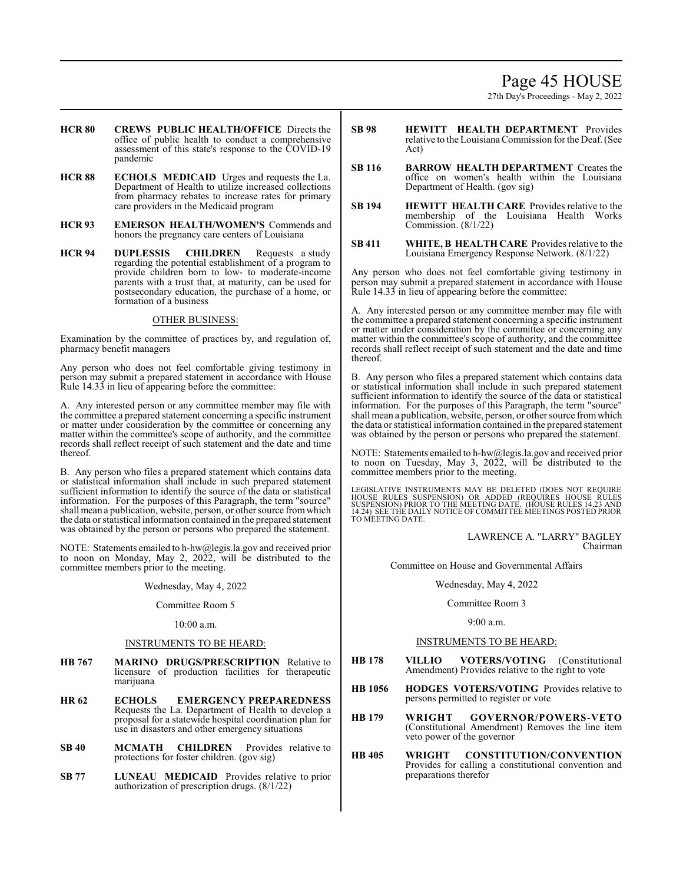**HCR 80** **CREWS PUBLIC HEALTH/OFFICE** Directs the office of public health to conduct a comprehensive assessment of this state's response to the COVID-19 pandemic

**HCR 88** **ECHOLS MEDICAID** Urges and requests the La. Department of Health to utilize increased collections from pharmacy rebates to increase rates for primary care providers in the Medicaid program

**HCR 93** **EMERSON HEALTH/WOMEN'S** Commends and honors the pregnancy care centers of Louisiana

**HCR 94** **DUPLESSIS CHILDREN** Requests a study regarding the potential establishment of a program to provide children born to low- to moderate-income parents with a trust that, at maturity, can be used for postsecondary education, the purchase of a home, or formation of a business

OTHER BUSINESS:

Examination by the committee of practices by, and regulation of, pharmacy benefit managers

Any person who does not feel comfortable giving testimony in person may submit a prepared statement in accordance with House Rule 14.33 in lieu of appearing before the committee:

A. Any interested person or any committee member may file with the committee a prepared statement concerning a specific instrument or matter under consideration by the committee or concerning any matter within the committee's scope of authority, and the committee records shall reflect receipt of such statement and the date and time thereof.

B. Any person who files a prepared statement which contains data or statistical information shall include in such prepared statement sufficient information to identify the source of the data or statistical information. For the purposes of this Paragraph, the term "source" shall mean a publication, website, person, or other source from which the data or statistical information contained in the prepared statement was obtained by the person or persons who prepared the statement.

NOTE: Statements emailed to h-hw@legis.la.gov and received prior to noon on Monday, May 2, 2022, will be distributed to the committee members prior to the meeting.

Wednesday, May 4, 2022

Committee Room 5

10:00 a.m.

INSTRUMENTS TO BE HEARD:

**HB 767** **MARINO DRUGS/PRESCRIPTION** Relative to licensure of production facilities for therapeutic marijuana

**HR 62** **ECHOLS EMERGENCY PREPAREDNESS** Requests the La. Department of Health to develop a proposal for a statewide hospital coordination plan for use in disasters and other emergency situations

**SB 40** **MCMATH CHILDREN** Provides relative to protections for foster children. (gov sig)

**SB 77** **LUNEAU MEDICAID** Provides relative to prior authorization of prescription drugs. (8/1/22)

**SB 98** **HEWITT HEALTH DEPARTMENT** Provides relative to the Louisiana Commission for the Deaf. (See Act)

**SB 116** **BARROW HEALTH DEPARTMENT** Creates the office on women's health within the Louisiana Department of Health. (gov sig)

**SB 194** **HEWITT HEALTH CARE** Provides relative to the membership of the Louisiana Health Works Commission. (8/1/22)

**SB 411** **WHITE, B HEALTH CARE** Provides relative to the Louisiana Emergency Response Network. (8/1/22)

Any person who does not feel comfortable giving testimony in person may submit a prepared statement in accordance with House Rule 14.33 in lieu of appearing before the committee:

A. Any interested person or any committee member may file with the committee a prepared statement concerning a specific instrument or matter under consideration by the committee or concerning any matter within the committee's scope of authority, and the committee records shall reflect receipt of such statement and the date and time thereof.

B. Any person who files a prepared statement which contains data or statistical information shall include in such prepared statement sufficient information to identify the source of the data or statistical information. For the purposes of this Paragraph, the term "source" shall mean a publication, website, person, or other source from which the data or statistical information contained in the prepared statement was obtained by the person or persons who prepared the statement.

NOTE: Statements emailed to h-hw@legis.la.gov and received prior to noon on Tuesday, May 3, 2022, will be distributed to the committee members prior to the meeting.

LEGISLATIVE INSTRUMENTS MAY BE DELETED (DOES NOT REQUIRE HOUSE RULES SUSPENSION) OR ADDED (REQUIRES HOUSE RULES SUSPENSION) PRIOR TO THE MEETING DATE. (HOUSE RULES 14.23 AND 14.24) SEE THE DAILY NOTICE OF COMMITTEE MEETINGS POSTED PRIOR TO MEETING DATE.

LAWRENCE A. "LARRY" BAGLEY
Chairman

Committee on House and Governmental Affairs

Wednesday, May 4, 2022

Committee Room 3

9:00 a.m.

INSTRUMENTS TO BE HEARD:

**HB 178** **VILLIO VOTERS/VOTING** (Constitutional Amendment) Provides relative to the right to vote

**HB 1056** **HODGES VOTERS/VOTING** Provides relative to persons permitted to register or vote

**HB 179** **WRIGHT GOVERNOR/POWERS-VETO** (Constitutional Amendment) Removes the line item veto power of the governor

**HB 405** **WRIGHT CONSTITUTION/CONVENTION** Provides for calling a constitutional convention and preparations therefor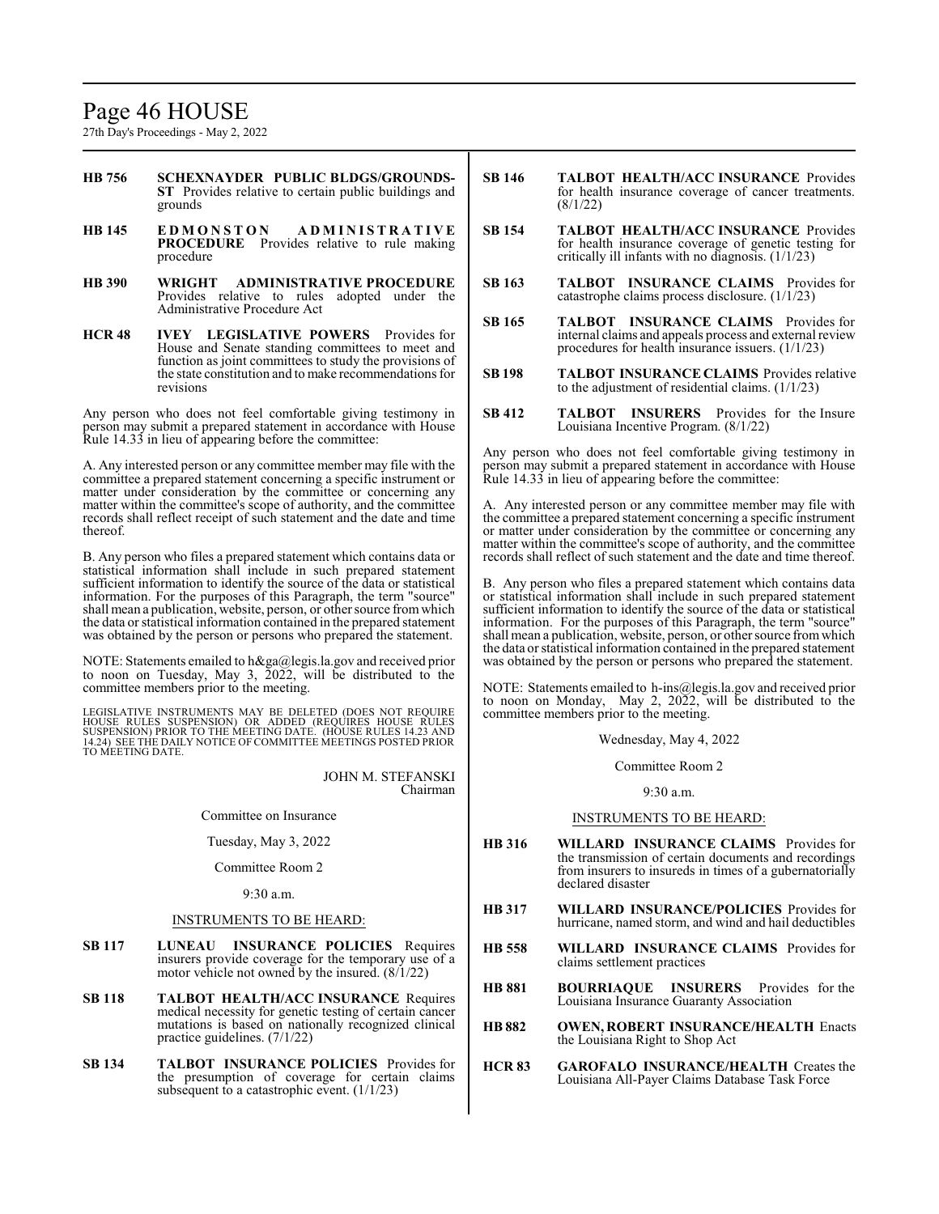**HB 756** **SCHEXNAYDER PUBLIC BLDGS/GROUNDS-ST** Provides relative to certain public buildings and grounds

**HB 145** **EDMONSTON ADMINISTRATIVE PROCEDURE** Provides relative to rule making procedure

**HB 390** **WRIGHT ADMINISTRATIVE PROCEDURE** Provides relative to rules adopted under the Administrative Procedure Act

**HCR 48** **IVEY LEGISLATIVE POWERS** Provides for House and Senate standing committees to meet and function as joint committees to study the provisions of the state constitution and to make recommendations for revisions

Any person who does not feel comfortable giving testimony in person may submit a prepared statement in accordance with House Rule 14.33 in lieu of appearing before the committee:

A. Any interested person or any committee member may file with the committee a prepared statement concerning a specific instrument or matter under consideration by the committee or concerning any matter within the committee's scope of authority, and the committee records shall reflect receipt of such statement and the date and time thereof.

B. Any person who files a prepared statement which contains data or statistical information shall include in such prepared statement sufficient information to identify the source of the data or statistical information. For the purposes of this Paragraph, the term "source" shall mean a publication, website, person, or other source from which the data or statistical information contained in the prepared statement was obtained by the person or persons who prepared the statement.

NOTE: Statements emailed to h&ga@legis.la.gov and received prior to noon on Tuesday, May 3, 2022, will be distributed to the committee members prior to the meeting.

LEGISLATIVE INSTRUMENTS MAY BE DELETED (DOES NOT REQUIRE HOUSE RULES SUSPENSION) OR ADDED (REQUIRES HOUSE RULES SUSPENSION) PRIOR TO THE MEETING DATE. (HOUSE RULES 14.23 AND 14.24) SEE THE DAILY NOTICE OF COMMITTEE MEETINGS POSTED PRIOR TO MEETING DATE.

JOHN M. STEFANSKI
Chairman

Committee on Insurance

Tuesday, May 3, 2022

Committee Room 2

9:30 a.m.

INSTRUMENTS TO BE HEARD:

**SB 117** **LUNEAU INSURANCE POLICIES** Requires insurers provide coverage for the temporary use of a motor vehicle not owned by the insured. (8/1/22)

**SB 118** **TALBOT HEALTH/ACC INSURANCE** Requires medical necessity for genetic testing of certain cancer mutations is based on nationally recognized clinical practice guidelines. (7/1/22)

**SB 134** **TALBOT INSURANCE POLICIES** Provides for the presumption of coverage for certain claims subsequent to a catastrophic event. (1/1/23)

**SB 146** **TALBOT HEALTH/ACC INSURANCE** Provides for health insurance coverage of cancer treatments. (8/1/22)

**SB 154** **TALBOT HEALTH/ACC INSURANCE** Provides for health insurance coverage of genetic testing for critically ill infants with no diagnosis. (1/1/23)

**SB 163** **TALBOT INSURANCE CLAIMS** Provides for catastrophe claims process disclosure. (1/1/23)

**SB 165** **TALBOT INSURANCE CLAIMS** Provides for internal claims and appeals process and external review procedures for health insurance issuers. (1/1/23)

**SB 198** **TALBOT INSURANCE CLAIMS** Provides relative to the adjustment of residential claims. (1/1/23)

**SB 412** **TALBOT INSURERS** Provides for the Insure Louisiana Incentive Program. (8/1/22)

Any person who does not feel comfortable giving testimony in person may submit a prepared statement in accordance with House Rule 14.33 in lieu of appearing before the committee:

A. Any interested person or any committee member may file with the committee a prepared statement concerning a specific instrument or matter under consideration by the committee or concerning any matter within the committee's scope of authority, and the committee records shall reflect of such statement and the date and time thereof.

B. Any person who files a prepared statement which contains data or statistical information shall include in such prepared statement sufficient information to identify the source of the data or statistical information. For the purposes of this Paragraph, the term "source" shall mean a publication, website, person, or other source from which the data or statistical information contained in the prepared statement was obtained by the person or persons who prepared the statement.

NOTE: Statements emailed to h-ins@legis.la.gov and received prior to noon on Monday, May 2, 2022, will be distributed to the committee members prior to the meeting.

Wednesday, May 4, 2022

Committee Room 2

9:30 a.m.

INSTRUMENTS TO BE HEARD:

**HB 316** **WILLARD INSURANCE CLAIMS** Provides for the transmission of certain documents and recordings from insurers to insureds in times of a gubernatorially declared disaster

**HB 317** **WILLARD INSURANCE/POLICIES** Provides for hurricane, named storm, and wind and hail deductibles

**HB 558** **WILLARD INSURANCE CLAIMS** Provides for claims settlement practices

**HB 881** **BOURRIAQUE INSURERS** Provides for the Louisiana Insurance Guaranty Association

**HB 882** **OWEN, ROBERT INSURANCE/HEALTH** Enacts the Louisiana Right to Shop Act

**HCR 83** **GAROFALO INSURANCE/HEALTH** Creates the Louisiana All-Payer Claims Database Task Force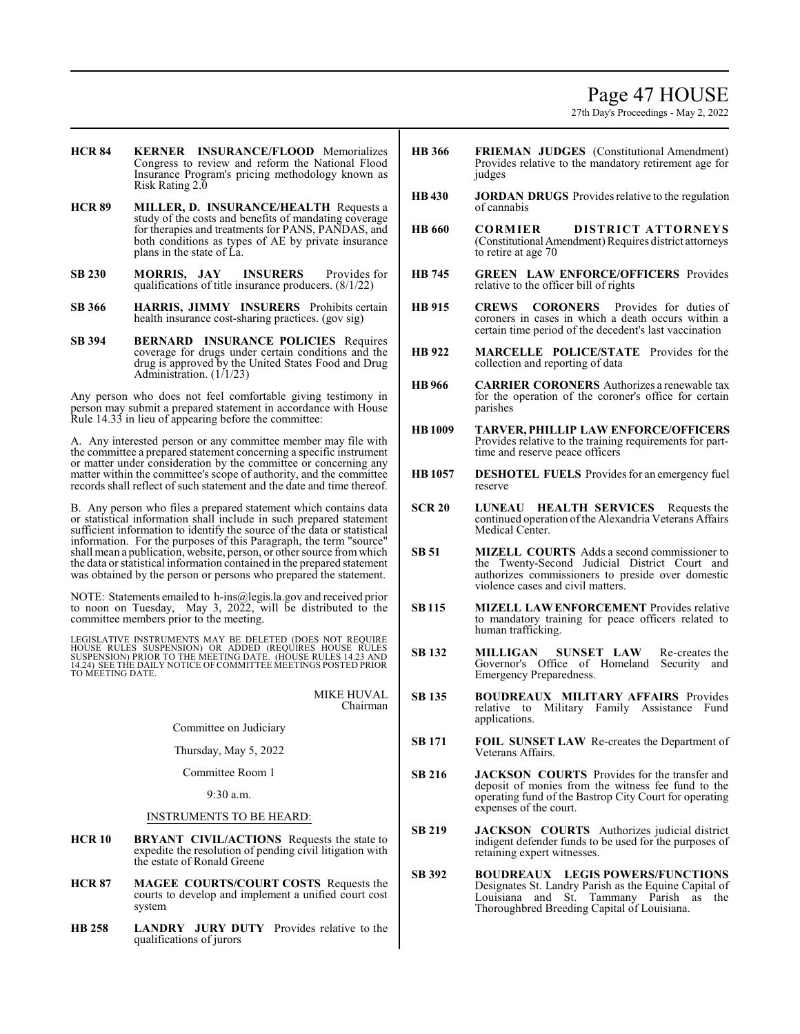**HCR 84** **KERNER INSURANCE/FLOOD** Memorializes Congress to review and reform the National Flood Insurance Program's pricing methodology known as Risk Rating 2.0

**HCR 89** **MILLER, D. INSURANCE/HEALTH** Requests a study of the costs and benefits of mandating coverage for therapies and treatments for PANS, PANDAS, and both conditions as types of AE by private insurance plans in the state of La.

**SB 230** **MORRIS, JAY INSURERS** Provides for qualifications of title insurance producers. (8/1/22)

**SB 366** **HARRIS, JIMMY INSURERS** Prohibits certain health insurance cost-sharing practices. (gov sig)

**SB 394** **BERNARD INSURANCE POLICIES** Requires coverage for drugs under certain conditions and the drug is approved by the United States Food and Drug Administration. (1/1/23)

Any person who does not feel comfortable giving testimony in person may submit a prepared statement in accordance with House Rule 14.33 in lieu of appearing before the committee:

A. Any interested person or any committee member may file with the committee a prepared statement concerning a specific instrument or matter under consideration by the committee or concerning any matter within the committee's scope of authority, and the committee records shall reflect of such statement and the date and time thereof.

B. Any person who files a prepared statement which contains data or statistical information shall include in such prepared statement sufficient information to identify the source of the data or statistical information. For the purposes of this Paragraph, the term "source" shall mean a publication, website, person, or other source from which the data or statistical information contained in the prepared statement was obtained by the person or persons who prepared the statement.

NOTE: Statements emailed to h-ins@legis.la.gov and received prior to noon on Tuesday, May 3, 2022, will be distributed to the committee members prior to the meeting.

LEGISLATIVE INSTRUMENTS MAY BE DELETED (DOES NOT REQUIRE HOUSE RULES SUSPENSION) OR ADDED (REQUIRES HOUSE RULES SUSPENSION) PRIOR TO THE MEETING DATE. (HOUSE RULES 14.23 AND 14.24) SEE THE DAILY NOTICE OF COMMITTEE MEETINGS POSTED PRIOR TO MEETING DATE.

MIKE HUVAL
Chairman

Committee on Judiciary

Thursday, May 5, 2022

Committee Room 1

9:30 a.m.

INSTRUMENTS TO BE HEARD:

**HCR 10** **BRYANT CIVIL/ACTIONS** Requests the state to expedite the resolution of pending civil litigation with the estate of Ronald Greene

**HCR 87** **MAGEE COURTS/COURT COSTS** Requests the courts to develop and implement a unified court cost system

**HB 258** **LANDRY JURY DUTY** Provides relative to the qualifications of jurors

**HB 366** **FRIEMAN JUDGES** (Constitutional Amendment) Provides relative to the mandatory retirement age for judges

**HB 430** **JORDAN DRUGS** Provides relative to the regulation of cannabis

**HB 660** **CORMIER DISTRICT ATTORNEYS** (Constitutional Amendment) Requires district attorneys to retire at age 70

**HB 745** **GREEN LAW ENFORCE/OFFICERS** Provides relative to the officer bill of rights

**HB 915** **CREWS CORONERS** Provides for duties of coroners in cases in which a death occurs within a certain time period of the decedent's last vaccination

**HB 922** **MARCELLE POLICE/STATE** Provides for the collection and reporting of data

**HB 966** **CARRIER CORONERS** Authorizes a renewable tax for the operation of the coroner's office for certain parishes

**HB 1009** **TARVER, PHILLIP LAW ENFORCE/OFFICERS** Provides relative to the training requirements for part-time and reserve peace officers

**HB 1057** **DESHOTEL FUELS** Provides for an emergency fuel reserve

**SCR 20** **LUNEAU HEALTH SERVICES** Requests the continued operation of the Alexandria Veterans Affairs Medical Center.

**SB 51** **MIZELL COURTS** Adds a second commissioner to the Twenty-Second Judicial District Court and authorizes commissioners to preside over domestic violence cases and civil matters.

**SB 115** **MIZELL LAW ENFORCEMENT** Provides relative to mandatory training for peace officers related to human trafficking.

**SB 132** **MILLIGAN SUNSET LAW** Re-creates the Governor's Office of Homeland Security and Emergency Preparedness.

**SB 135** **BOUDREAUX MILITARY AFFAIRS** Provides relative to Military Family Assistance Fund applications.

**SB 171** **FOIL SUNSET LAW** Re-creates the Department of Veterans Affairs.

**SB 216** **JACKSON COURTS** Provides for the transfer and deposit of monies from the witness fee fund to the operating fund of the Bastrop City Court for operating expenses of the court.

**SB 219** **JACKSON COURTS** Authorizes judicial district indigent defender funds to be used for the purposes of retaining expert witnesses.

**SB 392** **BOUDREAUX LEGIS POWERS/FUNCTIONS** Designates St. Landry Parish as the Equine Capital of Louisiana and St. Tammany Parish as the Thoroughbred Breeding Capital of Louisiana.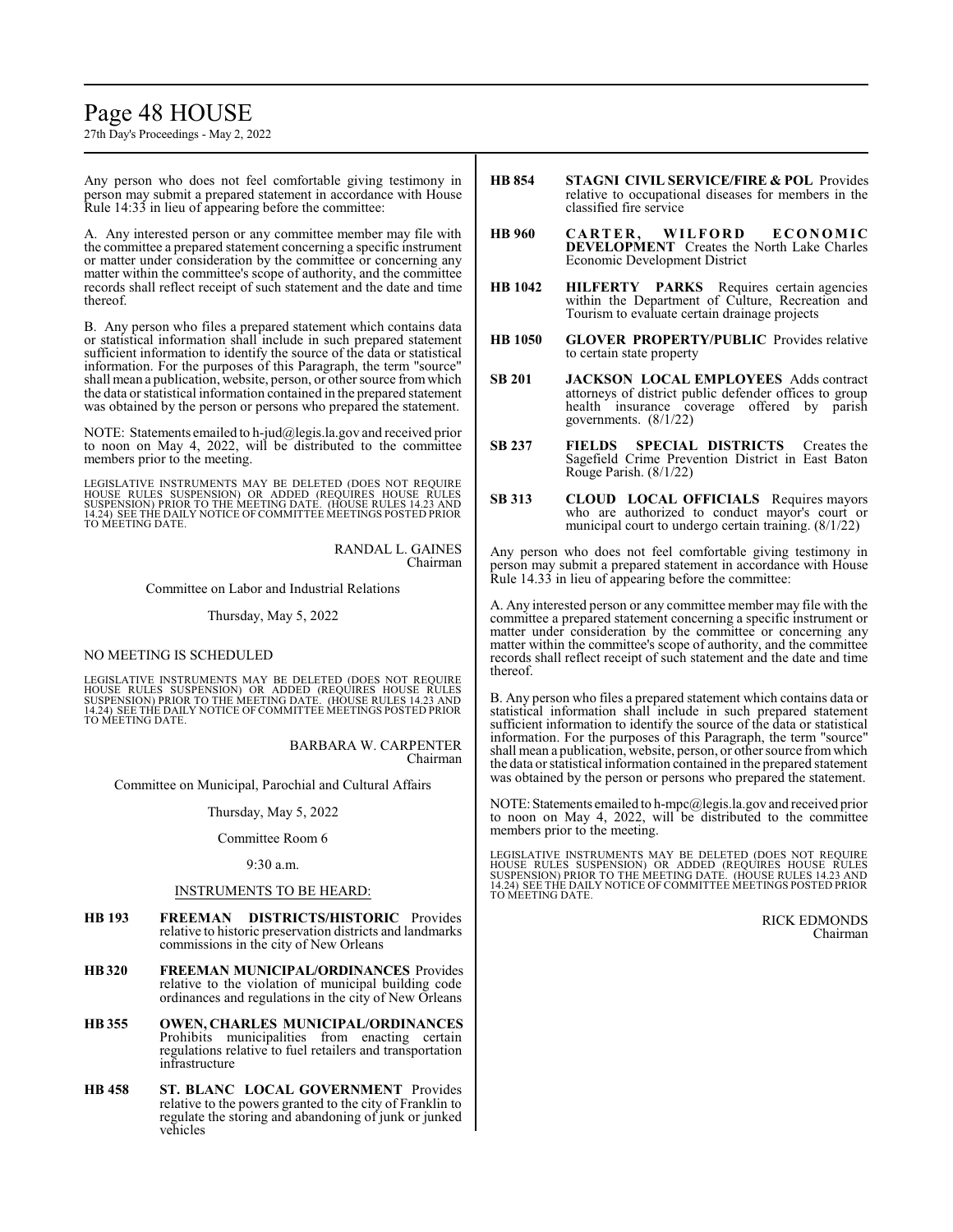Any person who does not feel comfortable giving testimony in person may submit a prepared statement in accordance with House Rule 14:33 in lieu of appearing before the committee:

A. Any interested person or any committee member may file with the committee a prepared statement concerning a specific instrument or matter under consideration by the committee or concerning any matter within the committee's scope of authority, and the committee records shall reflect receipt of such statement and the date and time thereof.

B. Any person who files a prepared statement which contains data or statistical information shall include in such prepared statement sufficient information to identify the source of the data or statistical information. For the purposes of this Paragraph, the term "source" shall mean a publication, website, person, or other source from which the data or statistical information contained in the prepared statement was obtained by the person or persons who prepared the statement.

NOTE: Statements emailed to h-jud@legis.la.gov and received prior to noon on May 4, 2022, will be distributed to the committee members prior to the meeting.

LEGISLATIVE INSTRUMENTS MAY BE DELETED (DOES NOT REQUIRE HOUSE RULES SUSPENSION) OR ADDED (REQUIRES HOUSE RULES SUSPENSION) PRIOR TO THE MEETING DATE. (HOUSE RULES 14.23 AND 14.24) SEE THE DAILY NOTICE OF COMMITTEE MEETINGS POSTED PRIOR TO MEETING DATE.

RANDAL L. GAINES
Chairman

Committee on Labor and Industrial Relations

Thursday, May 5, 2022

NO MEETING IS SCHEDULED

LEGISLATIVE INSTRUMENTS MAY BE DELETED (DOES NOT REQUIRE HOUSE RULES SUSPENSION) OR ADDED (REQUIRES HOUSE RULES SUSPENSION) PRIOR TO THE MEETING DATE. (HOUSE RULES 14.23 AND 14.24) SEE THE DAILY NOTICE OF COMMITTEE MEETINGS POSTED PRIOR TO MEETING DATE.

BARBARA W. CARPENTER
Chairman

Committee on Municipal, Parochial and Cultural Affairs

Thursday, May 5, 2022

Committee Room 6

9:30 a.m.

INSTRUMENTS TO BE HEARD:

**HB 193** **FREEMAN DISTRICTS/HISTORIC** Provides relative to historic preservation districts and landmarks commissions in the city of New Orleans

**HB 320** **FREEMAN MUNICIPAL/ORDINANCES** Provides relative to the violation of municipal building code ordinances and regulations in the city of New Orleans

**HB 355** **OWEN, CHARLES MUNICIPAL/ORDINANCES** Prohibits municipalities from enacting certain regulations relative to fuel retailers and transportation infrastructure

**HB 458** **ST. BLANC LOCAL GOVERNMENT** Provides relative to the powers granted to the city of Franklin to regulate the storing and abandoning of junk or junked vehicles

**HB 854** **STAGNI CIVIL SERVICE/FIRE & POL** Provides relative to occupational diseases for members in the classified fire service

**HB 960** **CARTER, WILFORD ECONOMIC DEVELOPMENT** Creates the North Lake Charles Economic Development District

**HB 1042** **HILFERTY PARKS** Requires certain agencies within the Department of Culture, Recreation and Tourism to evaluate certain drainage projects

**HB 1050** **GLOVER PROPERTY/PUBLIC** Provides relative to certain state property

**SB 201** **JACKSON LOCAL EMPLOYEES** Adds contract attorneys of district public defender offices to group health insurance coverage offered by parish governments. (8/1/22)

**SB 237** **FIELDS SPECIAL DISTRICTS** Creates the Sagefield Crime Prevention District in East Baton Rouge Parish. (8/1/22)

**SB 313** **CLOUD LOCAL OFFICIALS** Requires mayors who are authorized to conduct mayor's court or municipal court to undergo certain training. (8/1/22)

Any person who does not feel comfortable giving testimony in person may submit a prepared statement in accordance with House Rule 14.33 in lieu of appearing before the committee:

A. Any interested person or any committee member may file with the committee a prepared statement concerning a specific instrument or matter under consideration by the committee or concerning any matter within the committee's scope of authority, and the committee records shall reflect receipt of such statement and the date and time thereof.

B. Any person who files a prepared statement which contains data or statistical information shall include in such prepared statement sufficient information to identify the source of the data or statistical information. For the purposes of this Paragraph, the term "source" shall mean a publication, website, person, or other source from which the data or statistical information contained in the prepared statement was obtained by the person or persons who prepared the statement.

NOTE: Statements emailed to h-mpc@legis.la.gov and received prior to noon on May 4, 2022, will be distributed to the committee members prior to the meeting.

LEGISLATIVE INSTRUMENTS MAY BE DELETED (DOES NOT REQUIRE HOUSE RULES SUSPENSION) OR ADDED (REQUIRES HOUSE RULES SUSPENSION) PRIOR TO THE MEETING DATE. (HOUSE RULES 14.23 AND 14.24) SEE THE DAILY NOTICE OF COMMITTEE MEETINGS POSTED PRIOR TO MEETING DATE.

RICK EDMONDS
Chairman